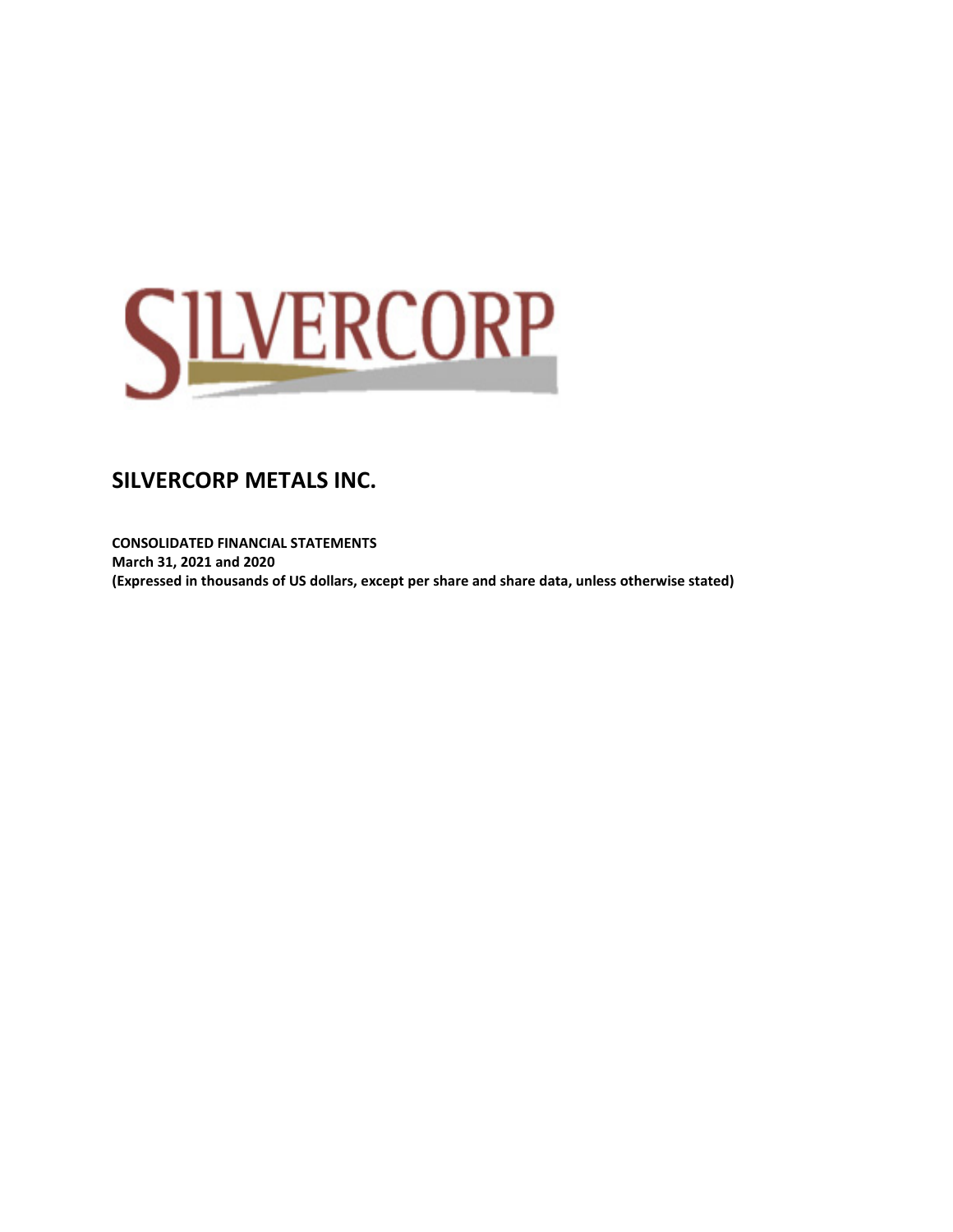# SILVERCORP METALS INC.

**CONSOLIDATED FINANCIAL STATEMENTS**
**March 31, 2021 and 2020**
**(Expressed in thousands of US dollars, except per share and share data, unless otherwise stated)**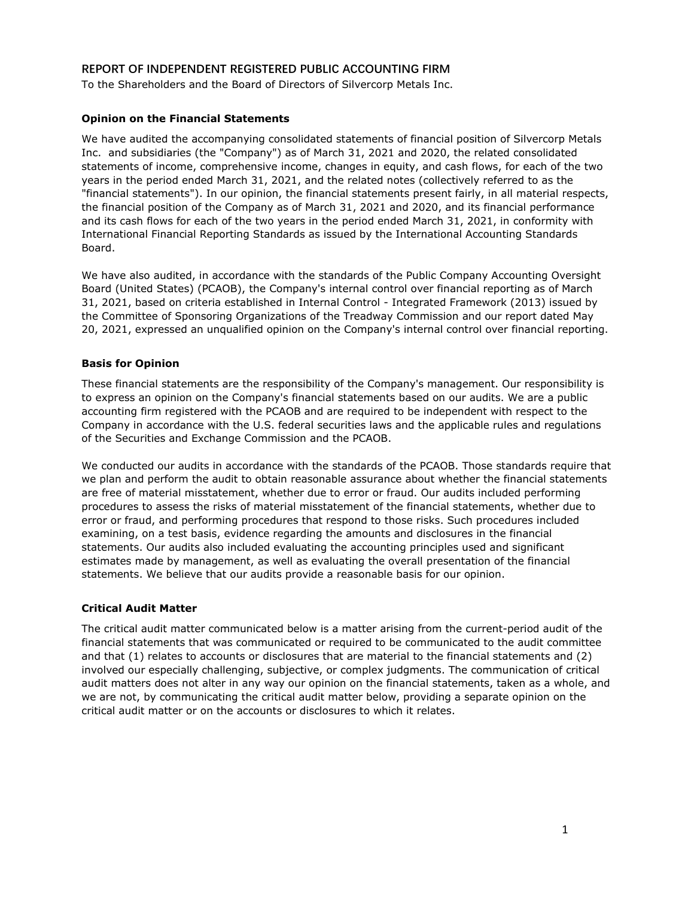## REPORT OF INDEPENDENT REGISTERED PUBLIC ACCOUNTING FIRM

To the Shareholders and the Board of Directors of Silvercorp Metals Inc.

**Opinion on the Financial Statements**

We have audited the accompanying consolidated statements of financial position of Silvercorp Metals Inc. and subsidiaries (the "Company") as of March 31, 2021 and 2020, the related consolidated statements of income, comprehensive income, changes in equity, and cash flows, for each of the two years in the period ended March 31, 2021, and the related notes (collectively referred to as the "financial statements"). In our opinion, the financial statements present fairly, in all material respects, the financial position of the Company as of March 31, 2021 and 2020, and its financial performance and its cash flows for each of the two years in the period ended March 31, 2021, in conformity with International Financial Reporting Standards as issued by the International Accounting Standards Board.

We have also audited, in accordance with the standards of the Public Company Accounting Oversight Board (United States) (PCAOB), the Company's internal control over financial reporting as of March 31, 2021, based on criteria established in Internal Control - Integrated Framework (2013) issued by the Committee of Sponsoring Organizations of the Treadway Commission and our report dated May 20, 2021, expressed an unqualified opinion on the Company's internal control over financial reporting.

**Basis for Opinion**

These financial statements are the responsibility of the Company's management. Our responsibility is to express an opinion on the Company's financial statements based on our audits. We are a public accounting firm registered with the PCAOB and are required to be independent with respect to the Company in accordance with the U.S. federal securities laws and the applicable rules and regulations of the Securities and Exchange Commission and the PCAOB.

We conducted our audits in accordance with the standards of the PCAOB. Those standards require that we plan and perform the audit to obtain reasonable assurance about whether the financial statements are free of material misstatement, whether due to error or fraud. Our audits included performing procedures to assess the risks of material misstatement of the financial statements, whether due to error or fraud, and performing procedures that respond to those risks. Such procedures included examining, on a test basis, evidence regarding the amounts and disclosures in the financial statements. Our audits also included evaluating the accounting principles used and significant estimates made by management, as well as evaluating the overall presentation of the financial statements. We believe that our audits provide a reasonable basis for our opinion.

**Critical Audit Matter**

The critical audit matter communicated below is a matter arising from the current-period audit of the financial statements that was communicated or required to be communicated to the audit committee and that (1) relates to accounts or disclosures that are material to the financial statements and (2) involved our especially challenging, subjective, or complex judgments. The communication of critical audit matters does not alter in any way our opinion on the financial statements, taken as a whole, and we are not, by communicating the critical audit matter below, providing a separate opinion on the critical audit matter or on the accounts or disclosures to which it relates.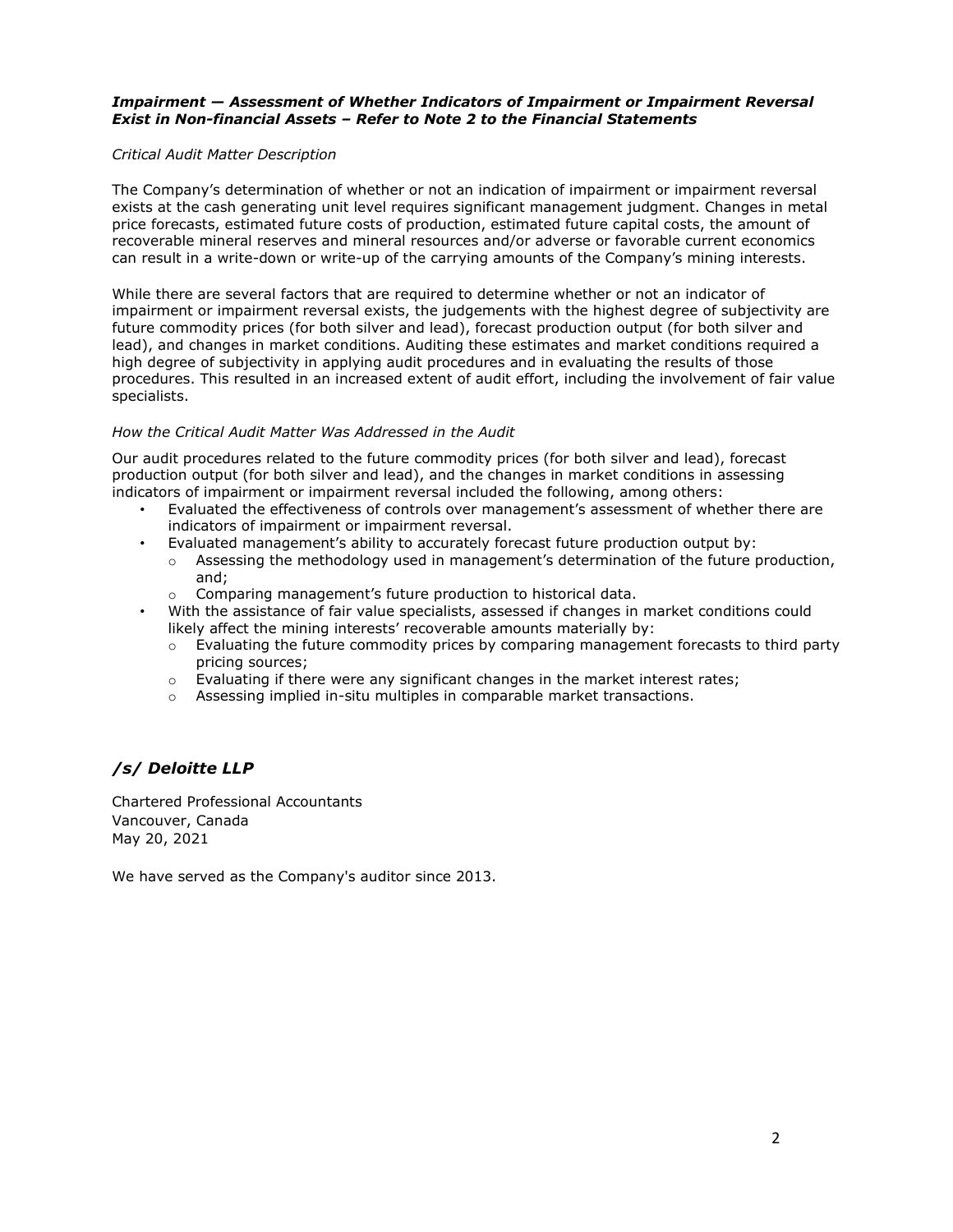***Impairment — Assessment of Whether Indicators of Impairment or Impairment Reversal Exist in Non-financial Assets – Refer to Note 2 to the Financial Statements***

*Critical Audit Matter Description*

The Company's determination of whether or not an indication of impairment or impairment reversal exists at the cash generating unit level requires significant management judgment. Changes in metal price forecasts, estimated future costs of production, estimated future capital costs, the amount of recoverable mineral reserves and mineral resources and/or adverse or favorable current economics can result in a write-down or write-up of the carrying amounts of the Company's mining interests.

While there are several factors that are required to determine whether or not an indicator of impairment or impairment reversal exists, the judgements with the highest degree of subjectivity are future commodity prices (for both silver and lead), forecast production output (for both silver and lead), and changes in market conditions. Auditing these estimates and market conditions required a high degree of subjectivity in applying audit procedures and in evaluating the results of those procedures. This resulted in an increased extent of audit effort, including the involvement of fair value specialists.

*How the Critical Audit Matter Was Addressed in the Audit*

Our audit procedures related to the future commodity prices (for both silver and lead), forecast production output (for both silver and lead), and the changes in market conditions in assessing indicators of impairment or impairment reversal included the following, among others:

- Evaluated the effectiveness of controls over management's assessment of whether there are indicators of impairment or impairment reversal.
- Evaluated management's ability to accurately forecast future production output by:
  - Assessing the methodology used in management's determination of the future production, and;
  - Comparing management's future production to historical data.
- With the assistance of fair value specialists, assessed if changes in market conditions could likely affect the mining interests' recoverable amounts materially by:
  - Evaluating the future commodity prices by comparing management forecasts to third party pricing sources;
  - Evaluating if there were any significant changes in the market interest rates;
  - Assessing implied in-situ multiples in comparable market transactions.

***/s/ Deloitte LLP***

Chartered Professional Accountants
Vancouver, Canada
May 20, 2021

We have served as the Company's auditor since 2013.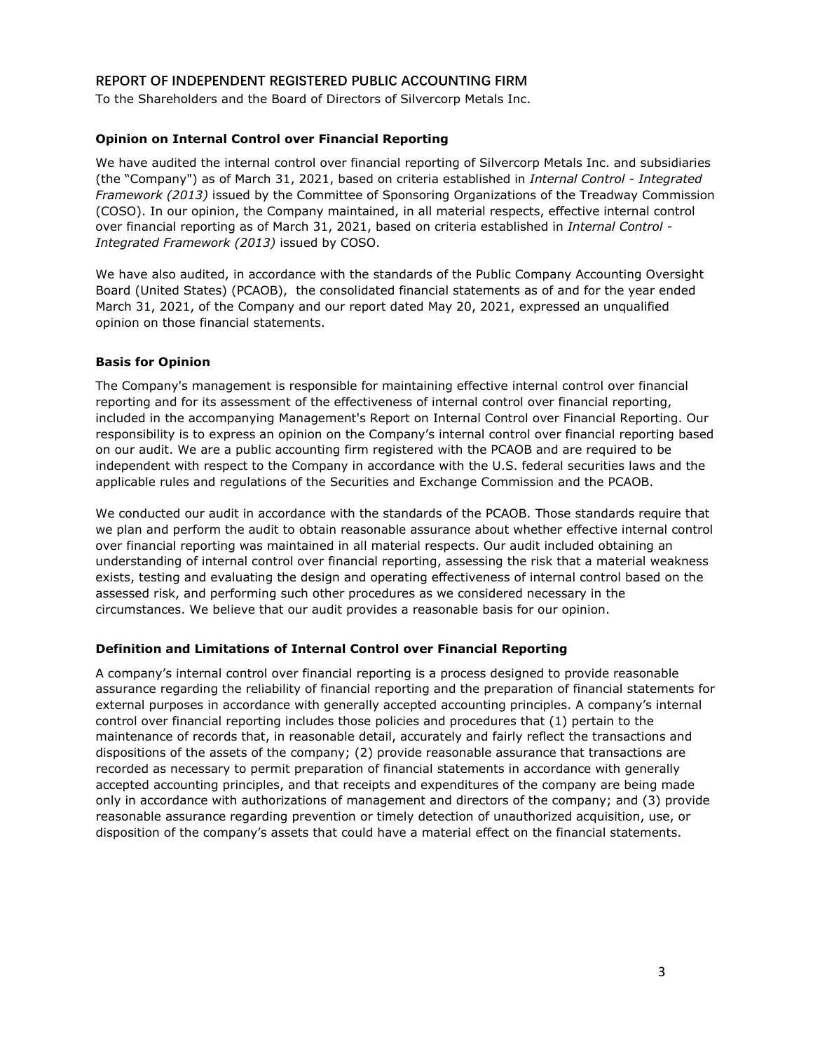## REPORT OF INDEPENDENT REGISTERED PUBLIC ACCOUNTING FIRM

To the Shareholders and the Board of Directors of Silvercorp Metals Inc.

### Opinion on Internal Control over Financial Reporting

We have audited the internal control over financial reporting of Silvercorp Metals Inc. and subsidiaries (the "Company") as of March 31, 2021, based on criteria established in *Internal Control - Integrated Framework (2013)* issued by the Committee of Sponsoring Organizations of the Treadway Commission (COSO). In our opinion, the Company maintained, in all material respects, effective internal control over financial reporting as of March 31, 2021, based on criteria established in *Internal Control - Integrated Framework (2013)* issued by COSO.

We have also audited, in accordance with the standards of the Public Company Accounting Oversight Board (United States) (PCAOB), the consolidated financial statements as of and for the year ended March 31, 2021, of the Company and our report dated May 20, 2021, expressed an unqualified opinion on those financial statements.

### Basis for Opinion

The Company's management is responsible for maintaining effective internal control over financial reporting and for its assessment of the effectiveness of internal control over financial reporting, included in the accompanying Management's Report on Internal Control over Financial Reporting. Our responsibility is to express an opinion on the Company's internal control over financial reporting based on our audit. We are a public accounting firm registered with the PCAOB and are required to be independent with respect to the Company in accordance with the U.S. federal securities laws and the applicable rules and regulations of the Securities and Exchange Commission and the PCAOB.

We conducted our audit in accordance with the standards of the PCAOB. Those standards require that we plan and perform the audit to obtain reasonable assurance about whether effective internal control over financial reporting was maintained in all material respects. Our audit included obtaining an understanding of internal control over financial reporting, assessing the risk that a material weakness exists, testing and evaluating the design and operating effectiveness of internal control based on the assessed risk, and performing such other procedures as we considered necessary in the circumstances. We believe that our audit provides a reasonable basis for our opinion.

### Definition and Limitations of Internal Control over Financial Reporting

A company's internal control over financial reporting is a process designed to provide reasonable assurance regarding the reliability of financial reporting and the preparation of financial statements for external purposes in accordance with generally accepted accounting principles. A company's internal control over financial reporting includes those policies and procedures that (1) pertain to the maintenance of records that, in reasonable detail, accurately and fairly reflect the transactions and dispositions of the assets of the company; (2) provide reasonable assurance that transactions are recorded as necessary to permit preparation of financial statements in accordance with generally accepted accounting principles, and that receipts and expenditures of the company are being made only in accordance with authorizations of management and directors of the company; and (3) provide reasonable assurance regarding prevention or timely detection of unauthorized acquisition, use, or disposition of the company's assets that could have a material effect on the financial statements.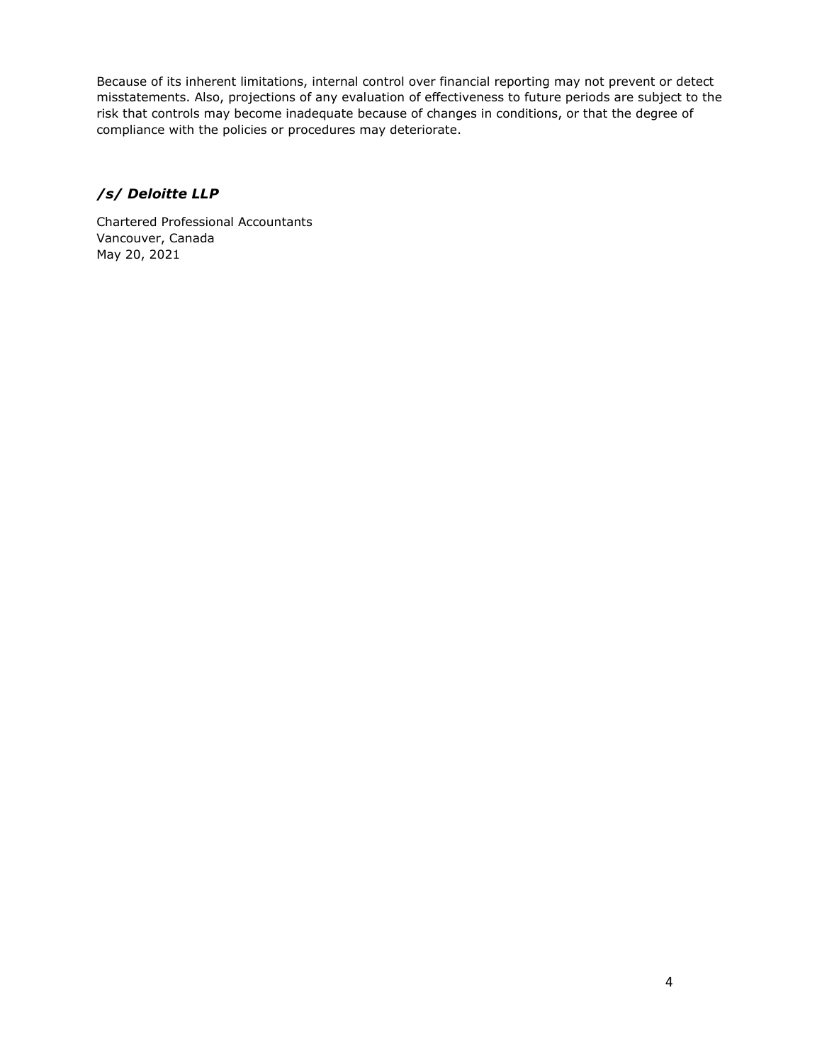Because of its inherent limitations, internal control over financial reporting may not prevent or detect misstatements. Also, projections of any evaluation of effectiveness to future periods are subject to the risk that controls may become inadequate because of changes in conditions, or that the degree of compliance with the policies or procedures may deteriorate.

***/s/ Deloitte LLP***

Chartered Professional Accountants
Vancouver, Canada
May 20, 2021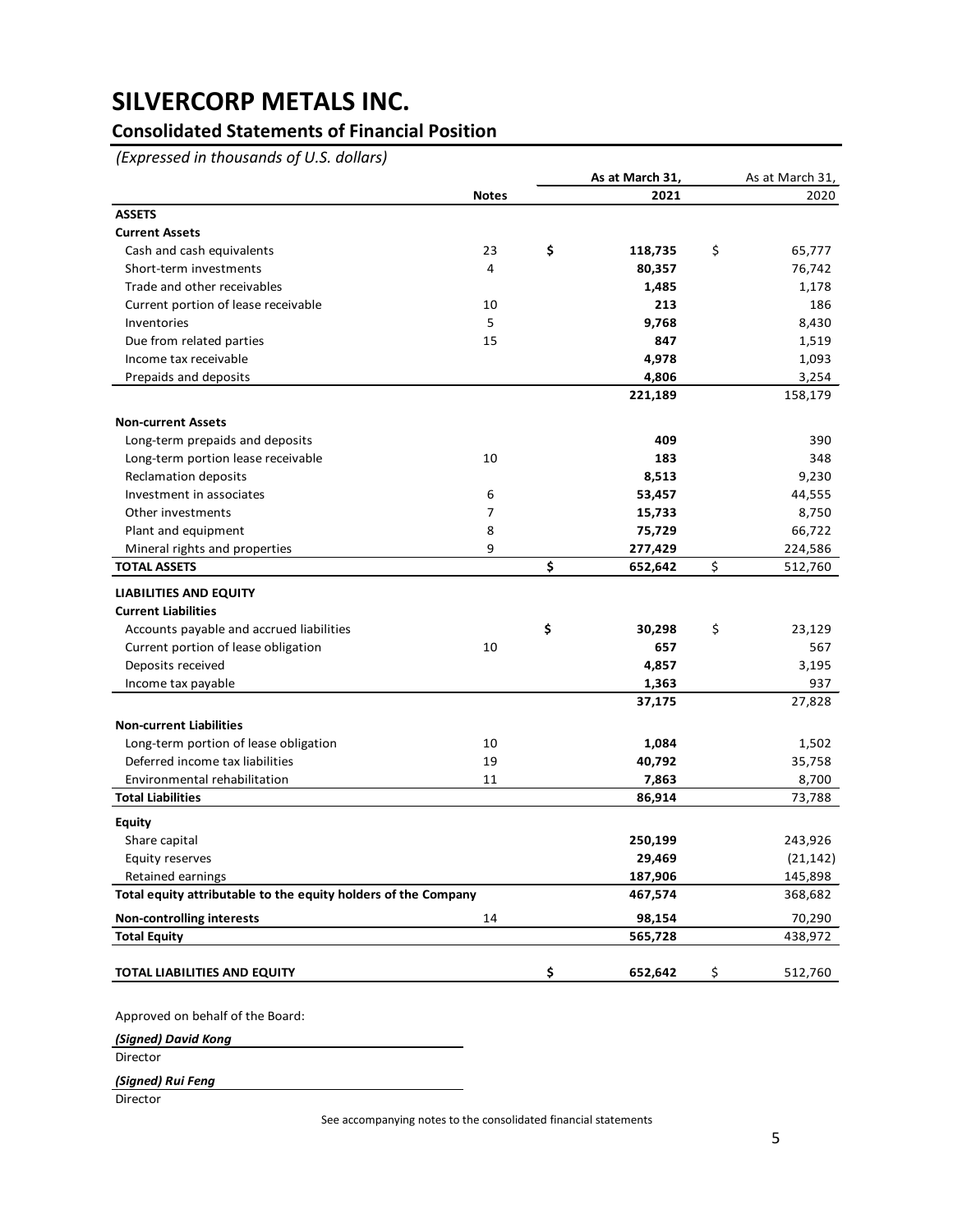# SILVERCORP METALS INC.

## Consolidated Statements of Financial Position

*(Expressed in thousands of U.S. dollars)*

| | Notes | As at March 31, 2021 | As at March 31, 2020 |
|---|---|---|---|
| **ASSETS** | | | |
| **Current Assets** | | | |
| Cash and cash equivalents | 23 | **$ 118,735** | $ 65,777 |
| Short-term investments | 4 | **80,357** | 76,742 |
| Trade and other receivables | | **1,485** | 1,178 |
| Current portion of lease receivable | 10 | **213** | 186 |
| Inventories | 5 | **9,768** | 8,430 |
| Due from related parties | 15 | **847** | 1,519 |
| Income tax receivable | | **4,978** | 1,093 |
| Prepaids and deposits | | **4,806** | 3,254 |
| | | **221,189** | 158,179 |
| **Non-current Assets** | | | |
| Long-term prepaids and deposits | | **409** | 390 |
| Long-term portion lease receivable | 10 | **183** | 348 |
| Reclamation deposits | | **8,513** | 9,230 |
| Investment in associates | 6 | **53,457** | 44,555 |
| Other investments | 7 | **15,733** | 8,750 |
| Plant and equipment | 8 | **75,729** | 66,722 |
| Mineral rights and properties | 9 | **277,429** | 224,586 |
| **TOTAL ASSETS** | | **$ 652,642** | $ 512,760 |
| **LIABILITIES AND EQUITY** | | | |
| **Current Liabilities** | | | |
| Accounts payable and accrued liabilities | | **$ 30,298** | $ 23,129 |
| Current portion of lease obligation | 10 | **657** | 567 |
| Deposits received | | **4,857** | 3,195 |
| Income tax payable | | **1,363** | 937 |
| | | **37,175** | 27,828 |
| **Non-current Liabilities** | | | |
| Long-term portion of lease obligation | 10 | **1,084** | 1,502 |
| Deferred income tax liabilities | 19 | **40,792** | 35,758 |
| Environmental rehabilitation | 11 | **7,863** | 8,700 |
| **Total Liabilities** | | **86,914** | 73,788 |
| **Equity** | | | |
| Share capital | | **250,199** | 243,926 |
| Equity reserves | | **29,469** | (21,142) |
| Retained earnings | | **187,906** | 145,898 |
| **Total equity attributable to the equity holders of the Company** | | **467,574** | 368,682 |
| **Non-controlling interests** | 14 | **98,154** | 70,290 |
| **Total Equity** | | **565,728** | 438,972 |
| **TOTAL LIABILITIES AND EQUITY** | | **$ 652,642** | $ 512,760 |

Approved on behalf of the Board:

***(Signed) David Kong***
Director

***(Signed) Rui Feng***
Director

See accompanying notes to the consolidated financial statements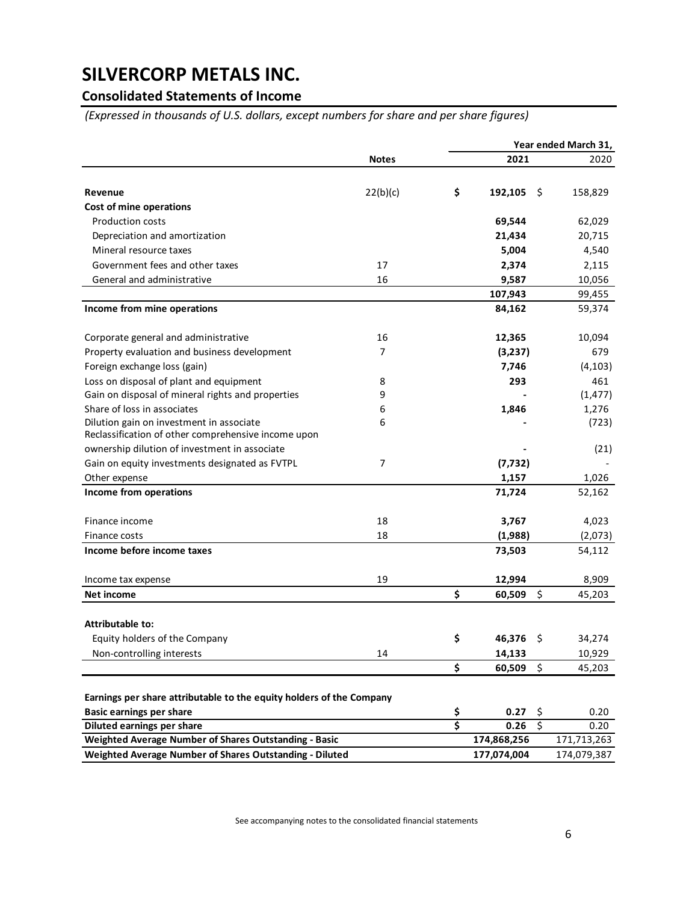# SILVERCORP METALS INC.

## Consolidated Statements of Income

*(Expressed in thousands of U.S. dollars, except numbers for share and per share figures)*

| | Notes | Year ended March 31, 2021 | 2020 |
|---|---|---|---|
| **Revenue** | 22(b)(c) | $ **192,105** | $ 158,829 |
| **Cost of mine operations** | | | |
| Production costs | | **69,544** | 62,029 |
| Depreciation and amortization | | **21,434** | 20,715 |
| Mineral resource taxes | | **5,004** | 4,540 |
| Government fees and other taxes | 17 | **2,374** | 2,115 |
| General and administrative | 16 | **9,587** | 10,056 |
| | | **107,943** | 99,455 |
| **Income from mine operations** | | **84,162** | 59,374 |
| Corporate general and administrative | 16 | **12,365** | 10,094 |
| Property evaluation and business development | 7 | **(3,237)** | 679 |
| Foreign exchange loss (gain) | | **7,746** | (4,103) |
| Loss on disposal of plant and equipment | 8 | **293** | 461 |
| Gain on disposal of mineral rights and properties | 9 | **-** | (1,477) |
| Share of loss in associates | 6 | **1,846** | 1,276 |
| Dilution gain on investment in associate | 6 | **-** | (723) |
| Reclassification of other comprehensive income upon ownership dilution of investment in associate | | **-** | (21) |
| Gain on equity investments designated as FVTPL | 7 | **(7,732)** | - |
| Other expense | | **1,157** | 1,026 |
| **Income from operations** | | **71,724** | 52,162 |
| Finance income | 18 | **3,767** | 4,023 |
| Finance costs | 18 | **(1,988)** | (2,073) |
| **Income before income taxes** | | **73,503** | 54,112 |
| Income tax expense | 19 | **12,994** | 8,909 |
| **Net income** | | $ **60,509** | $ 45,203 |
| **Attributable to:** | | | |
| Equity holders of the Company | | $ **46,376** | $ 34,274 |
| Non-controlling interests | 14 | **14,133** | 10,929 |
| | | $ **60,509** | $ 45,203 |
| **Earnings per share attributable to the equity holders of the Company** | | | |
| **Basic earnings per share** | | $ **0.27** | $ 0.20 |
| **Diluted earnings per share** | | $ **0.26** | $ 0.20 |
| **Weighted Average Number of Shares Outstanding - Basic** | | **174,868,256** | 171,713,263 |
| **Weighted Average Number of Shares Outstanding - Diluted** | | **177,074,004** | 174,079,387 |

See accompanying notes to the consolidated financial statements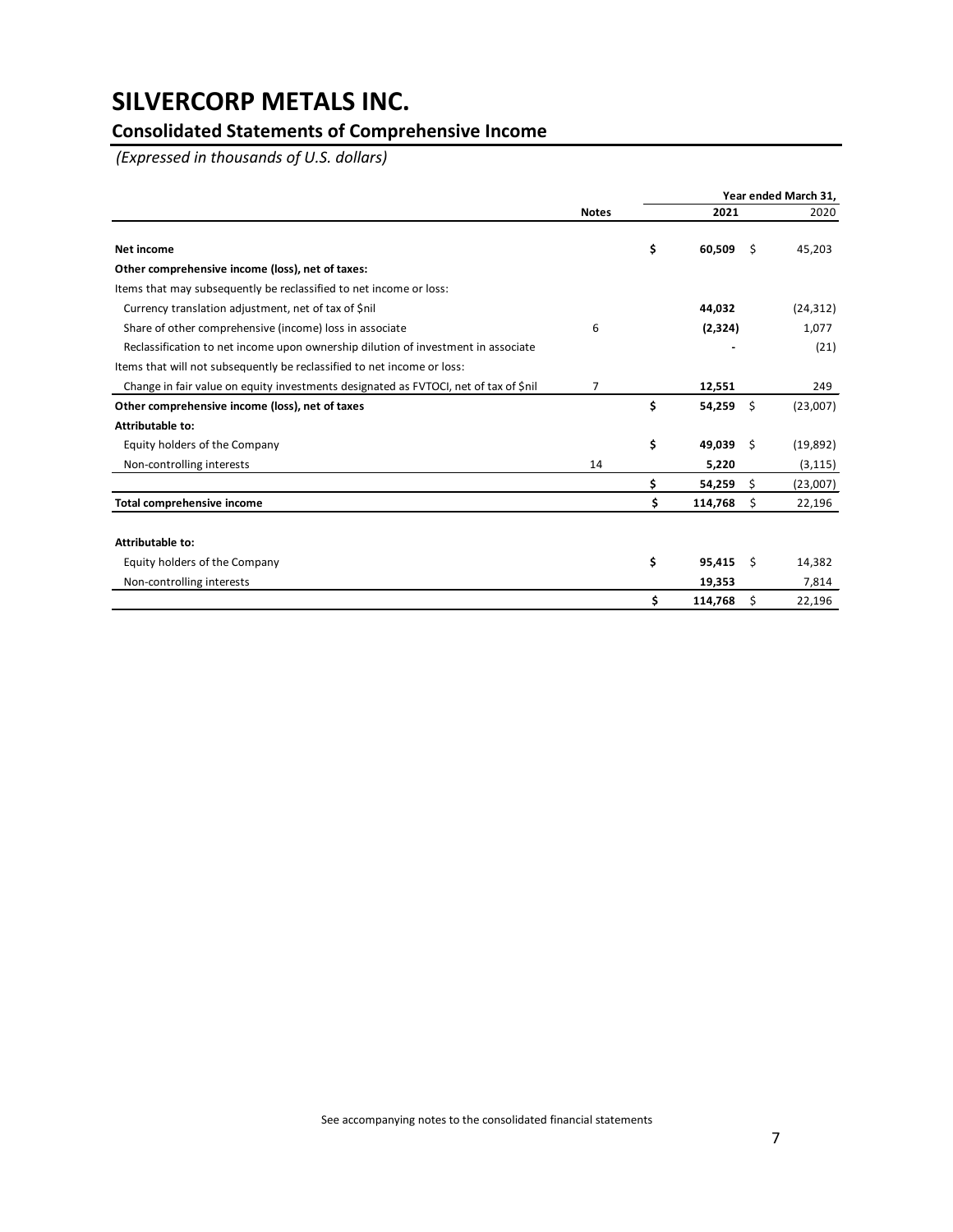# SILVERCORP METALS INC.

## Consolidated Statements of Comprehensive Income

*(Expressed in thousands of U.S. dollars)*

| | Notes | Year ended March 31, 2021 | 2020 |
|---|---|---|---|
| **Net income** | | **$ 60,509** | $ 45,203 |
| **Other comprehensive income (loss), net of taxes:** | | | |
| Items that may subsequently be reclassified to net income or loss: | | | |
| Currency translation adjustment, net of tax of $nil | | **44,032** | (24,312) |
| Share of other comprehensive (income) loss in associate | 6 | **(2,324)** | 1,077 |
| Reclassification to net income upon ownership dilution of investment in associate | | **-** | (21) |
| Items that will not subsequently be reclassified to net income or loss: | | | |
| Change in fair value on equity investments designated as FVTOCI, net of tax of $nil | 7 | **12,551** | 249 |
| **Other comprehensive income (loss), net of taxes** | | **$ 54,259** | $ (23,007) |
| **Attributable to:** | | | |
| Equity holders of the Company | | **$ 49,039** | $ (19,892) |
| Non-controlling interests | 14 | **5,220** | (3,115) |
| | | **$ 54,259** | $ (23,007) |
| **Total comprehensive income** | | **$ 114,768** | $ 22,196 |
| | | | |
| **Attributable to:** | | | |
| Equity holders of the Company | | **$ 95,415** | $ 14,382 |
| Non-controlling interests | | **19,353** | 7,814 |
| | | **$ 114,768** | $ 22,196 |

See accompanying notes to the consolidated financial statements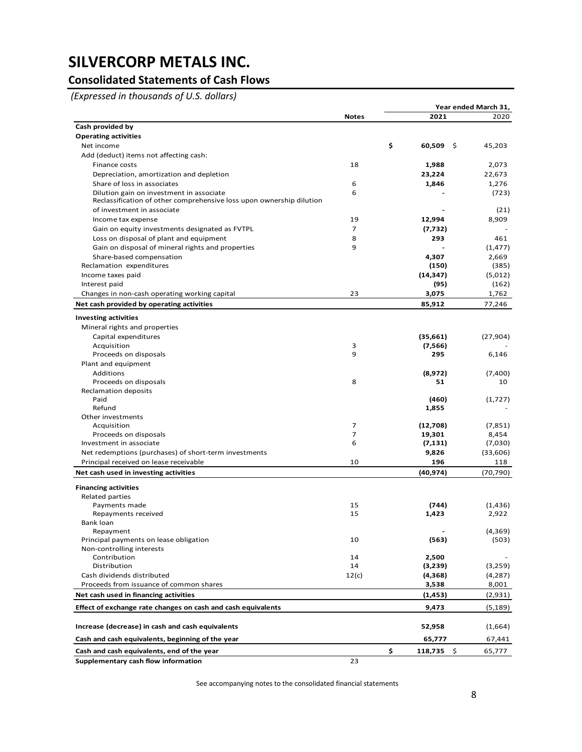# SILVERCORP METALS INC.

## Consolidated Statements of Cash Flows

*(Expressed in thousands of U.S. dollars)*

| | Notes | Year ended March 31, 2021 | 2020 |
|---|---|---|---|
| **Cash provided by** | | | |
| **Operating activities** | | | |
| Net income | | **$ 60,509** | $ 45,203 |
| Add (deduct) items not affecting cash: | | | |
| Finance costs | 18 | **1,988** | 2,073 |
| Depreciation, amortization and depletion | | **23,224** | 22,673 |
| Share of loss in associates | 6 | **1,846** | 1,276 |
| Dilution gain on investment in associate | 6 | **-** | (723) |
| Reclassification of other comprehensive loss upon ownership dilution of investment in associate | | **-** | (21) |
| Income tax expense | 19 | **12,994** | 8,909 |
| Gain on equity investments designated as FVTPL | 7 | **(7,732)** | - |
| Loss on disposal of plant and equipment | 8 | **293** | 461 |
| Gain on disposal of mineral rights and properties | 9 | **-** | (1,477) |
| Share-based compensation | | **4,307** | 2,669 |
| Reclamation expenditures | | **(150)** | (385) |
| Income taxes paid | | **(14,347)** | (5,012) |
| Interest paid | | **(95)** | (162) |
| Changes in non-cash operating working capital | 23 | **3,075** | 1,762 |
| **Net cash provided by operating activities** | | **85,912** | 77,246 |
| **Investing activities** | | | |
| Mineral rights and properties | | | |
| Capital expenditures | | **(35,661)** | (27,904) |
| Acquisition | 3 | **(7,566)** | - |
| Proceeds on disposals | 9 | **295** | 6,146 |
| Plant and equipment | | | |
| Additions | | **(8,972)** | (7,400) |
| Proceeds on disposals | 8 | **51** | 10 |
| Reclamation deposits | | | |
| Paid | | **(460)** | (1,727) |
| Refund | | **1,855** | - |
| Other investments | | | |
| Acquisition | 7 | **(12,708)** | (7,851) |
| Proceeds on disposals | 7 | **19,301** | 8,454 |
| Investment in associate | 6 | **(7,131)** | (7,030) |
| Net redemptions (purchases) of short-term investments | | **9,826** | (33,606) |
| Principal received on lease receivable | 10 | **196** | 118 |
| **Net cash used in investing activities** | | **(40,974)** | (70,790) |
| **Financing activities** | | | |
| Related parties | | | |
| Payments made | 15 | **(744)** | (1,436) |
| Repayments received | 15 | **1,423** | 2,922 |
| Bank loan | | | |
| Repayment | | **-** | (4,369) |
| Principal payments on lease obligation | 10 | **(563)** | (503) |
| Non-controlling interests | | | |
| Contribution | 14 | **2,500** | - |
| Distribution | 14 | **(3,239)** | (3,259) |
| Cash dividends distributed | 12(c) | **(4,368)** | (4,287) |
| Proceeds from issuance of common shares | | **3,538** | 8,001 |
| **Net cash used in financing activities** | | **(1,453)** | (2,931) |
| **Effect of exchange rate changes on cash and cash equivalents** | | **9,473** | (5,189) |
| **Increase (decrease) in cash and cash equivalents** | | **52,958** | (1,664) |
| **Cash and cash equivalents, beginning of the year** | | **65,777** | 67,441 |
| **Cash and cash equivalents, end of the year** | | **$ 118,735** | $ 65,777 |
| **Supplementary cash flow information** | 23 | | |

See accompanying notes to the consolidated financial statements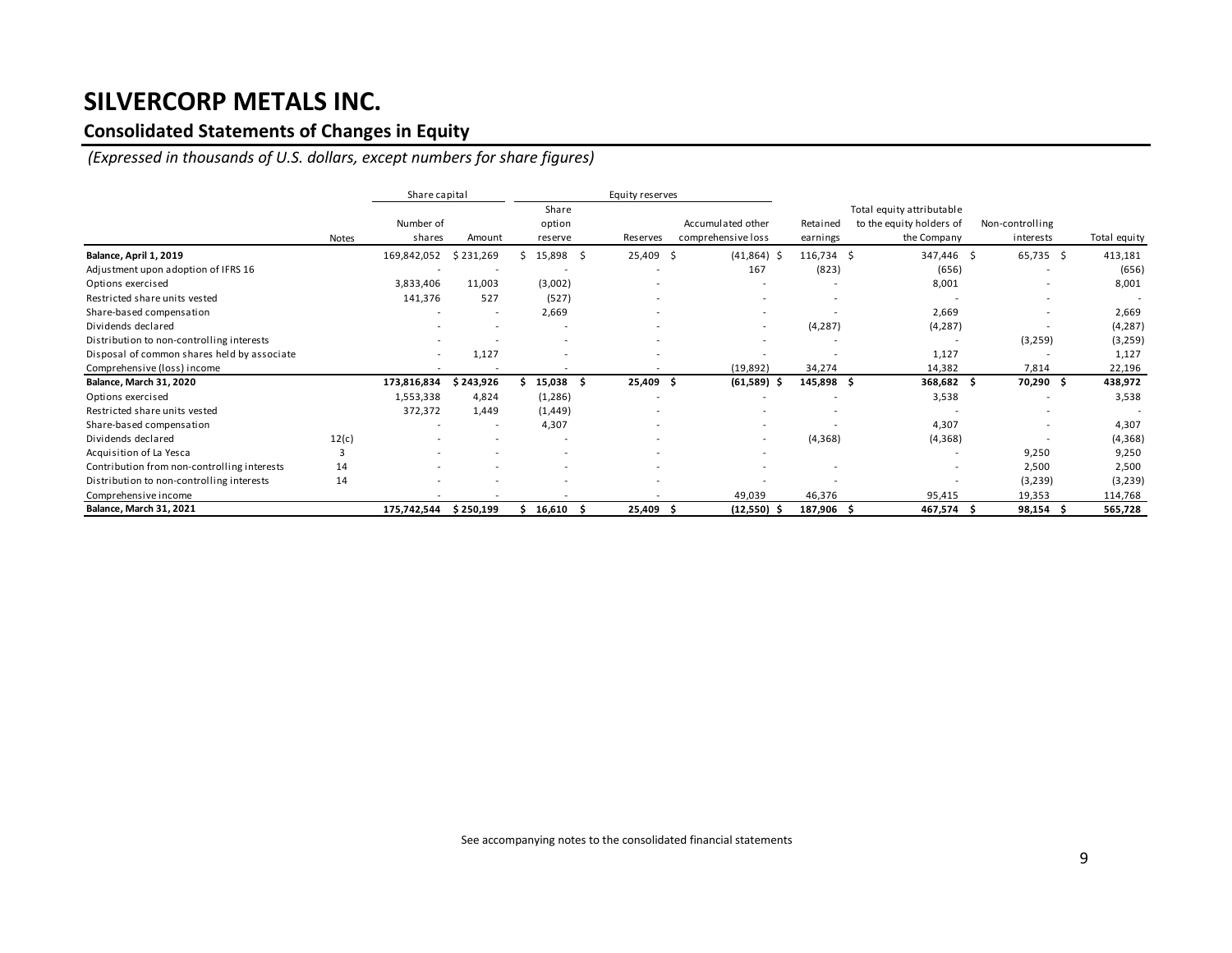# SILVERCORP METALS INC.

## Consolidated Statements of Changes in Equity

*(Expressed in thousands of U.S. dollars, except numbers for share figures)*

| | | Share capital | | Equity reserves | | | | | | |
|---|---|---|---|---|---|---|---|---|---|---|
| | Notes | Number of shares | Amount | Share option reserve | Reserves | Accumulated other comprehensive loss | Retained earnings | Total equity attributable to the equity holders of the Company | Non-controlling interests | Total equity |
| **Balance, April 1, 2019** | | 169,842,052 | $ 231,269 | $ 15,898 | $ 25,409 | $ (41,864) | $ 116,734 | $ 347,446 | $ 65,735 | $ 413,181 |
| Adjustment upon adoption of IFRS 16 | | - | - | - | - | 167 | (823) | (656) | - | (656) |
| Options exercised | | 3,833,406 | 11,003 | (3,002) | - | - | - | 8,001 | - | 8,001 |
| Restricted share units vested | | 141,376 | 527 | (527) | - | - | - | - | - | - |
| Share-based compensation | | - | - | 2,669 | - | - | - | 2,669 | - | 2,669 |
| Dividends declared | | - | - | - | - | - | (4,287) | (4,287) | - | (4,287) |
| Distribution to non-controlling interests | | - | - | - | - | - | - | - | (3,259) | (3,259) |
| Disposal of common shares held by associate | | - | 1,127 | - | - | - | - | 1,127 | - | 1,127 |
| Comprehensive (loss) income | | - | - | - | - | (19,892) | 34,274 | 14,382 | 7,814 | 22,196 |
| **Balance, March 31, 2020** | | **173,816,834** | **$ 243,926** | **$ 15,038** | **$ 25,409** | **$ (61,589)** | **$ 145,898** | **$ 368,682** | **$ 70,290** | **$ 438,972** |
| Options exercised | | 1,553,338 | 4,824 | (1,286) | - | - | - | 3,538 | - | 3,538 |
| Restricted share units vested | | 372,372 | 1,449 | (1,449) | - | - | - | - | - | - |
| Share-based compensation | | - | - | 4,307 | - | - | - | 4,307 | - | 4,307 |
| Dividends declared | 12(c) | - | - | - | - | - | (4,368) | (4,368) | - | (4,368) |
| Acquisition of La Yesca | 3 | - | - | - | - | - | | - | 9,250 | 9,250 |
| Contribution from non-controlling interests | 14 | - | - | - | - | - | - | - | 2,500 | 2,500 |
| Distribution to non-controlling interests | 14 | - | - | - | - | - | - | - | (3,239) | (3,239) |
| Comprehensive income | | - | - | - | - | 49,039 | 46,376 | 95,415 | 19,353 | 114,768 |
| **Balance, March 31, 2021** | | **175,742,544** | **$ 250,199** | **$ 16,610** | **$ 25,409** | **$ (12,550)** | **$ 187,906** | **$ 467,574** | **$ 98,154** | **$ 565,728** |

See accompanying notes to the consolidated financial statements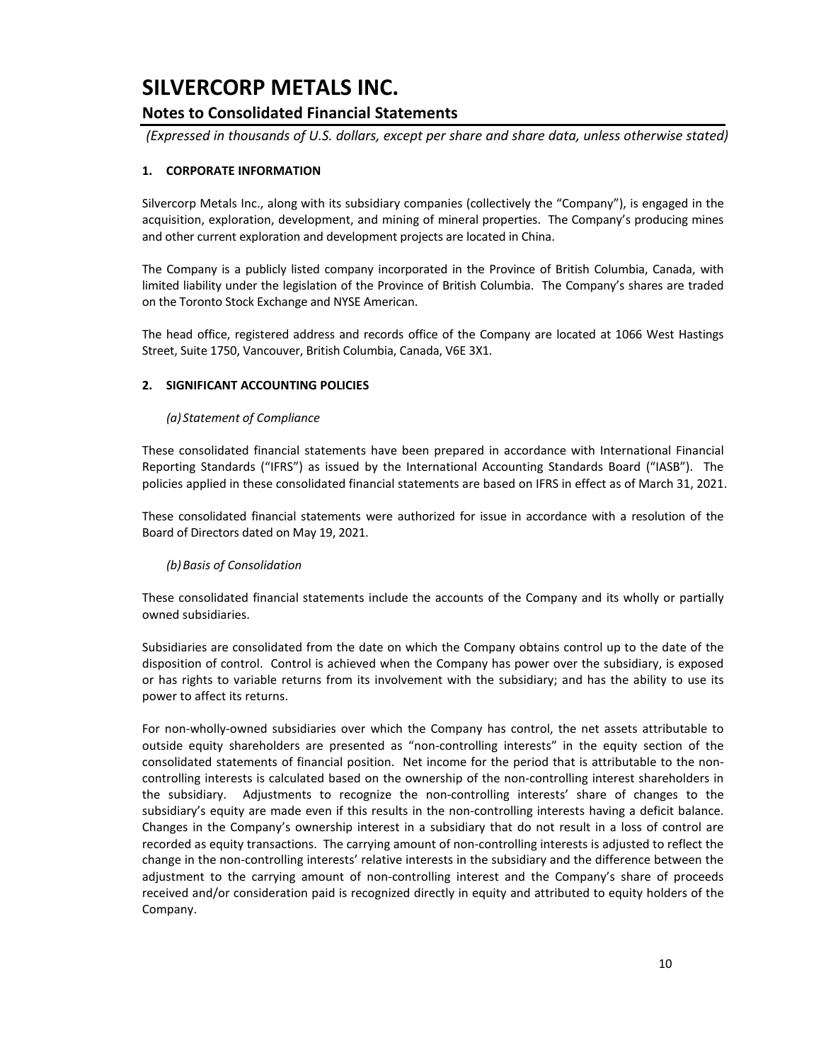# SILVERCORP METALS INC.

## Notes to Consolidated Financial Statements

*(Expressed in thousands of U.S. dollars, except per share and share data, unless otherwise stated)*

### 1. CORPORATE INFORMATION

Silvercorp Metals Inc., along with its subsidiary companies (collectively the "Company"), is engaged in the acquisition, exploration, development, and mining of mineral properties. The Company's producing mines and other current exploration and development projects are located in China.

The Company is a publicly listed company incorporated in the Province of British Columbia, Canada, with limited liability under the legislation of the Province of British Columbia. The Company's shares are traded on the Toronto Stock Exchange and NYSE American.

The head office, registered address and records office of the Company are located at 1066 West Hastings Street, Suite 1750, Vancouver, British Columbia, Canada, V6E 3X1.

### 2. SIGNIFICANT ACCOUNTING POLICIES

*(a) Statement of Compliance*

These consolidated financial statements have been prepared in accordance with International Financial Reporting Standards ("IFRS") as issued by the International Accounting Standards Board ("IASB"). The policies applied in these consolidated financial statements are based on IFRS in effect as of March 31, 2021.

These consolidated financial statements were authorized for issue in accordance with a resolution of the Board of Directors dated on May 19, 2021.

*(b) Basis of Consolidation*

These consolidated financial statements include the accounts of the Company and its wholly or partially owned subsidiaries.

Subsidiaries are consolidated from the date on which the Company obtains control up to the date of the disposition of control. Control is achieved when the Company has power over the subsidiary, is exposed or has rights to variable returns from its involvement with the subsidiary; and has the ability to use its power to affect its returns.

For non-wholly-owned subsidiaries over which the Company has control, the net assets attributable to outside equity shareholders are presented as "non-controlling interests" in the equity section of the consolidated statements of financial position. Net income for the period that is attributable to the non-controlling interests is calculated based on the ownership of the non-controlling interest shareholders in the subsidiary. Adjustments to recognize the non-controlling interests' share of changes to the subsidiary's equity are made even if this results in the non-controlling interests having a deficit balance. Changes in the Company's ownership interest in a subsidiary that do not result in a loss of control are recorded as equity transactions. The carrying amount of non-controlling interests is adjusted to reflect the change in the non-controlling interests' relative interests in the subsidiary and the difference between the adjustment to the carrying amount of non-controlling interest and the Company's share of proceeds received and/or consideration paid is recognized directly in equity and attributed to equity holders of the Company.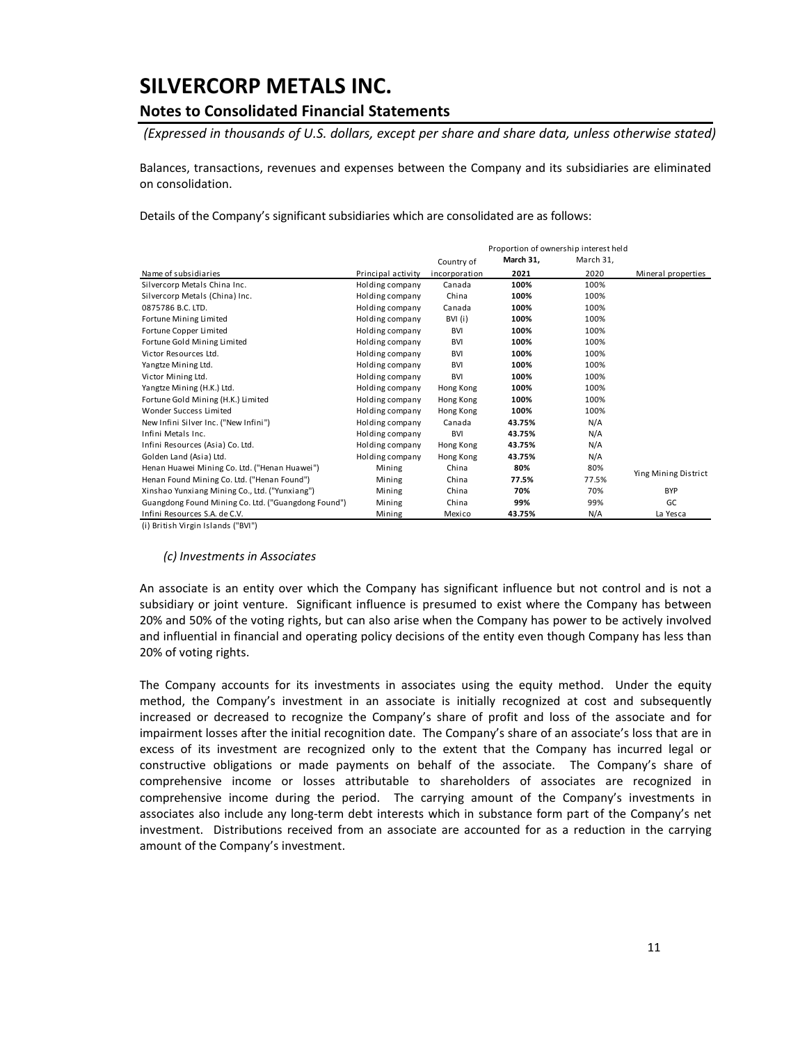# SILVERCORP METALS INC.

## Notes to Consolidated Financial Statements

*(Expressed in thousands of U.S. dollars, except per share and share data, unless otherwise stated)*

Balances, transactions, revenues and expenses between the Company and its subsidiaries are eliminated on consolidation.

Details of the Company's significant subsidiaries which are consolidated are as follows:

| | | | Proportion of ownership interest held | | |
|---|---|---|---|---|---|
| Name of subsidiaries | Principal activity | Country of incorporation | **March 31, 2021** | March 31, 2020 | Mineral properties |
| Silvercorp Metals China Inc. | Holding company | Canada | **100%** | 100% | |
| Silvercorp Metals (China) Inc. | Holding company | China | **100%** | 100% | |
| 0875786 B.C. LTD. | Holding company | Canada | **100%** | 100% | |
| Fortune Mining Limited | Holding company | BVI (i) | **100%** | 100% | |
| Fortune Copper Limited | Holding company | BVI | **100%** | 100% | |
| Fortune Gold Mining Limited | Holding company | BVI | **100%** | 100% | |
| Victor Resources Ltd. | Holding company | BVI | **100%** | 100% | |
| Yangtze Mining Ltd. | Holding company | BVI | **100%** | 100% | |
| Victor Mining Ltd. | Holding company | BVI | **100%** | 100% | |
| Yangtze Mining (H.K.) Ltd. | Holding company | Hong Kong | **100%** | 100% | |
| Fortune Gold Mining (H.K.) Limited | Holding company | Hong Kong | **100%** | 100% | |
| Wonder Success Limited | Holding company | Hong Kong | **100%** | 100% | |
| New Infini Silver Inc. ("New Infini") | Holding company | Canada | **43.75%** | N/A | |
| Infini Metals Inc. | Holding company | BVI | **43.75%** | N/A | |
| Infini Resources (Asia) Co. Ltd. | Holding company | Hong Kong | **43.75%** | N/A | |
| Golden Land (Asia) Ltd. | Holding company | Hong Kong | **43.75%** | N/A | |
| Henan Huawei Mining Co. Ltd. ("Henan Huawei") | Mining | China | **80%** | 80% | Ying Mining District |
| Henan Found Mining Co. Ltd. ("Henan Found") | Mining | China | **77.5%** | 77.5% | Ying Mining District |
| Xinshao Yunxiang Mining Co., Ltd. ("Yunxiang") | Mining | China | **70%** | 70% | BYP |
| Guangdong Found Mining Co. Ltd. ("Guangdong Found") | Mining | China | **99%** | 99% | GC |
| Infini Resources S.A. de C.V. | Mining | Mexico | **43.75%** | N/A | La Yesca |

(i) British Virgin Islands ("BVI")

### *(c) Investments in Associates*

An associate is an entity over which the Company has significant influence but not control and is not a subsidiary or joint venture. Significant influence is presumed to exist where the Company has between 20% and 50% of the voting rights, but can also arise when the Company has power to be actively involved and influential in financial and operating policy decisions of the entity even though Company has less than 20% of voting rights.

The Company accounts for its investments in associates using the equity method. Under the equity method, the Company's investment in an associate is initially recognized at cost and subsequently increased or decreased to recognize the Company's share of profit and loss of the associate and for impairment losses after the initial recognition date. The Company's share of an associate's loss that are in excess of its investment are recognized only to the extent that the Company has incurred legal or constructive obligations or made payments on behalf of the associate. The Company's share of comprehensive income or losses attributable to shareholders of associates are recognized in comprehensive income during the period. The carrying amount of the Company's investments in associates also include any long-term debt interests which in substance form part of the Company's net investment. Distributions received from an associate are accounted for as a reduction in the carrying amount of the Company's investment.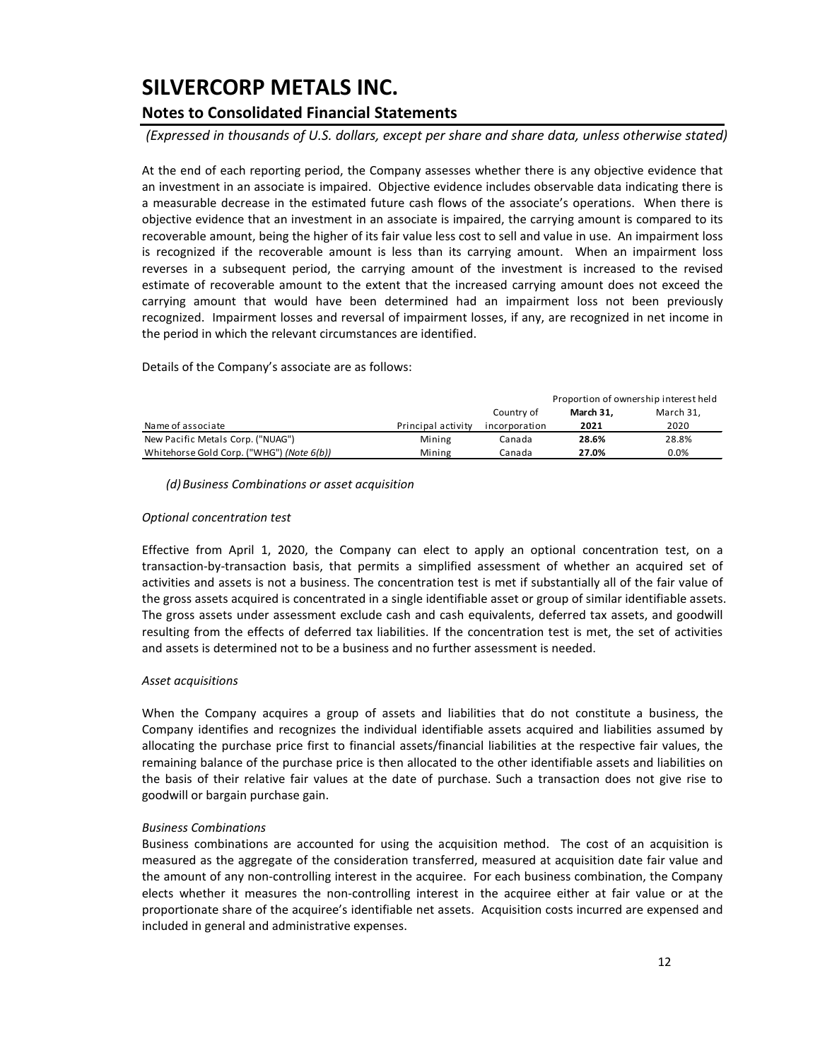# SILVERCORP METALS INC.

## Notes to Consolidated Financial Statements

*(Expressed in thousands of U.S. dollars, except per share and share data, unless otherwise stated)*

At the end of each reporting period, the Company assesses whether there is any objective evidence that an investment in an associate is impaired. Objective evidence includes observable data indicating there is a measurable decrease in the estimated future cash flows of the associate's operations. When there is objective evidence that an investment in an associate is impaired, the carrying amount is compared to its recoverable amount, being the higher of its fair value less cost to sell and value in use. An impairment loss is recognized if the recoverable amount is less than its carrying amount. When an impairment loss reverses in a subsequent period, the carrying amount of the investment is increased to the revised estimate of recoverable amount to the extent that the increased carrying amount does not exceed the carrying amount that would have been determined had an impairment loss not been previously recognized. Impairment losses and reversal of impairment losses, if any, are recognized in net income in the period in which the relevant circumstances are identified.

Details of the Company's associate are as follows:

| | | | Proportion of ownership interest held | |
|---|---|---|---|---|
| Name of associate | Principal activity | Country of incorporation | **March 31, 2021** | March 31, 2020 |
| New Pacific Metals Corp. ("NUAG") | Mining | Canada | **28.6%** | 28.8% |
| Whitehorse Gold Corp. ("WHG") *(Note 6(b))* | Mining | Canada | **27.0%** | 0.0% |

*(d) Business Combinations or asset acquisition*

*Optional concentration test*

Effective from April 1, 2020, the Company can elect to apply an optional concentration test, on a transaction-by-transaction basis, that permits a simplified assessment of whether an acquired set of activities and assets is not a business. The concentration test is met if substantially all of the fair value of the gross assets acquired is concentrated in a single identifiable asset or group of similar identifiable assets. The gross assets under assessment exclude cash and cash equivalents, deferred tax assets, and goodwill resulting from the effects of deferred tax liabilities. If the concentration test is met, the set of activities and assets is determined not to be a business and no further assessment is needed.

*Asset acquisitions*

When the Company acquires a group of assets and liabilities that do not constitute a business, the Company identifies and recognizes the individual identifiable assets acquired and liabilities assumed by allocating the purchase price first to financial assets/financial liabilities at the respective fair values, the remaining balance of the purchase price is then allocated to the other identifiable assets and liabilities on the basis of their relative fair values at the date of purchase. Such a transaction does not give rise to goodwill or bargain purchase gain.

*Business Combinations*

Business combinations are accounted for using the acquisition method. The cost of an acquisition is measured as the aggregate of the consideration transferred, measured at acquisition date fair value and the amount of any non-controlling interest in the acquiree. For each business combination, the Company elects whether it measures the non-controlling interest in the acquiree either at fair value or at the proportionate share of the acquiree's identifiable net assets. Acquisition costs incurred are expensed and included in general and administrative expenses.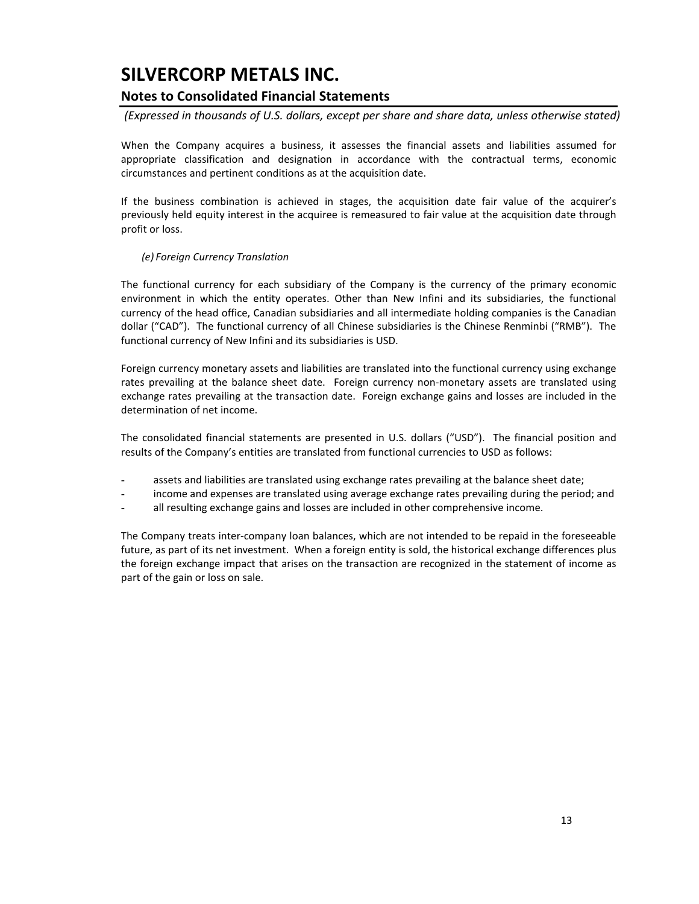When the Company acquires a business, it assesses the financial assets and liabilities assumed for appropriate classification and designation in accordance with the contractual terms, economic circumstances and pertinent conditions as at the acquisition date.

If the business combination is achieved in stages, the acquisition date fair value of the acquirer's previously held equity interest in the acquiree is remeasured to fair value at the acquisition date through profit or loss.

*(e) Foreign Currency Translation*

The functional currency for each subsidiary of the Company is the currency of the primary economic environment in which the entity operates. Other than New Infini and its subsidiaries, the functional currency of the head office, Canadian subsidiaries and all intermediate holding companies is the Canadian dollar ("CAD"). The functional currency of all Chinese subsidiaries is the Chinese Renminbi ("RMB"). The functional currency of New Infini and its subsidiaries is USD.

Foreign currency monetary assets and liabilities are translated into the functional currency using exchange rates prevailing at the balance sheet date. Foreign currency non-monetary assets are translated using exchange rates prevailing at the transaction date. Foreign exchange gains and losses are included in the determination of net income.

The consolidated financial statements are presented in U.S. dollars ("USD"). The financial position and results of the Company's entities are translated from functional currencies to USD as follows:

- assets and liabilities are translated using exchange rates prevailing at the balance sheet date;
- income and expenses are translated using average exchange rates prevailing during the period; and
- all resulting exchange gains and losses are included in other comprehensive income.

The Company treats inter-company loan balances, which are not intended to be repaid in the foreseeable future, as part of its net investment. When a foreign entity is sold, the historical exchange differences plus the foreign exchange impact that arises on the transaction are recognized in the statement of income as part of the gain or loss on sale.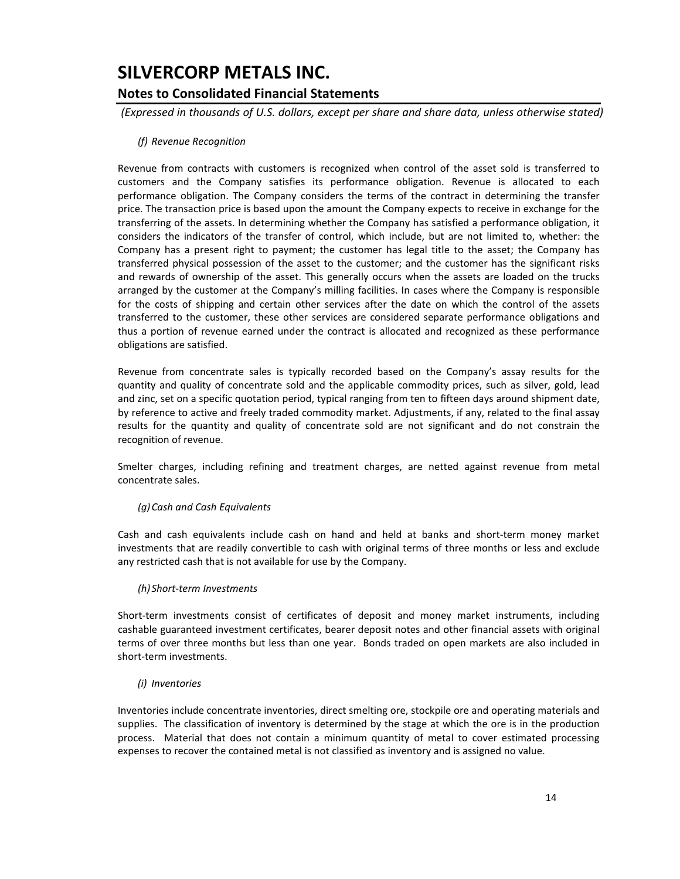*(f) Revenue Recognition*

Revenue from contracts with customers is recognized when control of the asset sold is transferred to customers and the Company satisfies its performance obligation. Revenue is allocated to each performance obligation. The Company considers the terms of the contract in determining the transfer price. The transaction price is based upon the amount the Company expects to receive in exchange for the transferring of the assets. In determining whether the Company has satisfied a performance obligation, it considers the indicators of the transfer of control, which include, but are not limited to, whether: the Company has a present right to payment; the customer has legal title to the asset; the Company has transferred physical possession of the asset to the customer; and the customer has the significant risks and rewards of ownership of the asset. This generally occurs when the assets are loaded on the trucks arranged by the customer at the Company's milling facilities. In cases where the Company is responsible for the costs of shipping and certain other services after the date on which the control of the assets transferred to the customer, these other services are considered separate performance obligations and thus a portion of revenue earned under the contract is allocated and recognized as these performance obligations are satisfied.

Revenue from concentrate sales is typically recorded based on the Company's assay results for the quantity and quality of concentrate sold and the applicable commodity prices, such as silver, gold, lead and zinc, set on a specific quotation period, typical ranging from ten to fifteen days around shipment date, by reference to active and freely traded commodity market. Adjustments, if any, related to the final assay results for the quantity and quality of concentrate sold are not significant and do not constrain the recognition of revenue.

Smelter charges, including refining and treatment charges, are netted against revenue from metal concentrate sales.

*(g) Cash and Cash Equivalents*

Cash and cash equivalents include cash on hand and held at banks and short-term money market investments that are readily convertible to cash with original terms of three months or less and exclude any restricted cash that is not available for use by the Company.

*(h) Short-term Investments*

Short-term investments consist of certificates of deposit and money market instruments, including cashable guaranteed investment certificates, bearer deposit notes and other financial assets with original terms of over three months but less than one year. Bonds traded on open markets are also included in short-term investments.

*(i) Inventories*

Inventories include concentrate inventories, direct smelting ore, stockpile ore and operating materials and supplies. The classification of inventory is determined by the stage at which the ore is in the production process. Material that does not contain a minimum quantity of metal to cover estimated processing expenses to recover the contained metal is not classified as inventory and is assigned no value.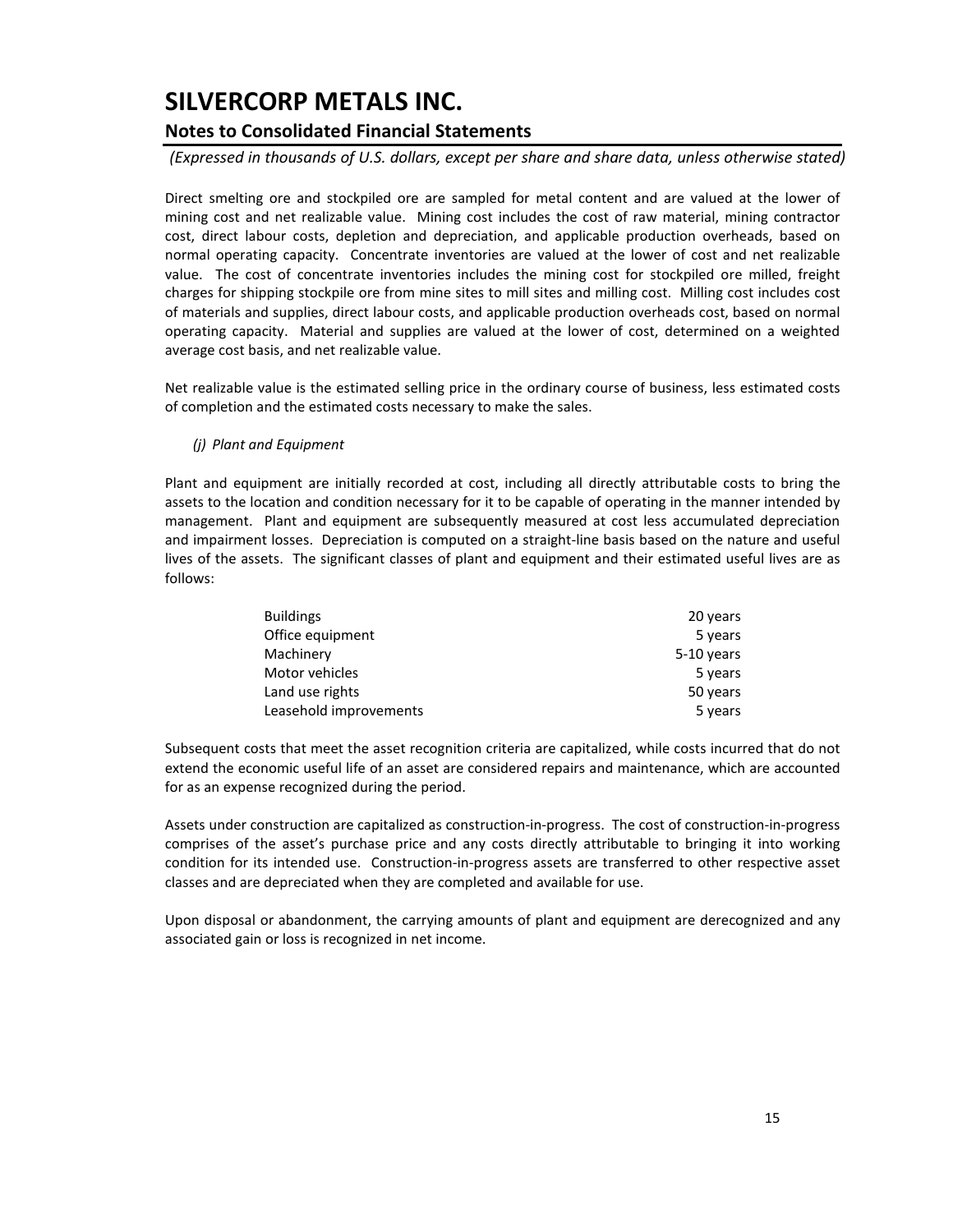Direct smelting ore and stockpiled ore are sampled for metal content and are valued at the lower of mining cost and net realizable value. Mining cost includes the cost of raw material, mining contractor cost, direct labour costs, depletion and depreciation, and applicable production overheads, based on normal operating capacity. Concentrate inventories are valued at the lower of cost and net realizable value. The cost of concentrate inventories includes the mining cost for stockpiled ore milled, freight charges for shipping stockpile ore from mine sites to mill sites and milling cost. Milling cost includes cost of materials and supplies, direct labour costs, and applicable production overheads cost, based on normal operating capacity. Material and supplies are valued at the lower of cost, determined on a weighted average cost basis, and net realizable value.

Net realizable value is the estimated selling price in the ordinary course of business, less estimated costs of completion and the estimated costs necessary to make the sales.

*(j) Plant and Equipment*

Plant and equipment are initially recorded at cost, including all directly attributable costs to bring the assets to the location and condition necessary for it to be capable of operating in the manner intended by management. Plant and equipment are subsequently measured at cost less accumulated depreciation and impairment losses. Depreciation is computed on a straight-line basis based on the nature and useful lives of the assets. The significant classes of plant and equipment and their estimated useful lives are as follows:

| | |
|---|---|
| Buildings | 20 years |
| Office equipment | 5 years |
| Machinery | 5-10 years |
| Motor vehicles | 5 years |
| Land use rights | 50 years |
| Leasehold improvements | 5 years |

Subsequent costs that meet the asset recognition criteria are capitalized, while costs incurred that do not extend the economic useful life of an asset are considered repairs and maintenance, which are accounted for as an expense recognized during the period.

Assets under construction are capitalized as construction-in-progress. The cost of construction-in-progress comprises of the asset's purchase price and any costs directly attributable to bringing it into working condition for its intended use. Construction-in-progress assets are transferred to other respective asset classes and are depreciated when they are completed and available for use.

Upon disposal or abandonment, the carrying amounts of plant and equipment are derecognized and any associated gain or loss is recognized in net income.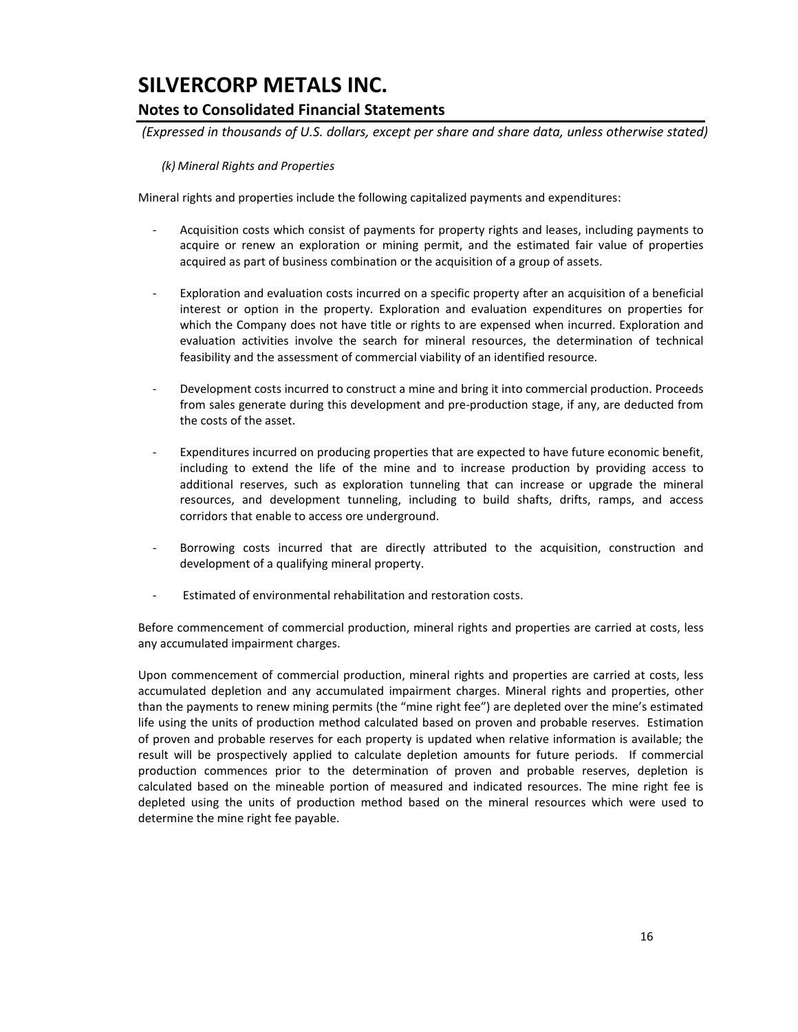*(k) Mineral Rights and Properties*

Mineral rights and properties include the following capitalized payments and expenditures:

- Acquisition costs which consist of payments for property rights and leases, including payments to acquire or renew an exploration or mining permit, and the estimated fair value of properties acquired as part of business combination or the acquisition of a group of assets.

- Exploration and evaluation costs incurred on a specific property after an acquisition of a beneficial interest or option in the property. Exploration and evaluation expenditures on properties for which the Company does not have title or rights to are expensed when incurred. Exploration and evaluation activities involve the search for mineral resources, the determination of technical feasibility and the assessment of commercial viability of an identified resource.

- Development costs incurred to construct a mine and bring it into commercial production. Proceeds from sales generate during this development and pre-production stage, if any, are deducted from the costs of the asset.

- Expenditures incurred on producing properties that are expected to have future economic benefit, including to extend the life of the mine and to increase production by providing access to additional reserves, such as exploration tunneling that can increase or upgrade the mineral resources, and development tunneling, including to build shafts, drifts, ramps, and access corridors that enable to access ore underground.

- Borrowing costs incurred that are directly attributed to the acquisition, construction and development of a qualifying mineral property.

- Estimated of environmental rehabilitation and restoration costs.

Before commencement of commercial production, mineral rights and properties are carried at costs, less any accumulated impairment charges.

Upon commencement of commercial production, mineral rights and properties are carried at costs, less accumulated depletion and any accumulated impairment charges. Mineral rights and properties, other than the payments to renew mining permits (the "mine right fee") are depleted over the mine's estimated life using the units of production method calculated based on proven and probable reserves. Estimation of proven and probable reserves for each property is updated when relative information is available; the result will be prospectively applied to calculate depletion amounts for future periods. If commercial production commences prior to the determination of proven and probable reserves, depletion is calculated based on the mineable portion of measured and indicated resources. The mine right fee is depleted using the units of production method based on the mineral resources which were used to determine the mine right fee payable.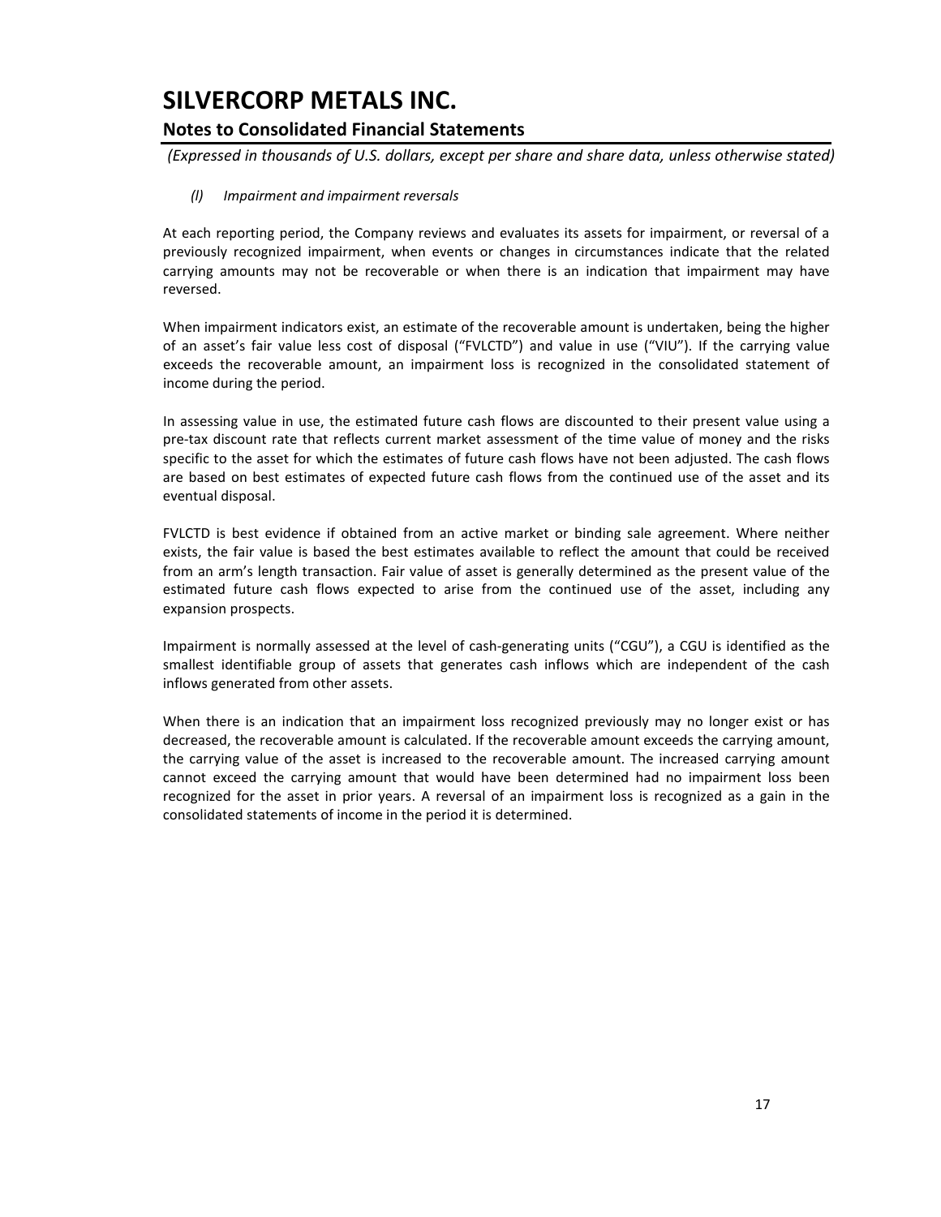# SILVERCORP METALS INC.

## Notes to Consolidated Financial Statements

*(Expressed in thousands of U.S. dollars, except per share and share data, unless otherwise stated)*

*(l) Impairment and impairment reversals*

At each reporting period, the Company reviews and evaluates its assets for impairment, or reversal of a previously recognized impairment, when events or changes in circumstances indicate that the related carrying amounts may not be recoverable or when there is an indication that impairment may have reversed.

When impairment indicators exist, an estimate of the recoverable amount is undertaken, being the higher of an asset's fair value less cost of disposal ("FVLCTD") and value in use ("VIU"). If the carrying value exceeds the recoverable amount, an impairment loss is recognized in the consolidated statement of income during the period.

In assessing value in use, the estimated future cash flows are discounted to their present value using a pre-tax discount rate that reflects current market assessment of the time value of money and the risks specific to the asset for which the estimates of future cash flows have not been adjusted. The cash flows are based on best estimates of expected future cash flows from the continued use of the asset and its eventual disposal.

FVLCTD is best evidence if obtained from an active market or binding sale agreement. Where neither exists, the fair value is based the best estimates available to reflect the amount that could be received from an arm's length transaction. Fair value of asset is generally determined as the present value of the estimated future cash flows expected to arise from the continued use of the asset, including any expansion prospects.

Impairment is normally assessed at the level of cash-generating units ("CGU"), a CGU is identified as the smallest identifiable group of assets that generates cash inflows which are independent of the cash inflows generated from other assets.

When there is an indication that an impairment loss recognized previously may no longer exist or has decreased, the recoverable amount is calculated. If the recoverable amount exceeds the carrying amount, the carrying value of the asset is increased to the recoverable amount. The increased carrying amount cannot exceed the carrying amount that would have been determined had no impairment loss been recognized for the asset in prior years. A reversal of an impairment loss is recognized as a gain in the consolidated statements of income in the period it is determined.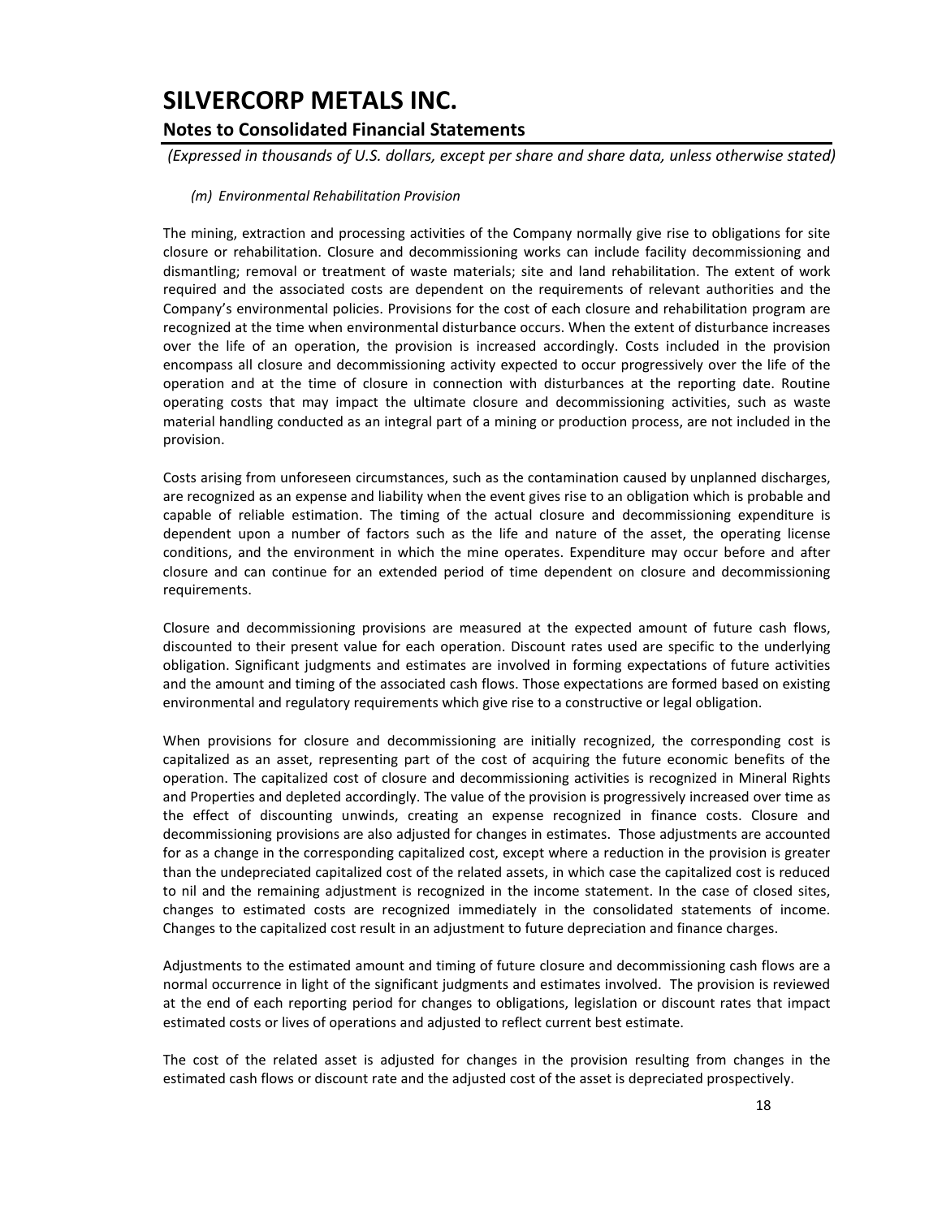*(m) Environmental Rehabilitation Provision*

The mining, extraction and processing activities of the Company normally give rise to obligations for site closure or rehabilitation. Closure and decommissioning works can include facility decommissioning and dismantling; removal or treatment of waste materials; site and land rehabilitation. The extent of work required and the associated costs are dependent on the requirements of relevant authorities and the Company's environmental policies. Provisions for the cost of each closure and rehabilitation program are recognized at the time when environmental disturbance occurs. When the extent of disturbance increases over the life of an operation, the provision is increased accordingly. Costs included in the provision encompass all closure and decommissioning activity expected to occur progressively over the life of the operation and at the time of closure in connection with disturbances at the reporting date. Routine operating costs that may impact the ultimate closure and decommissioning activities, such as waste material handling conducted as an integral part of a mining or production process, are not included in the provision.

Costs arising from unforeseen circumstances, such as the contamination caused by unplanned discharges, are recognized as an expense and liability when the event gives rise to an obligation which is probable and capable of reliable estimation. The timing of the actual closure and decommissioning expenditure is dependent upon a number of factors such as the life and nature of the asset, the operating license conditions, and the environment in which the mine operates. Expenditure may occur before and after closure and can continue for an extended period of time dependent on closure and decommissioning requirements.

Closure and decommissioning provisions are measured at the expected amount of future cash flows, discounted to their present value for each operation. Discount rates used are specific to the underlying obligation. Significant judgments and estimates are involved in forming expectations of future activities and the amount and timing of the associated cash flows. Those expectations are formed based on existing environmental and regulatory requirements which give rise to a constructive or legal obligation.

When provisions for closure and decommissioning are initially recognized, the corresponding cost is capitalized as an asset, representing part of the cost of acquiring the future economic benefits of the operation. The capitalized cost of closure and decommissioning activities is recognized in Mineral Rights and Properties and depleted accordingly. The value of the provision is progressively increased over time as the effect of discounting unwinds, creating an expense recognized in finance costs. Closure and decommissioning provisions are also adjusted for changes in estimates. Those adjustments are accounted for as a change in the corresponding capitalized cost, except where a reduction in the provision is greater than the undepreciated capitalized cost of the related assets, in which case the capitalized cost is reduced to nil and the remaining adjustment is recognized in the income statement. In the case of closed sites, changes to estimated costs are recognized immediately in the consolidated statements of income. Changes to the capitalized cost result in an adjustment to future depreciation and finance charges.

Adjustments to the estimated amount and timing of future closure and decommissioning cash flows are a normal occurrence in light of the significant judgments and estimates involved. The provision is reviewed at the end of each reporting period for changes to obligations, legislation or discount rates that impact estimated costs or lives of operations and adjusted to reflect current best estimate.

The cost of the related asset is adjusted for changes in the provision resulting from changes in the estimated cash flows or discount rate and the adjusted cost of the asset is depreciated prospectively.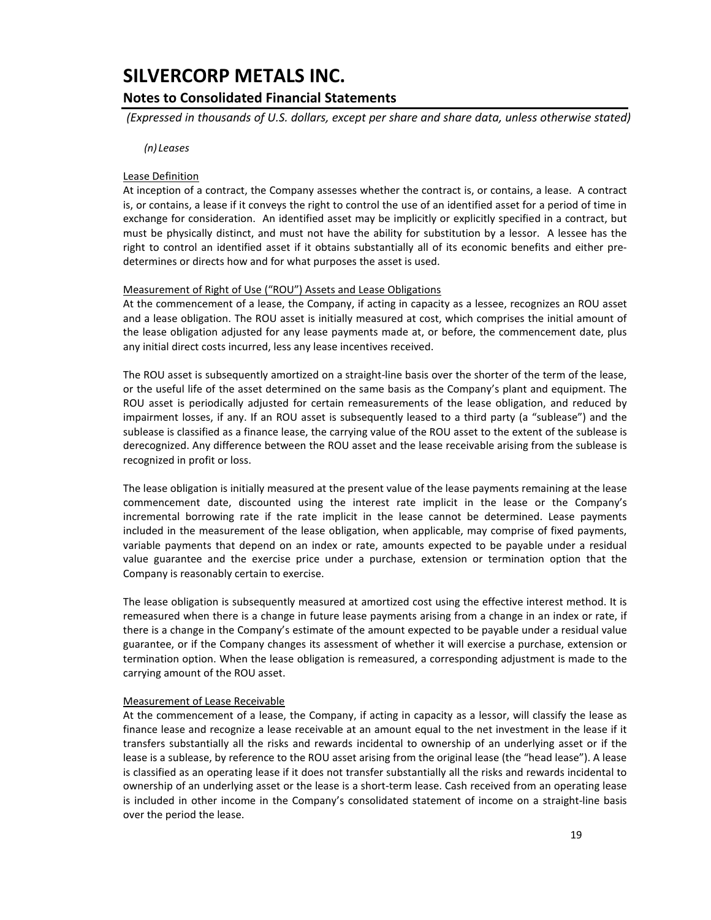*(n) Leases*

Lease Definition

At inception of a contract, the Company assesses whether the contract is, or contains, a lease. A contract is, or contains, a lease if it conveys the right to control the use of an identified asset for a period of time in exchange for consideration. An identified asset may be implicitly or explicitly specified in a contract, but must be physically distinct, and must not have the ability for substitution by a lessor. A lessee has the right to control an identified asset if it obtains substantially all of its economic benefits and either pre-determines or directs how and for what purposes the asset is used.

Measurement of Right of Use ("ROU") Assets and Lease Obligations

At the commencement of a lease, the Company, if acting in capacity as a lessee, recognizes an ROU asset and a lease obligation. The ROU asset is initially measured at cost, which comprises the initial amount of the lease obligation adjusted for any lease payments made at, or before, the commencement date, plus any initial direct costs incurred, less any lease incentives received.

The ROU asset is subsequently amortized on a straight-line basis over the shorter of the term of the lease, or the useful life of the asset determined on the same basis as the Company's plant and equipment. The ROU asset is periodically adjusted for certain remeasurements of the lease obligation, and reduced by impairment losses, if any. If an ROU asset is subsequently leased to a third party (a "sublease") and the sublease is classified as a finance lease, the carrying value of the ROU asset to the extent of the sublease is derecognized. Any difference between the ROU asset and the lease receivable arising from the sublease is recognized in profit or loss.

The lease obligation is initially measured at the present value of the lease payments remaining at the lease commencement date, discounted using the interest rate implicit in the lease or the Company's incremental borrowing rate if the rate implicit in the lease cannot be determined. Lease payments included in the measurement of the lease obligation, when applicable, may comprise of fixed payments, variable payments that depend on an index or rate, amounts expected to be payable under a residual value guarantee and the exercise price under a purchase, extension or termination option that the Company is reasonably certain to exercise.

The lease obligation is subsequently measured at amortized cost using the effective interest method. It is remeasured when there is a change in future lease payments arising from a change in an index or rate, if there is a change in the Company's estimate of the amount expected to be payable under a residual value guarantee, or if the Company changes its assessment of whether it will exercise a purchase, extension or termination option. When the lease obligation is remeasured, a corresponding adjustment is made to the carrying amount of the ROU asset.

Measurement of Lease Receivable

At the commencement of a lease, the Company, if acting in capacity as a lessor, will classify the lease as finance lease and recognize a lease receivable at an amount equal to the net investment in the lease if it transfers substantially all the risks and rewards incidental to ownership of an underlying asset or if the lease is a sublease, by reference to the ROU asset arising from the original lease (the "head lease"). A lease is classified as an operating lease if it does not transfer substantially all the risks and rewards incidental to ownership of an underlying asset or the lease is a short-term lease. Cash received from an operating lease is included in other income in the Company's consolidated statement of income on a straight-line basis over the period the lease.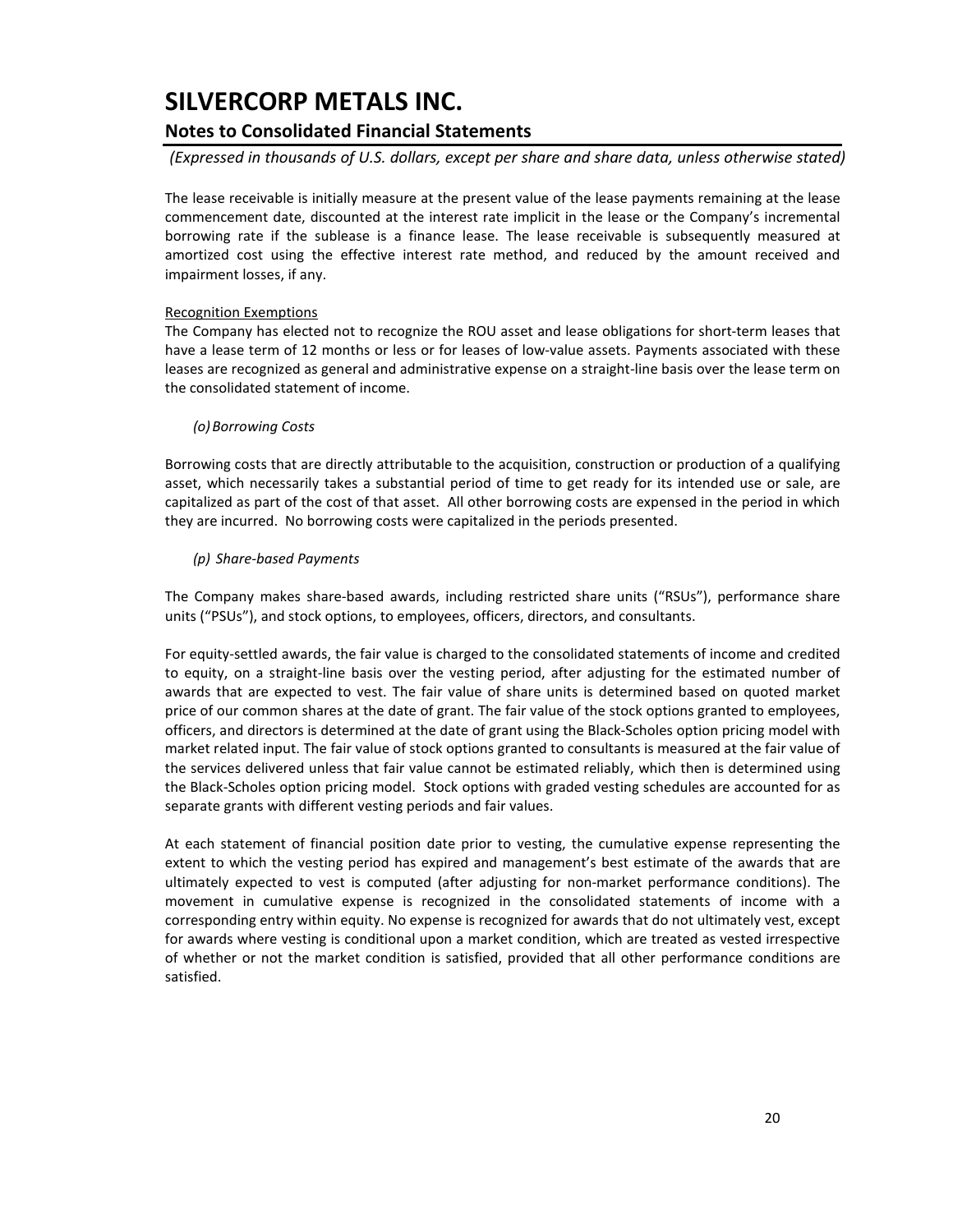The lease receivable is initially measure at the present value of the lease payments remaining at the lease commencement date, discounted at the interest rate implicit in the lease or the Company's incremental borrowing rate if the sublease is a finance lease. The lease receivable is subsequently measured at amortized cost using the effective interest rate method, and reduced by the amount received and impairment losses, if any.

Recognition Exemptions

The Company has elected not to recognize the ROU asset and lease obligations for short-term leases that have a lease term of 12 months or less or for leases of low-value assets. Payments associated with these leases are recognized as general and administrative expense on a straight-line basis over the lease term on the consolidated statement of income.

*(o) Borrowing Costs*

Borrowing costs that are directly attributable to the acquisition, construction or production of a qualifying asset, which necessarily takes a substantial period of time to get ready for its intended use or sale, are capitalized as part of the cost of that asset. All other borrowing costs are expensed in the period in which they are incurred. No borrowing costs were capitalized in the periods presented.

*(p) Share-based Payments*

The Company makes share-based awards, including restricted share units ("RSUs"), performance share units ("PSUs"), and stock options, to employees, officers, directors, and consultants.

For equity-settled awards, the fair value is charged to the consolidated statements of income and credited to equity, on a straight-line basis over the vesting period, after adjusting for the estimated number of awards that are expected to vest. The fair value of share units is determined based on quoted market price of our common shares at the date of grant. The fair value of the stock options granted to employees, officers, and directors is determined at the date of grant using the Black-Scholes option pricing model with market related input. The fair value of stock options granted to consultants is measured at the fair value of the services delivered unless that fair value cannot be estimated reliably, which then is determined using the Black-Scholes option pricing model. Stock options with graded vesting schedules are accounted for as separate grants with different vesting periods and fair values.

At each statement of financial position date prior to vesting, the cumulative expense representing the extent to which the vesting period has expired and management's best estimate of the awards that are ultimately expected to vest is computed (after adjusting for non-market performance conditions). The movement in cumulative expense is recognized in the consolidated statements of income with a corresponding entry within equity. No expense is recognized for awards that do not ultimately vest, except for awards where vesting is conditional upon a market condition, which are treated as vested irrespective of whether or not the market condition is satisfied, provided that all other performance conditions are satisfied.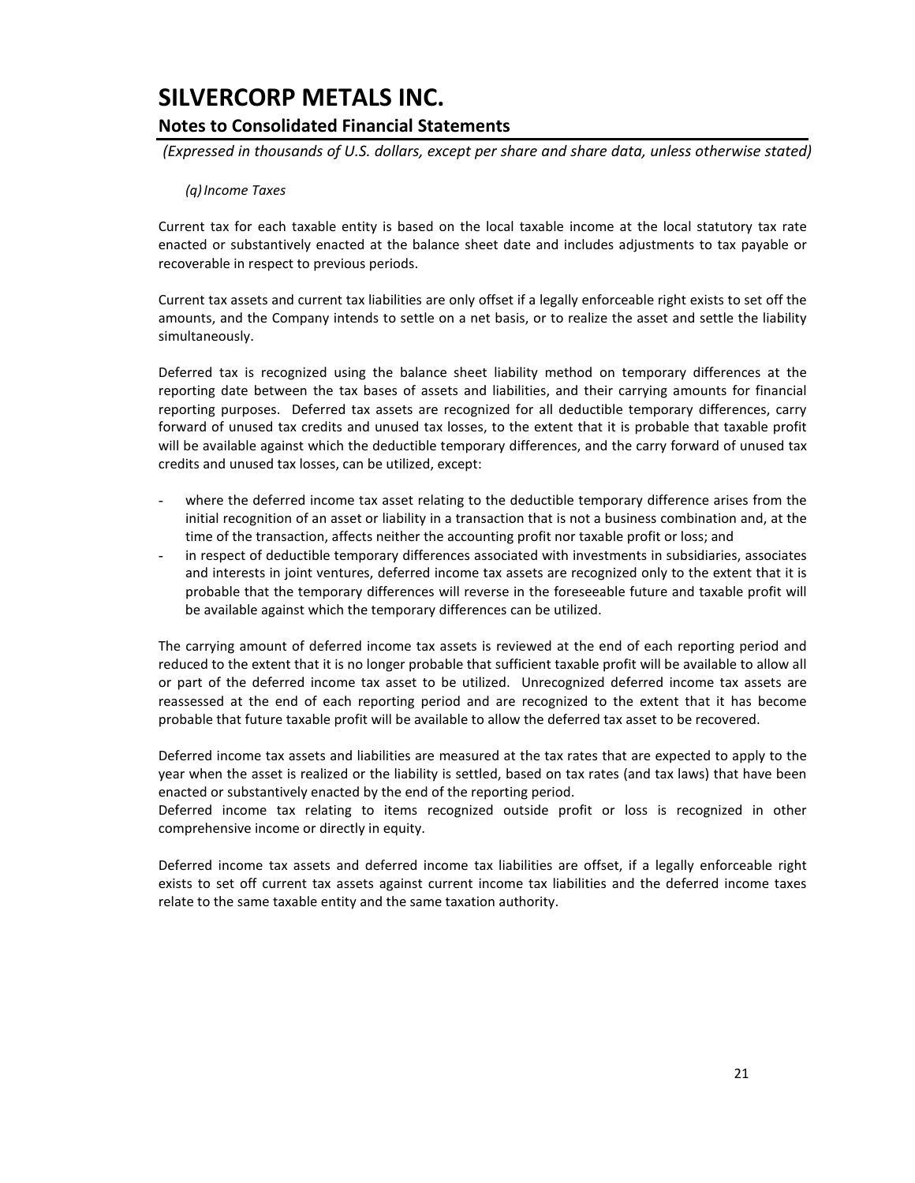*(q) Income Taxes*

Current tax for each taxable entity is based on the local taxable income at the local statutory tax rate enacted or substantively enacted at the balance sheet date and includes adjustments to tax payable or recoverable in respect to previous periods.

Current tax assets and current tax liabilities are only offset if a legally enforceable right exists to set off the amounts, and the Company intends to settle on a net basis, or to realize the asset and settle the liability simultaneously.

Deferred tax is recognized using the balance sheet liability method on temporary differences at the reporting date between the tax bases of assets and liabilities, and their carrying amounts for financial reporting purposes. Deferred tax assets are recognized for all deductible temporary differences, carry forward of unused tax credits and unused tax losses, to the extent that it is probable that taxable profit will be available against which the deductible temporary differences, and the carry forward of unused tax credits and unused tax losses, can be utilized, except:

- where the deferred income tax asset relating to the deductible temporary difference arises from the initial recognition of an asset or liability in a transaction that is not a business combination and, at the time of the transaction, affects neither the accounting profit nor taxable profit or loss; and
- in respect of deductible temporary differences associated with investments in subsidiaries, associates and interests in joint ventures, deferred income tax assets are recognized only to the extent that it is probable that the temporary differences will reverse in the foreseeable future and taxable profit will be available against which the temporary differences can be utilized.

The carrying amount of deferred income tax assets is reviewed at the end of each reporting period and reduced to the extent that it is no longer probable that sufficient taxable profit will be available to allow all or part of the deferred income tax asset to be utilized. Unrecognized deferred income tax assets are reassessed at the end of each reporting period and are recognized to the extent that it has become probable that future taxable profit will be available to allow the deferred tax asset to be recovered.

Deferred income tax assets and liabilities are measured at the tax rates that are expected to apply to the year when the asset is realized or the liability is settled, based on tax rates (and tax laws) that have been enacted or substantively enacted by the end of the reporting period.
Deferred income tax relating to items recognized outside profit or loss is recognized in other comprehensive income or directly in equity.

Deferred income tax assets and deferred income tax liabilities are offset, if a legally enforceable right exists to set off current tax assets against current income tax liabilities and the deferred income taxes relate to the same taxable entity and the same taxation authority.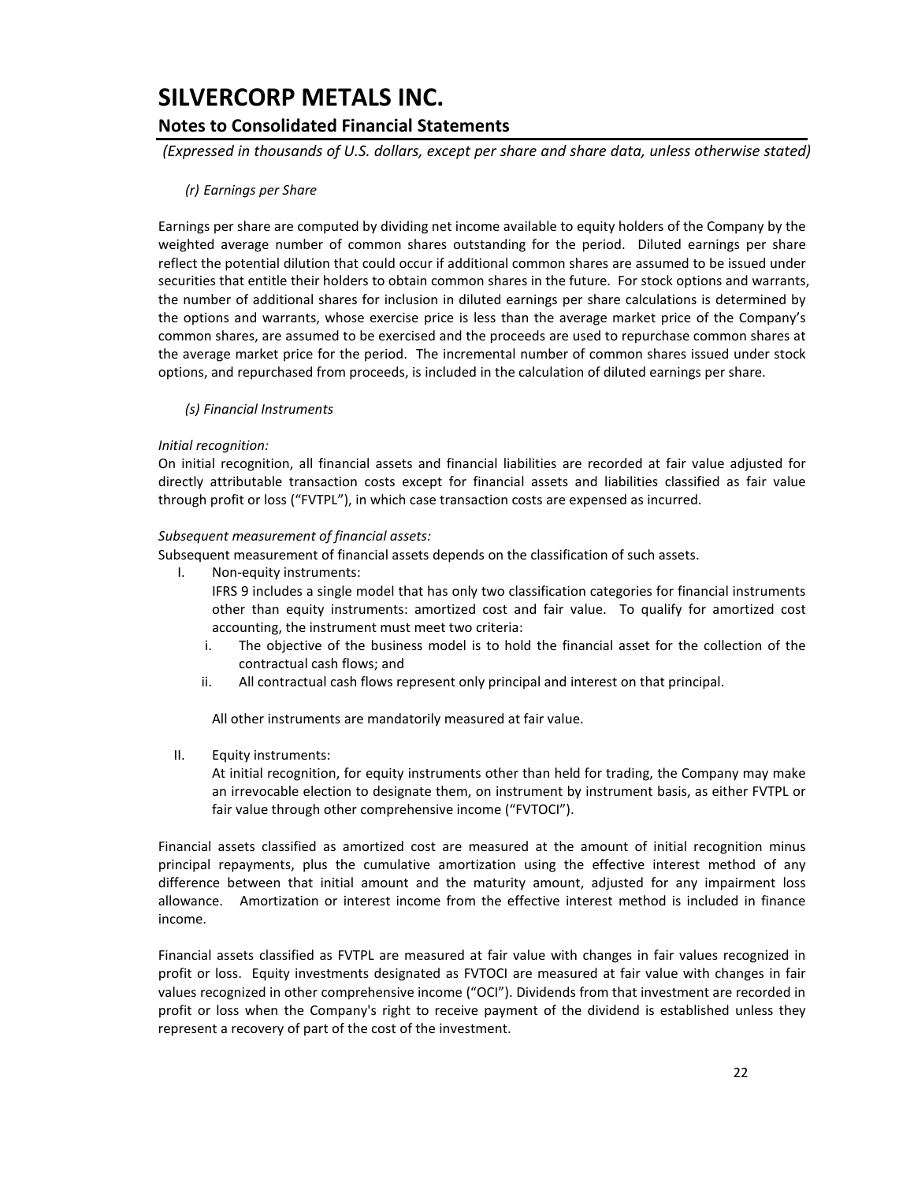*(r) Earnings per Share*

Earnings per share are computed by dividing net income available to equity holders of the Company by the weighted average number of common shares outstanding for the period. Diluted earnings per share reflect the potential dilution that could occur if additional common shares are assumed to be issued under securities that entitle their holders to obtain common shares in the future. For stock options and warrants, the number of additional shares for inclusion in diluted earnings per share calculations is determined by the options and warrants, whose exercise price is less than the average market price of the Company's common shares, are assumed to be exercised and the proceeds are used to repurchase common shares at the average market price for the period. The incremental number of common shares issued under stock options, and repurchased from proceeds, is included in the calculation of diluted earnings per share.

*(s) Financial Instruments*

*Initial recognition:*
On initial recognition, all financial assets and financial liabilities are recorded at fair value adjusted for directly attributable transaction costs except for financial assets and liabilities classified as fair value through profit or loss ("FVTPL"), in which case transaction costs are expensed as incurred.

*Subsequent measurement of financial assets:*
Subsequent measurement of financial assets depends on the classification of such assets.

I. Non-equity instruments:
   IFRS 9 includes a single model that has only two classification categories for financial instruments other than equity instruments: amortized cost and fair value. To qualify for amortized cost accounting, the instrument must meet two criteria:
   i. The objective of the business model is to hold the financial asset for the collection of the contractual cash flows; and
   ii. All contractual cash flows represent only principal and interest on that principal.

   All other instruments are mandatorily measured at fair value.

II. Equity instruments:
   At initial recognition, for equity instruments other than held for trading, the Company may make an irrevocable election to designate them, on instrument by instrument basis, as either FVTPL or fair value through other comprehensive income ("FVTOCI").

Financial assets classified as amortized cost are measured at the amount of initial recognition minus principal repayments, plus the cumulative amortization using the effective interest method of any difference between that initial amount and the maturity amount, adjusted for any impairment loss allowance. Amortization or interest income from the effective interest method is included in finance income.

Financial assets classified as FVTPL are measured at fair value with changes in fair values recognized in profit or loss. Equity investments designated as FVTOCI are measured at fair value with changes in fair values recognized in other comprehensive income ("OCI"). Dividends from that investment are recorded in profit or loss when the Company's right to receive payment of the dividend is established unless they represent a recovery of part of the cost of the investment.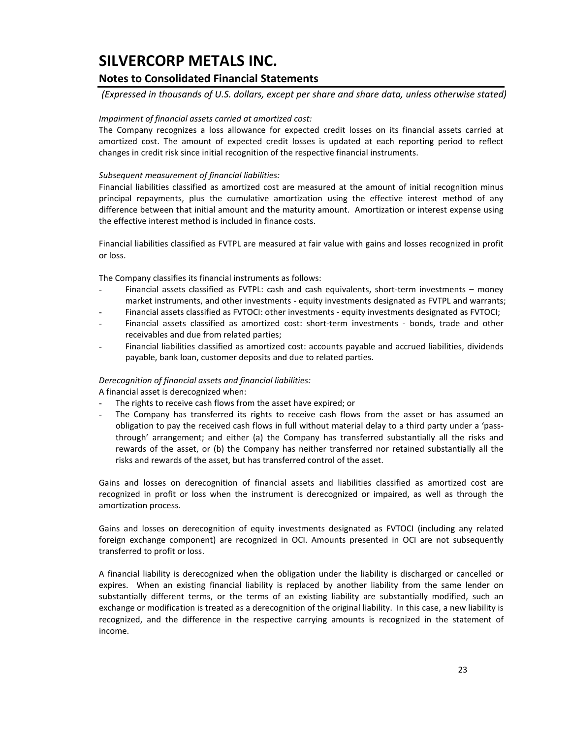*Impairment of financial assets carried at amortized cost:*
The Company recognizes a loss allowance for expected credit losses on its financial assets carried at amortized cost. The amount of expected credit losses is updated at each reporting period to reflect changes in credit risk since initial recognition of the respective financial instruments.

*Subsequent measurement of financial liabilities:*
Financial liabilities classified as amortized cost are measured at the amount of initial recognition minus principal repayments, plus the cumulative amortization using the effective interest method of any difference between that initial amount and the maturity amount. Amortization or interest expense using the effective interest method is included in finance costs.

Financial liabilities classified as FVTPL are measured at fair value with gains and losses recognized in profit or loss.

The Company classifies its financial instruments as follows:

- Financial assets classified as FVTPL: cash and cash equivalents, short-term investments – money market instruments, and other investments - equity investments designated as FVTPL and warrants;
- Financial assets classified as FVTOCI: other investments - equity investments designated as FVTOCI;
- Financial assets classified as amortized cost: short-term investments - bonds, trade and other receivables and due from related parties;
- Financial liabilities classified as amortized cost: accounts payable and accrued liabilities, dividends payable, bank loan, customer deposits and due to related parties.

*Derecognition of financial assets and financial liabilities:*
A financial asset is derecognized when:

- The rights to receive cash flows from the asset have expired; or
- The Company has transferred its rights to receive cash flows from the asset or has assumed an obligation to pay the received cash flows in full without material delay to a third party under a 'pass-through' arrangement; and either (a) the Company has transferred substantially all the risks and rewards of the asset, or (b) the Company has neither transferred nor retained substantially all the risks and rewards of the asset, but has transferred control of the asset.

Gains and losses on derecognition of financial assets and liabilities classified as amortized cost are recognized in profit or loss when the instrument is derecognized or impaired, as well as through the amortization process.

Gains and losses on derecognition of equity investments designated as FVTOCI (including any related foreign exchange component) are recognized in OCI. Amounts presented in OCI are not subsequently transferred to profit or loss.

A financial liability is derecognized when the obligation under the liability is discharged or cancelled or expires. When an existing financial liability is replaced by another liability from the same lender on substantially different terms, or the terms of an existing liability are substantially modified, such an exchange or modification is treated as a derecognition of the original liability. In this case, a new liability is recognized, and the difference in the respective carrying amounts is recognized in the statement of income.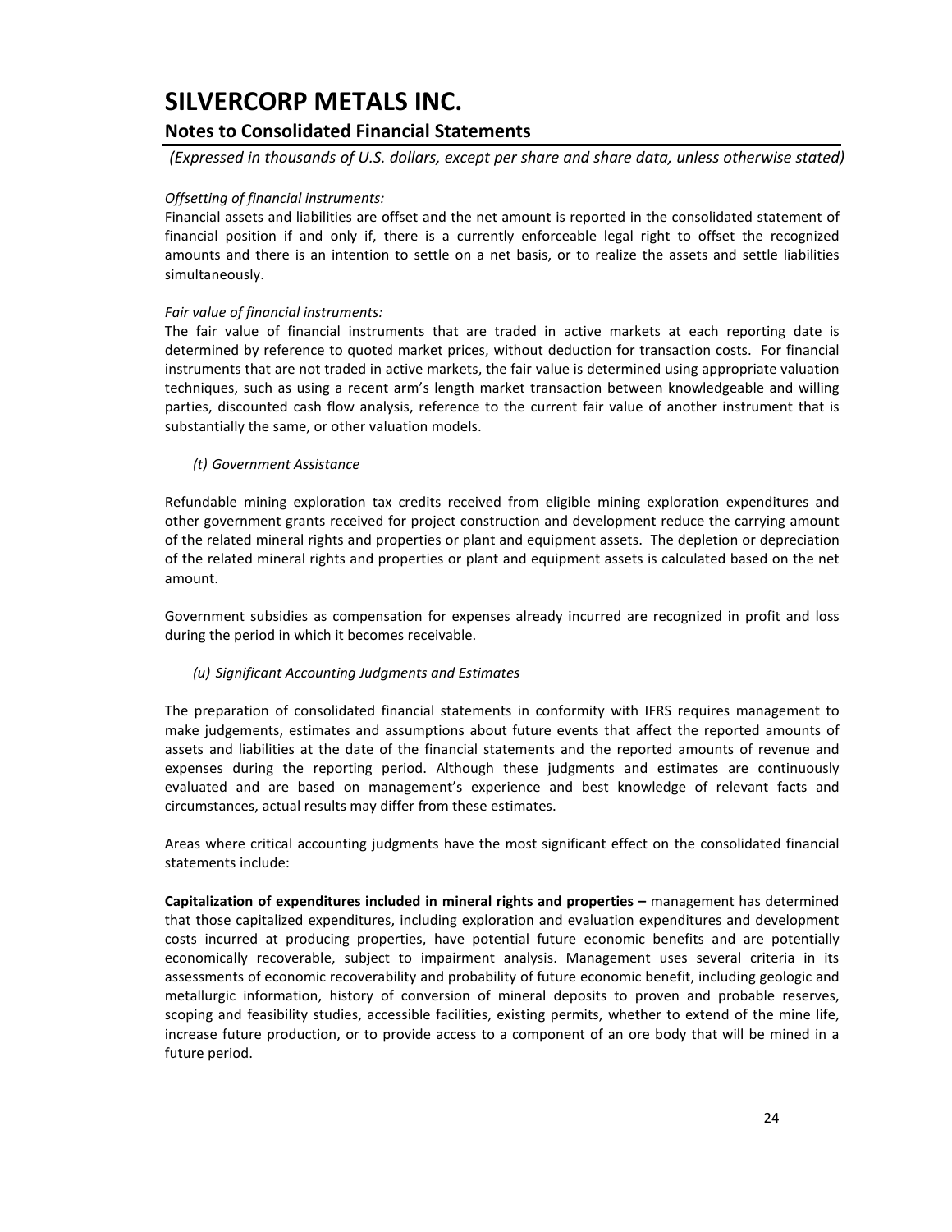*Offsetting of financial instruments:*

Financial assets and liabilities are offset and the net amount is reported in the consolidated statement of financial position if and only if, there is a currently enforceable legal right to offset the recognized amounts and there is an intention to settle on a net basis, or to realize the assets and settle liabilities simultaneously.

*Fair value of financial instruments:*

The fair value of financial instruments that are traded in active markets at each reporting date is determined by reference to quoted market prices, without deduction for transaction costs. For financial instruments that are not traded in active markets, the fair value is determined using appropriate valuation techniques, such as using a recent arm's length market transaction between knowledgeable and willing parties, discounted cash flow analysis, reference to the current fair value of another instrument that is substantially the same, or other valuation models.

*(t) Government Assistance*

Refundable mining exploration tax credits received from eligible mining exploration expenditures and other government grants received for project construction and development reduce the carrying amount of the related mineral rights and properties or plant and equipment assets. The depletion or depreciation of the related mineral rights and properties or plant and equipment assets is calculated based on the net amount.

Government subsidies as compensation for expenses already incurred are recognized in profit and loss during the period in which it becomes receivable.

*(u) Significant Accounting Judgments and Estimates*

The preparation of consolidated financial statements in conformity with IFRS requires management to make judgements, estimates and assumptions about future events that affect the reported amounts of assets and liabilities at the date of the financial statements and the reported amounts of revenue and expenses during the reporting period. Although these judgments and estimates are continuously evaluated and are based on management's experience and best knowledge of relevant facts and circumstances, actual results may differ from these estimates.

Areas where critical accounting judgments have the most significant effect on the consolidated financial statements include:

**Capitalization of expenditures included in mineral rights and properties –** management has determined that those capitalized expenditures, including exploration and evaluation expenditures and development costs incurred at producing properties, have potential future economic benefits and are potentially economically recoverable, subject to impairment analysis. Management uses several criteria in its assessments of economic recoverability and probability of future economic benefit, including geologic and metallurgic information, history of conversion of mineral deposits to proven and probable reserves, scoping and feasibility studies, accessible facilities, existing permits, whether to extend of the mine life, increase future production, or to provide access to a component of an ore body that will be mined in a future period.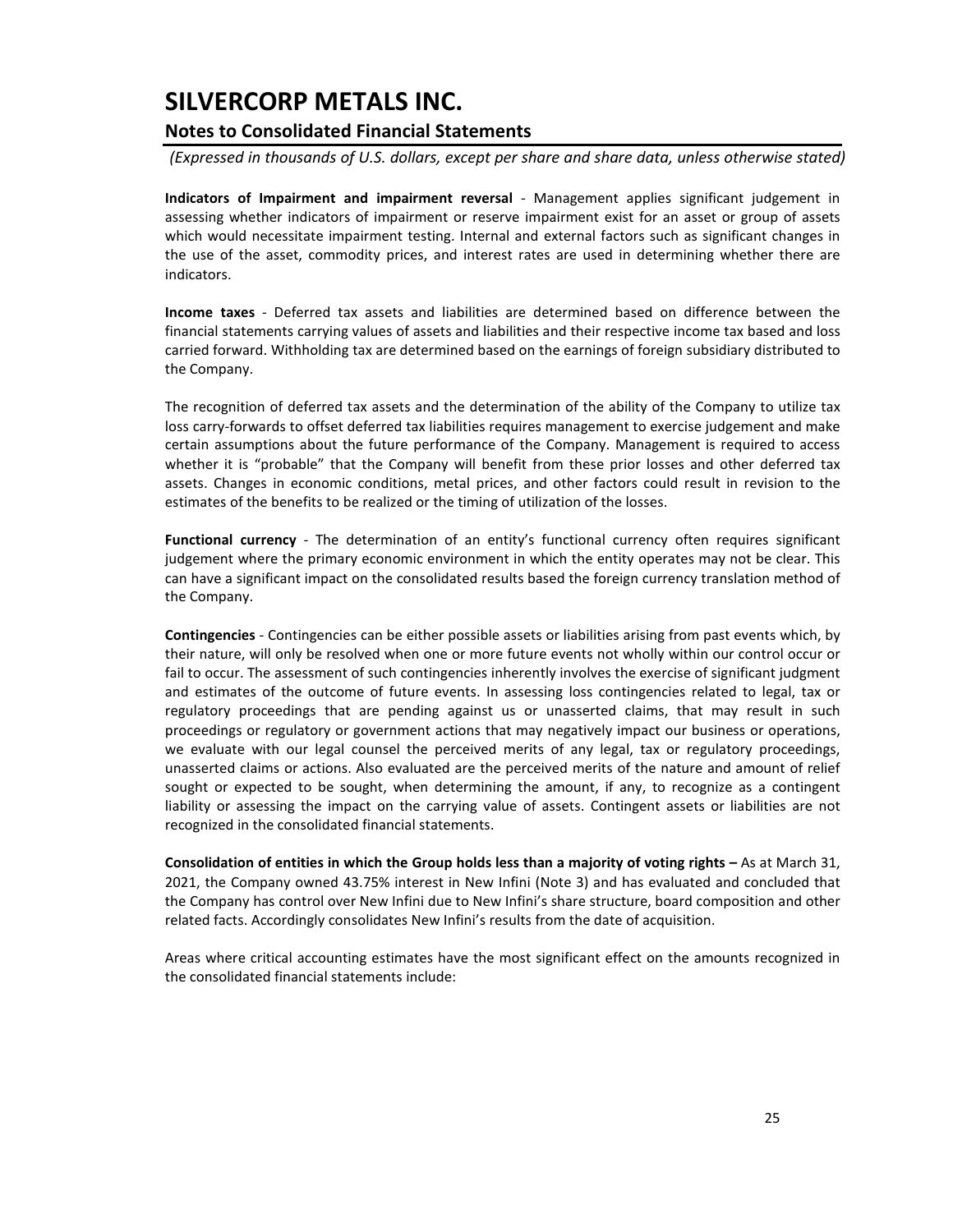**Indicators of Impairment and impairment reversal** - Management applies significant judgement in assessing whether indicators of impairment or reserve impairment exist for an asset or group of assets which would necessitate impairment testing. Internal and external factors such as significant changes in the use of the asset, commodity prices, and interest rates are used in determining whether there are indicators.

**Income taxes** - Deferred tax assets and liabilities are determined based on difference between the financial statements carrying values of assets and liabilities and their respective income tax based and loss carried forward. Withholding tax are determined based on the earnings of foreign subsidiary distributed to the Company.

The recognition of deferred tax assets and the determination of the ability of the Company to utilize tax loss carry-forwards to offset deferred tax liabilities requires management to exercise judgement and make certain assumptions about the future performance of the Company. Management is required to access whether it is "probable" that the Company will benefit from these prior losses and other deferred tax assets. Changes in economic conditions, metal prices, and other factors could result in revision to the estimates of the benefits to be realized or the timing of utilization of the losses.

**Functional currency** - The determination of an entity's functional currency often requires significant judgement where the primary economic environment in which the entity operates may not be clear. This can have a significant impact on the consolidated results based the foreign currency translation method of the Company.

**Contingencies** - Contingencies can be either possible assets or liabilities arising from past events which, by their nature, will only be resolved when one or more future events not wholly within our control occur or fail to occur. The assessment of such contingencies inherently involves the exercise of significant judgment and estimates of the outcome of future events. In assessing loss contingencies related to legal, tax or regulatory proceedings that are pending against us or unasserted claims, that may result in such proceedings or regulatory or government actions that may negatively impact our business or operations, we evaluate with our legal counsel the perceived merits of any legal, tax or regulatory proceedings, unasserted claims or actions. Also evaluated are the perceived merits of the nature and amount of relief sought or expected to be sought, when determining the amount, if any, to recognize as a contingent liability or assessing the impact on the carrying value of assets. Contingent assets or liabilities are not recognized in the consolidated financial statements.

**Consolidation of entities in which the Group holds less than a majority of voting rights –** As at March 31, 2021, the Company owned 43.75% interest in New Infini (Note 3) and has evaluated and concluded that the Company has control over New Infini due to New Infini's share structure, board composition and other related facts. Accordingly consolidates New Infini's results from the date of acquisition.

Areas where critical accounting estimates have the most significant effect on the amounts recognized in the consolidated financial statements include: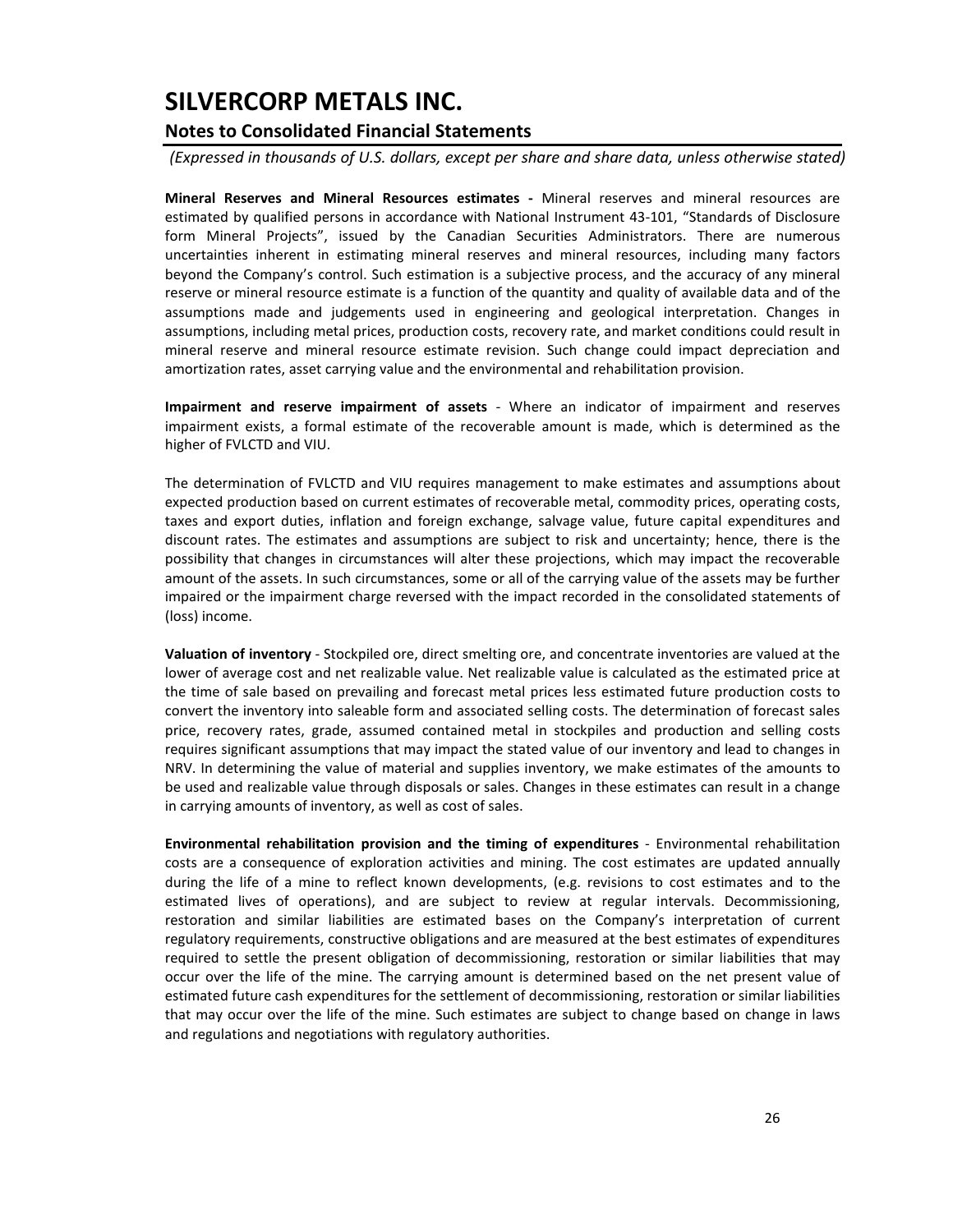# SILVERCORP METALS INC.

## Notes to Consolidated Financial Statements

*(Expressed in thousands of U.S. dollars, except per share and share data, unless otherwise stated)*

**Mineral Reserves and Mineral Resources estimates -** Mineral reserves and mineral resources are estimated by qualified persons in accordance with National Instrument 43-101, "Standards of Disclosure form Mineral Projects", issued by the Canadian Securities Administrators. There are numerous uncertainties inherent in estimating mineral reserves and mineral resources, including many factors beyond the Company's control. Such estimation is a subjective process, and the accuracy of any mineral reserve or mineral resource estimate is a function of the quantity and quality of available data and of the assumptions made and judgements used in engineering and geological interpretation. Changes in assumptions, including metal prices, production costs, recovery rate, and market conditions could result in mineral reserve and mineral resource estimate revision. Such change could impact depreciation and amortization rates, asset carrying value and the environmental and rehabilitation provision.

**Impairment and reserve impairment of assets** - Where an indicator of impairment and reserves impairment exists, a formal estimate of the recoverable amount is made, which is determined as the higher of FVLCTD and VIU.

The determination of FVLCTD and VIU requires management to make estimates and assumptions about expected production based on current estimates of recoverable metal, commodity prices, operating costs, taxes and export duties, inflation and foreign exchange, salvage value, future capital expenditures and discount rates. The estimates and assumptions are subject to risk and uncertainty; hence, there is the possibility that changes in circumstances will alter these projections, which may impact the recoverable amount of the assets. In such circumstances, some or all of the carrying value of the assets may be further impaired or the impairment charge reversed with the impact recorded in the consolidated statements of (loss) income.

**Valuation of inventory** - Stockpiled ore, direct smelting ore, and concentrate inventories are valued at the lower of average cost and net realizable value. Net realizable value is calculated as the estimated price at the time of sale based on prevailing and forecast metal prices less estimated future production costs to convert the inventory into saleable form and associated selling costs. The determination of forecast sales price, recovery rates, grade, assumed contained metal in stockpiles and production and selling costs requires significant assumptions that may impact the stated value of our inventory and lead to changes in NRV. In determining the value of material and supplies inventory, we make estimates of the amounts to be used and realizable value through disposals or sales. Changes in these estimates can result in a change in carrying amounts of inventory, as well as cost of sales.

**Environmental rehabilitation provision and the timing of expenditures** - Environmental rehabilitation costs are a consequence of exploration activities and mining. The cost estimates are updated annually during the life of a mine to reflect known developments, (e.g. revisions to cost estimates and to the estimated lives of operations), and are subject to review at regular intervals. Decommissioning, restoration and similar liabilities are estimated bases on the Company's interpretation of current regulatory requirements, constructive obligations and are measured at the best estimates of expenditures required to settle the present obligation of decommissioning, restoration or similar liabilities that may occur over the life of the mine. The carrying amount is determined based on the net present value of estimated future cash expenditures for the settlement of decommissioning, restoration or similar liabilities that may occur over the life of the mine. Such estimates are subject to change based on change in laws and regulations and negotiations with regulatory authorities.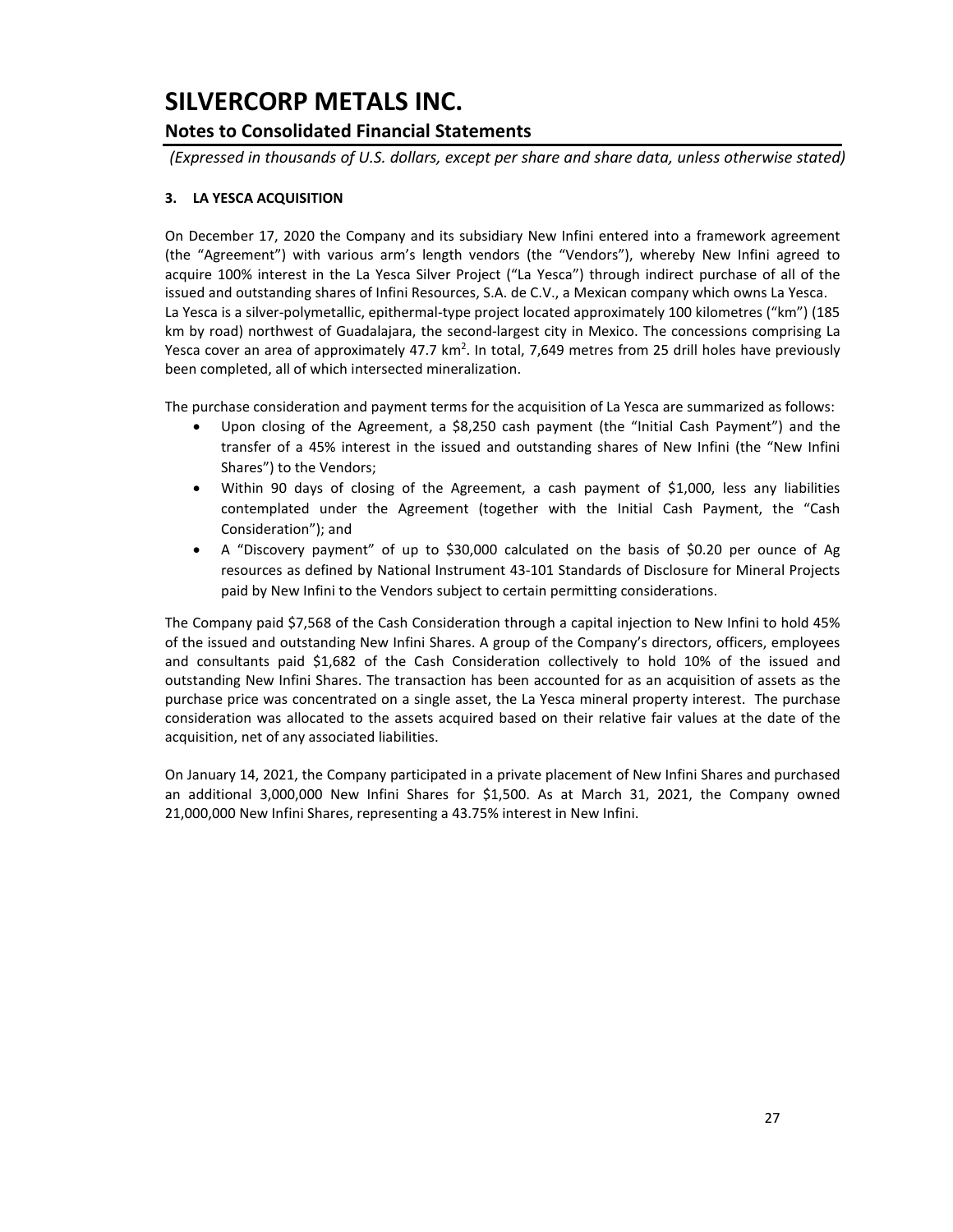# SILVERCORP METALS INC.

## Notes to Consolidated Financial Statements

*(Expressed in thousands of U.S. dollars, except per share and share data, unless otherwise stated)*

### 3. LA YESCA ACQUISITION

On December 17, 2020 the Company and its subsidiary New Infini entered into a framework agreement (the "Agreement") with various arm's length vendors (the "Vendors"), whereby New Infini agreed to acquire 100% interest in the La Yesca Silver Project ("La Yesca") through indirect purchase of all of the issued and outstanding shares of Infini Resources, S.A. de C.V., a Mexican company which owns La Yesca. La Yesca is a silver-polymetallic, epithermal-type project located approximately 100 kilometres ("km") (185 km by road) northwest of Guadalajara, the second-largest city in Mexico. The concessions comprising La Yesca cover an area of approximately 47.7 $km^2$. In total, 7,649 metres from 25 drill holes have previously been completed, all of which intersected mineralization.

The purchase consideration and payment terms for the acquisition of La Yesca are summarized as follows:

- Upon closing of the Agreement, a $8,250 cash payment (the "Initial Cash Payment") and the transfer of a 45% interest in the issued and outstanding shares of New Infini (the "New Infini Shares") to the Vendors;
- Within 90 days of closing of the Agreement, a cash payment of $1,000, less any liabilities contemplated under the Agreement (together with the Initial Cash Payment, the "Cash Consideration"); and
- A "Discovery payment" of up to $30,000 calculated on the basis of $0.20 per ounce of Ag resources as defined by National Instrument 43-101 Standards of Disclosure for Mineral Projects paid by New Infini to the Vendors subject to certain permitting considerations.

The Company paid $7,568 of the Cash Consideration through a capital injection to New Infini to hold 45% of the issued and outstanding New Infini Shares. A group of the Company's directors, officers, employees and consultants paid $1,682 of the Cash Consideration collectively to hold 10% of the issued and outstanding New Infini Shares. The transaction has been accounted for as an acquisition of assets as the purchase price was concentrated on a single asset, the La Yesca mineral property interest. The purchase consideration was allocated to the assets acquired based on their relative fair values at the date of the acquisition, net of any associated liabilities.

On January 14, 2021, the Company participated in a private placement of New Infini Shares and purchased an additional 3,000,000 New Infini Shares for $1,500. As at March 31, 2021, the Company owned 21,000,000 New Infini Shares, representing a 43.75% interest in New Infini.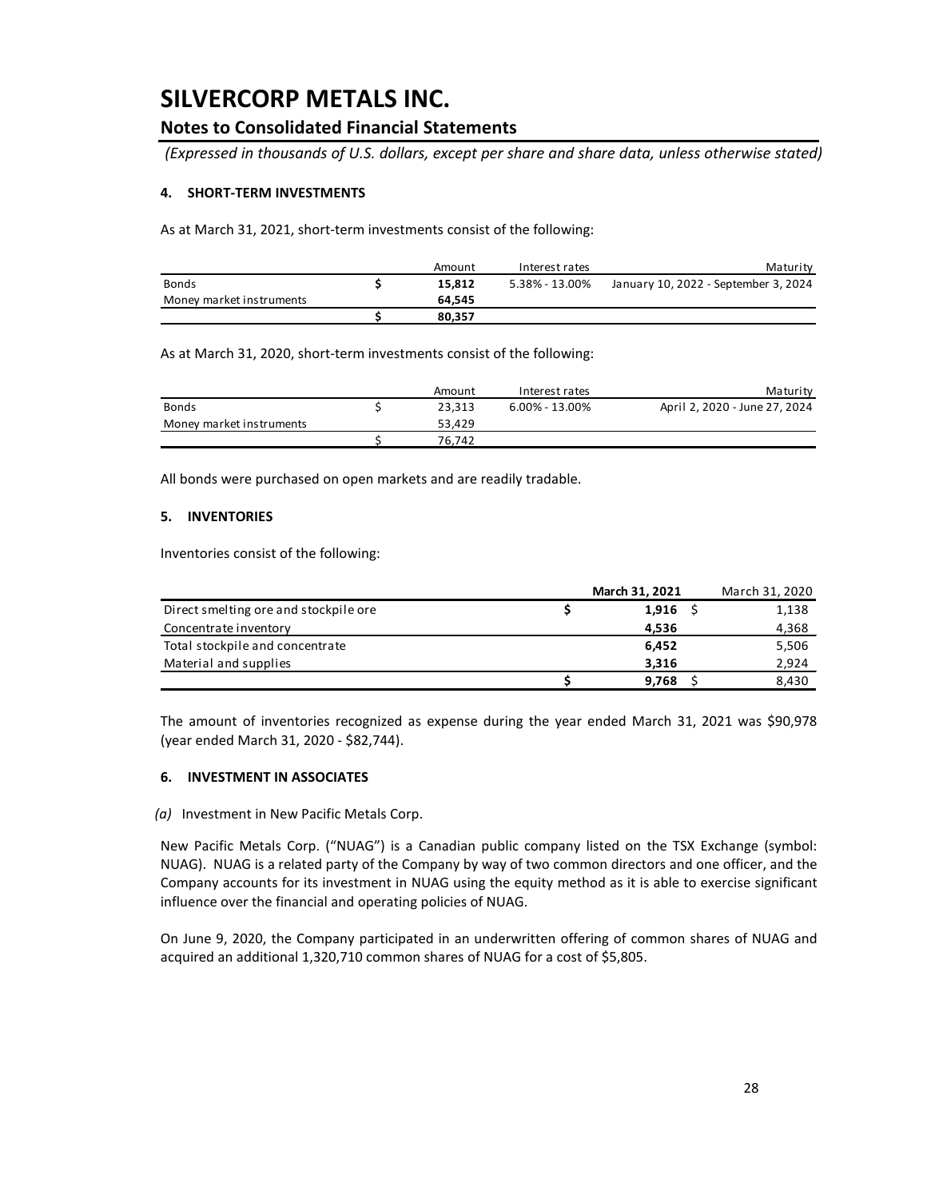# SILVERCORP METALS INC.

## Notes to Consolidated Financial Statements

*(Expressed in thousands of U.S. dollars, except per share and share data, unless otherwise stated)*

### 4. SHORT-TERM INVESTMENTS

As at March 31, 2021, short-term investments consist of the following:

| | | Amount | Interest rates | Maturity |
|---|---|---|---|---|
| Bonds | **$** | **15,812** | 5.38% - 13.00% | January 10, 2022 - September 3, 2024 |
| Money market instruments | | **64,545** | | |
| | **$** | **80,357** | | |

As at March 31, 2020, short-term investments consist of the following:

| | | Amount | Interest rates | Maturity |
|---|---|---|---|---|
| Bonds | $ | 23,313 | 6.00% - 13.00% | April 2, 2020 - June 27, 2024 |
| Money market instruments | | 53,429 | | |
| | $ | 76,742 | | |

All bonds were purchased on open markets and are readily tradable.

### 5. INVENTORIES

Inventories consist of the following:

| | | March 31, 2021 | | March 31, 2020 |
|---|---|---|---|---|
| Direct smelting ore and stockpile ore | **$** | **1,916** | $ | 1,138 |
| Concentrate inventory | | **4,536** | | 4,368 |
| Total stockpile and concentrate | | **6,452** | | 5,506 |
| Material and supplies | | **3,316** | | 2,924 |
| | **$** | **9,768** | $ | 8,430 |

The amount of inventories recognized as expense during the year ended March 31, 2021 was $90,978 (year ended March 31, 2020 - $82,744).

### 6. INVESTMENT IN ASSOCIATES

*(a)* Investment in New Pacific Metals Corp.

New Pacific Metals Corp. ("NUAG") is a Canadian public company listed on the TSX Exchange (symbol: NUAG). NUAG is a related party of the Company by way of two common directors and one officer, and the Company accounts for its investment in NUAG using the equity method as it is able to exercise significant influence over the financial and operating policies of NUAG.

On June 9, 2020, the Company participated in an underwritten offering of common shares of NUAG and acquired an additional 1,320,710 common shares of NUAG for a cost of $5,805.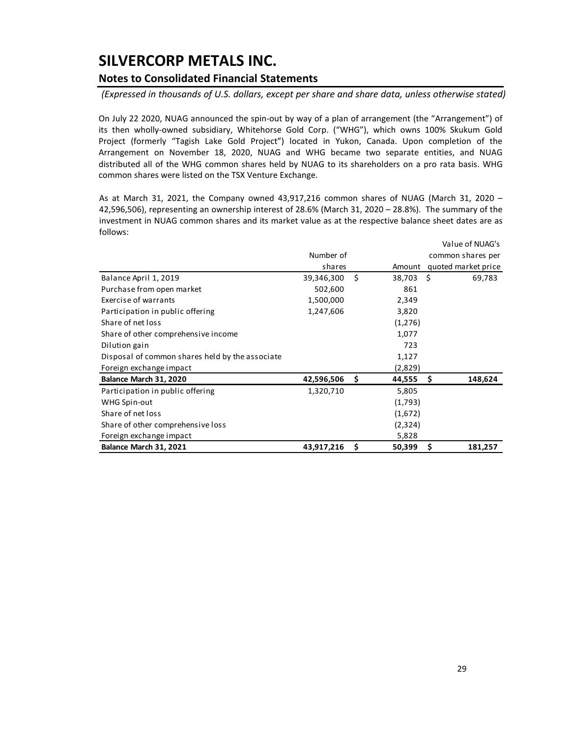# SILVERCORP METALS INC.

## Notes to Consolidated Financial Statements

*(Expressed in thousands of U.S. dollars, except per share and share data, unless otherwise stated)*

On July 22 2020, NUAG announced the spin-out by way of a plan of arrangement (the "Arrangement") of its then wholly-owned subsidiary, Whitehorse Gold Corp. ("WHG"), which owns 100% Skukum Gold Project (formerly "Tagish Lake Gold Project") located in Yukon, Canada. Upon completion of the Arrangement on November 18, 2020, NUAG and WHG became two separate entities, and NUAG distributed all of the WHG common shares held by NUAG to its shareholders on a pro rata basis. WHG common shares were listed on the TSX Venture Exchange.

As at March 31, 2021, the Company owned 43,917,216 common shares of NUAG (March 31, 2020 – 42,596,506), representing an ownership interest of 28.6% (March 31, 2020 – 28.8%). The summary of the investment in NUAG common shares and its market value as at the respective balance sheet dates are as follows:

| | Number of shares | | Amount | | Value of NUAG's common shares per quoted market price |
|---|---|---|---|---|---|
| Balance April 1, 2019 | 39,346,300 | $ | 38,703 | $ | 69,783 |
| Purchase from open market | 502,600 | | 861 | | |
| Exercise of warrants | 1,500,000 | | 2,349 | | |
| Participation in public offering | 1,247,606 | | 3,820 | | |
| Share of net loss | | | (1,276) | | |
| Share of other comprehensive income | | | 1,077 | | |
| Dilution gain | | | 723 | | |
| Disposal of common shares held by the associate | | | 1,127 | | |
| Foreign exchange impact | | | (2,829) | | |
| **Balance March 31, 2020** | **42,596,506** | **$** | **44,555** | **$** | **148,624** |
| Participation in public offering | 1,320,710 | | 5,805 | | |
| WHG Spin-out | | | (1,793) | | |
| Share of net loss | | | (1,672) | | |
| Share of other comprehensive loss | | | (2,324) | | |
| Foreign exchange impact | | | 5,828 | | |
| **Balance March 31, 2021** | **43,917,216** | **$** | **50,399** | **$** | **181,257** |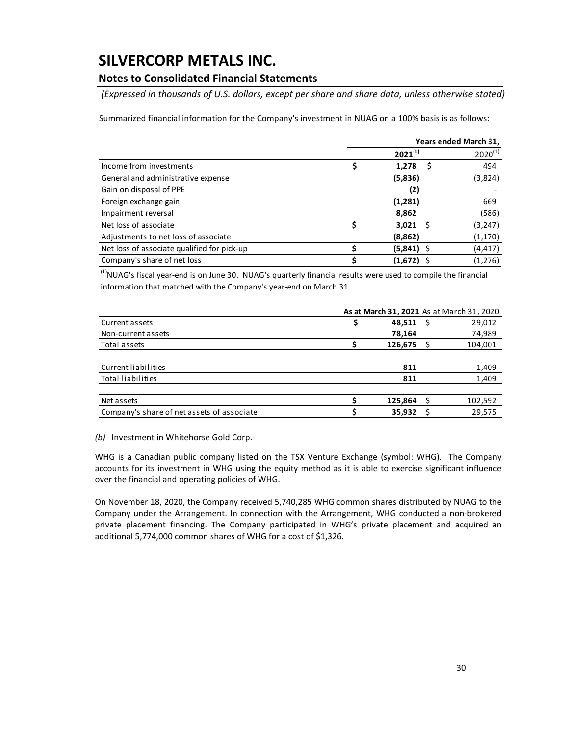# SILVERCORP METALS INC.

## Notes to Consolidated Financial Statements

*(Expressed in thousands of U.S. dollars, except per share and share data, unless otherwise stated)*

Summarized financial information for the Company's investment in NUAG on a 100% basis is as follows:

| | Years ended March 31, | |
|---|---|---|
| | **2021[1]** | 2020[1] |
| Income from investments | **$ 1,278** | $ 494 |
| General and administrative expense | **(5,836)** | (3,824) |
| Gain on disposal of PPE | **(2)** | - |
| Foreign exchange gain | **(1,281)** | 669 |
| Impairment reversal | **8,862** | (586) |
| Net loss of associate | **$ 3,021** | $ (3,247) |
| Adjustments to net loss of associate | **(8,862)** | (1,170) |
| Net loss of associate qualified for pick-up | **$ (5,841)** | $ (4,417) |
| Company's share of net loss | **$ (1,672)** | $ (1,276) |

[1]NUAG's fiscal year-end is on June 30. NUAG's quarterly financial results were used to compile the financial information that matched with the Company's year-end on March 31.

| | **As at March 31, 2021** | As at March 31, 2020 |
|---|---|---|
| Current assets | **$ 48,511** | $ 29,012 |
| Non-current assets | **78,164** | 74,989 |
| Total assets | **$ 126,675** | $ 104,001 |
| | | |
| Current liabilities | **811** | 1,409 |
| Total liabilities | **811** | 1,409 |
| | | |
| Net assets | **$ 125,864** | $ 102,592 |
| Company's share of net assets of associate | **$ 35,932** | $ 29,575 |

*(b)* Investment in Whitehorse Gold Corp.

WHG is a Canadian public company listed on the TSX Venture Exchange (symbol: WHG). The Company accounts for its investment in WHG using the equity method as it is able to exercise significant influence over the financial and operating policies of WHG.

On November 18, 2020, the Company received 5,740,285 WHG common shares distributed by NUAG to the Company under the Arrangement. In connection with the Arrangement, WHG conducted a non-brokered private placement financing. The Company participated in WHG's private placement and acquired an additional 5,774,000 common shares of WHG for a cost of $1,326.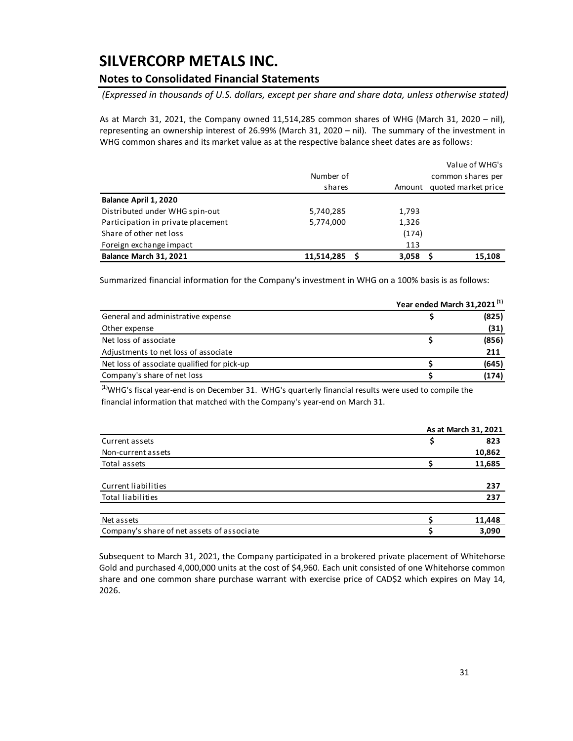# SILVERCORP METALS INC.

## Notes to Consolidated Financial Statements

*(Expressed in thousands of U.S. dollars, except per share and share data, unless otherwise stated)*

As at March 31, 2021, the Company owned 11,514,285 common shares of WHG (March 31, 2020 – nil), representing an ownership interest of 26.99% (March 31, 2020 – nil). The summary of the investment in WHG common shares and its market value as at the respective balance sheet dates are as follows:

| | Number of shares | Amount | Value of WHG's common shares per quoted market price |
|---|---|---|---|
| **Balance April 1, 2020** | | | |
| Distributed under WHG spin-out | 5,740,285 | 1,793 | |
| Participation in private placement | 5,774,000 | 1,326 | |
| Share of other net loss | | (174) | |
| Foreign exchange impact | | 113 | |
| **Balance March 31, 2021** | **11,514,285** | **$ 3,058** | **$ 15,108** |

Summarized financial information for the Company's investment in WHG on a 100% basis is as follows:

| | Year ended March 31,2021 [1] |
|---|---|
| General and administrative expense | $ (825) |
| Other expense | (31) |
| Net loss of associate | $ (856) |
| Adjustments to net loss of associate | 211 |
| Net loss of associate qualified for pick-up | $ (645) |
| Company's share of net loss | $ (174) |

[1] WHG's fiscal year-end is on December 31. WHG's quarterly financial results were used to compile the financial information that matched with the Company's year-end on March 31.

| | As at March 31, 2021 |
|---|---|
| Current assets | $ 823 |
| Non-current assets | 10,862 |
| Total assets | $ 11,685 |
| | |
| Current liabilities | 237 |
| Total liabilities | 237 |
| | |
| Net assets | $ 11,448 |
| Company's share of net assets of associate | $ 3,090 |

Subsequent to March 31, 2021, the Company participated in a brokered private placement of Whitehorse Gold and purchased 4,000,000 units at the cost of $4,960. Each unit consisted of one Whitehorse common share and one common share purchase warrant with exercise price of CAD$2 which expires on May 14, 2026.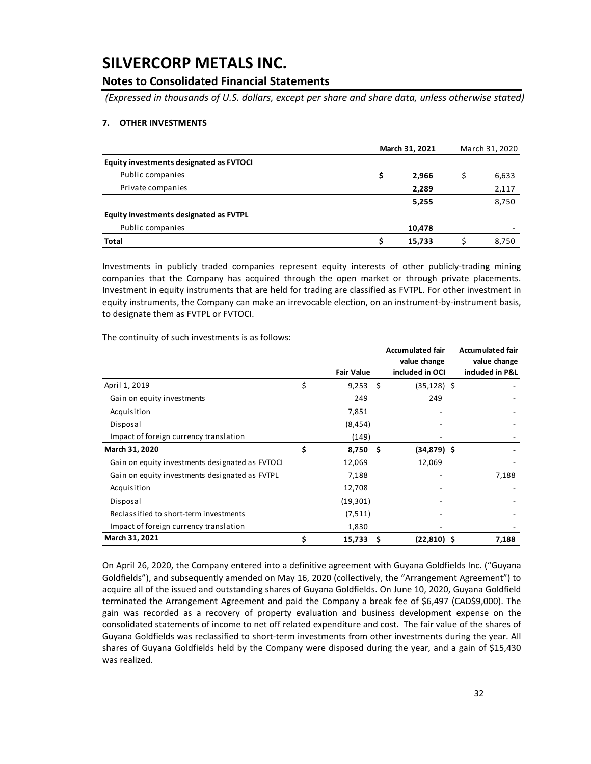# SILVERCORP METALS INC.

## Notes to Consolidated Financial Statements

*(Expressed in thousands of U.S. dollars, except per share and share data, unless otherwise stated)*

### 7. OTHER INVESTMENTS

| | March 31, 2021 | March 31, 2020 |
|---|---|---|
| **Equity investments designated as FVTOCI** | | |
| Public companies | $ 2,966 | $ 6,633 |
| Private companies | 2,289 | 2,117 |
| | 5,255 | 8,750 |
| **Equity investments designated as FVTPL** | | |
| Public companies | 10,478 | - |
| **Total** | $ 15,733 | $ 8,750 |

Investments in publicly traded companies represent equity interests of other publicly-trading mining companies that the Company has acquired through the open market or through private placements. Investment in equity instruments that are held for trading are classified as FVTPL. For other investment in equity instruments, the Company can make an irrevocable election, on an instrument-by-instrument basis, to designate them as FVTPL or FVTOCI.

The continuity of such investments is as follows:

| | Fair Value | Accumulated fair value change included in OCI | Accumulated fair value change included in P&L |
|---|---|---|---|
| April 1, 2019 | $ 9,253 | $ (35,128) | $ - |
| Gain on equity investments | 249 | 249 | - |
| Acquisition | 7,851 | - | - |
| Disposal | (8,454) | - | - |
| Impact of foreign currency translation | (149) | - | - |
| **March 31, 2020** | **$ 8,750** | **$ (34,879)** | **$ -** |
| Gain on equity investments designated as FVTOCI | 12,069 | 12,069 | - |
| Gain on equity investments designated as FVTPL | 7,188 | - | 7,188 |
| Acquisition | 12,708 | - | - |
| Disposal | (19,301) | - | - |
| Reclassified to short-term investments | (7,511) | - | - |
| Impact of foreign currency translation | 1,830 | - | - |
| **March 31, 2021** | **$ 15,733** | **$ (22,810)** | **$ 7,188** |

On April 26, 2020, the Company entered into a definitive agreement with Guyana Goldfields Inc. ("Guyana Goldfields"), and subsequently amended on May 16, 2020 (collectively, the "Arrangement Agreement") to acquire all of the issued and outstanding shares of Guyana Goldfields. On June 10, 2020, Guyana Goldfield terminated the Arrangement Agreement and paid the Company a break fee of $6,497 (CAD$9,000). The gain was recorded as a recovery of property evaluation and business development expense on the consolidated statements of income to net off related expenditure and cost. The fair value of the shares of Guyana Goldfields was reclassified to short-term investments from other investments during the year. All shares of Guyana Goldfields held by the Company were disposed during the year, and a gain of $15,430 was realized.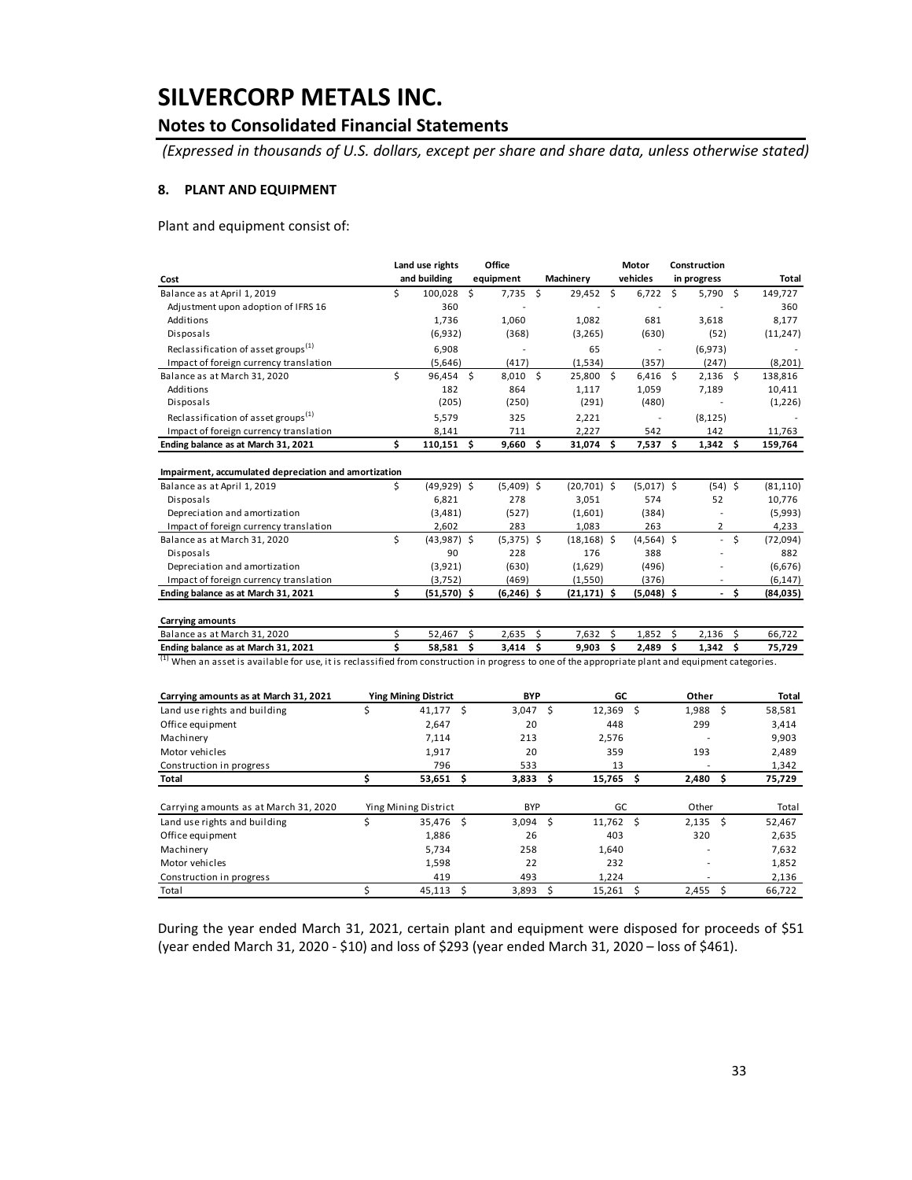# SILVERCORP METALS INC.

## Notes to Consolidated Financial Statements

*(Expressed in thousands of U.S. dollars, except per share and share data, unless otherwise stated)*

### 8. PLANT AND EQUIPMENT

Plant and equipment consist of:

| Cost | Land use rights and building | Office equipment | Machinery | Motor vehicles | Construction in progress | Total |
|---|---|---|---|---|---|---|
| Balance as at April 1, 2019 | $ 100,028 | $ 7,735 | $ 29,452 | $ 6,722 | $ 5,790 | $ 149,727 |
| Adjustment upon adoption of IFRS 16 | 360 | - | - | - | - | 360 |
| Additions | 1,736 | 1,060 | 1,082 | 681 | 3,618 | 8,177 |
| Disposals | (6,932) | (368) | (3,265) | (630) | (52) | (11,247) |
| Reclassification of asset groups[(1)] | 6,908 | - | 65 | - | (6,973) | - |
| Impact of foreign currency translation | (5,646) | (417) | (1,534) | (357) | (247) | (8,201) |
| Balance as at March 31, 2020 | $ 96,454 | $ 8,010 | $ 25,800 | $ 6,416 | $ 2,136 | $ 138,816 |
| Additions | 182 | 864 | 1,117 | 1,059 | 7,189 | 10,411 |
| Disposals | (205) | (250) | (291) | (480) | - | (1,226) |
| Reclassification of asset groups[(1)] | 5,579 | 325 | 2,221 | - | (8,125) | - |
| Impact of foreign currency translation | 8,141 | 711 | 2,227 | 542 | 142 | 11,763 |
| **Ending balance as at March 31, 2021** | **$ 110,151** | **$ 9,660** | **$ 31,074** | **$ 7,537** | **$ 1,342** | **$ 159,764** |
| **Impairment, accumulated depreciation and amortization** | | | | | | |
| Balance as at April 1, 2019 | $ (49,929) | $ (5,409) | $ (20,701) | $ (5,017) | $ (54) | $ (81,110) |
| Disposals | 6,821 | 278 | 3,051 | 574 | 52 | 10,776 |
| Depreciation and amortization | (3,481) | (527) | (1,601) | (384) | - | (5,993) |
| Impact of foreign currency translation | 2,602 | 283 | 1,083 | 263 | 2 | 4,233 |
| Balance as at March 31, 2020 | $ (43,987) | $ (5,375) | $ (18,168) | $ (4,564) | $ - | $ (72,094) |
| Disposals | 90 | 228 | 176 | 388 | - | 882 |
| Depreciation and amortization | (3,921) | (630) | (1,629) | (496) | - | (6,676) |
| Impact of foreign currency translation | (3,752) | (469) | (1,550) | (376) | - | (6,147) |
| **Ending balance as at March 31, 2021** | **$ (51,570)** | **$ (6,246)** | **$ (21,171)** | **$ (5,048)** | **$ -** | **$ (84,035)** |
| **Carrying amounts** | | | | | | |
| Balance as at March 31, 2020 | $ 52,467 | $ 2,635 | $ 7,632 | $ 1,852 | $ 2,136 | $ 66,722 |
| **Ending balance as at March 31, 2021** | **$ 58,581** | **$ 3,414** | **$ 9,903** | **$ 2,489** | **$ 1,342** | **$ 75,729** |

[(1)] When an asset is available for use, it is reclassified from construction in progress to one of the appropriate plant and equipment categories.

| Carrying amounts as at March 31, 2021 | Ying Mining District | BYP | GC | Other | Total |
|---|---|---|---|---|---|
| Land use rights and building | $ 41,177 | $ 3,047 | $ 12,369 | $ 1,988 | $ 58,581 |
| Office equipment | 2,647 | 20 | 448 | 299 | 3,414 |
| Machinery | 7,114 | 213 | 2,576 | - | 9,903 |
| Motor vehicles | 1,917 | 20 | 359 | 193 | 2,489 |
| Construction in progress | 796 | 533 | 13 | - | 1,342 |
| **Total** | **$ 53,651** | **$ 3,833** | **$ 15,765** | **$ 2,480** | **$ 75,729** |

| Carrying amounts as at March 31, 2020 | Ying Mining District | BYP | GC | Other | Total |
|---|---|---|---|---|---|
| Land use rights and building | $ 35,476 | $ 3,094 | $ 11,762 | $ 2,135 | $ 52,467 |
| Office equipment | 1,886 | 26 | 403 | 320 | 2,635 |
| Machinery | 5,734 | 258 | 1,640 | - | 7,632 |
| Motor vehicles | 1,598 | 22 | 232 | - | 1,852 |
| Construction in progress | 419 | 493 | 1,224 | - | 2,136 |
| Total | $ 45,113 | $ 3,893 | $ 15,261 | $ 2,455 | $ 66,722 |

During the year ended March 31, 2021, certain plant and equipment were disposed for proceeds of $51 (year ended March 31, 2020 - $10) and loss of $293 (year ended March 31, 2020 – loss of $461).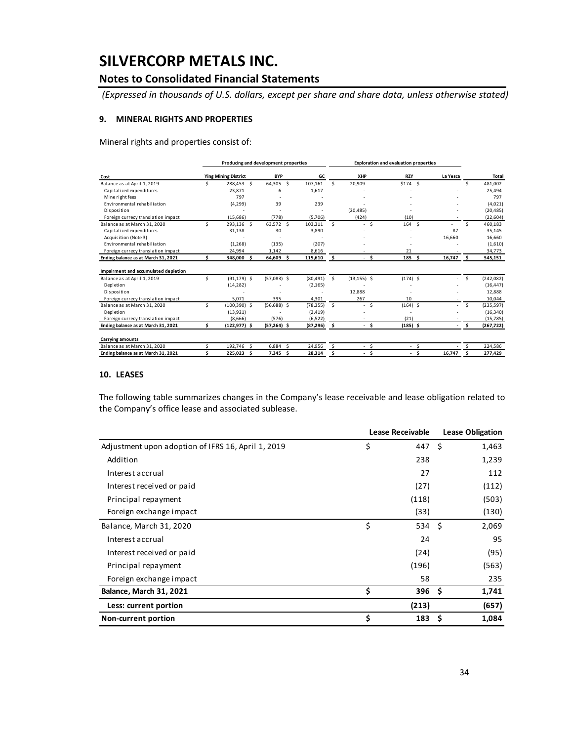# SILVERCORP METALS INC.

## Notes to Consolidated Financial Statements

*(Expressed in thousands of U.S. dollars, except per share and share data, unless otherwise stated)*

### 9. MINERAL RIGHTS AND PROPERTIES

Mineral rights and properties consist of:

| | Producing and development properties | | | Exploration and evaluation properties | | | |
|---|---|---|---|---|---|---|---|
| **Cost** | **Ying Mining District** | **BYP** | **GC** | **XHP** | **RZY** | **La Yesca** | **Total** |
| Balance as at April 1, 2019 | $ 288,453 | $ 64,305 | $ 107,161 | $ 20,909 | $174 | $ - | $ 481,002 |
| Capitalized expenditures | 23,871 | 6 | 1,617 | - | - | - | 25,494 |
| Mine right fees | 797 | - | - | - | - | - | 797 |
| Environmental rehabiliation | (4,299) | 39 | 239 | - | - | - | (4,021) |
| Disposition | - | - | - | (20,485) | - | - | (20,485) |
| Foreign currecy translation impact | (15,686) | (778) | (5,706) | (424) | (10) | - | (22,604) |
| Balance as at March 31, 2020 | $ 293,136 | $ 63,572 | $ 103,311 | $ - | $ 164 | $ - | $ 460,183 |
| Capitalized expenditures | 31,138 | 30 | 3,890 | - | - | 87 | 35,145 |
| Acquisition (Note 3) | - | - | - | - | - | 16,660 | 16,660 |
| Environmental rehabiliation | (1,268) | (135) | (207) | - | - | - | (1,610) |
| Foreign currecy translation impact | 24,994 | 1,142 | 8,616 | - | 21 | - | 34,773 |
| **Ending balance as at March 31, 2021** | **$ 348,000** | **$ 64,609** | **$ 115,610** | **$ -** | **$ 185** | **$ 16,747** | **$ 545,151** |
| **Impairment and accumulated depletion** | | | | | | | |
| Balance as at April 1, 2019 | $ (91,179) | $ (57,083) | $ (80,491) | $ (13,155) | $ (174) | $ - | $ (242,082) |
| Depletion | (14,282) | - | (2,165) | - | - | - | (16,447) |
| Disposition | - | - | - | 12,888 | - | - | 12,888 |
| Foreign currecy translation impact | 5,071 | 395 | 4,301 | 267 | 10 | - | 10,044 |
| Balance as at March 31, 2020 | $ (100,390) | $ (56,688) | $ (78,355) | $ - | $ (164) | $ - | $ (235,597) |
| Depletion | (13,921) | - | (2,419) | - | - | - | (16,340) |
| Foreign currecy translation impact | (8,666) | (576) | (6,522) | - | (21) | - | (15,785) |
| **Ending balance as at March 31, 2021** | **$ (122,977)** | **$ (57,264)** | **$ (87,296)** | **$ -** | **$ (185)** | **$ -** | **$ (267,722)** |
| **Carrying amounts** | | | | | | | |
| Balance as at March 31, 2020 | $ 192,746 | $ 6,884 | $ 24,956 | $ - | $ - | $ - | $ 224,586 |
| **Ending balance as at March 31, 2021** | **$ 225,023** | **$ 7,345** | **$ 28,314** | **$ -** | **$ -** | **$ 16,747** | **$ 277,429** |

### 10. LEASES

The following table summarizes changes in the Company's lease receivable and lease obligation related to the Company's office lease and associated sublease.

| | Lease Receivable | Lease Obligation |
|---|---|---|
| Adjustment upon adoption of IFRS 16, April 1, 2019 | $ 447 | $ 1,463 |
| Addition | 238 | 1,239 |
| Interest accrual | 27 | 112 |
| Interest received or paid | (27) | (112) |
| Principal repayment | (118) | (503) |
| Foreign exchange impact | (33) | (130) |
| Balance, March 31, 2020 | $ 534 | $ 2,069 |
| Interest accrual | 24 | 95 |
| Interest received or paid | (24) | (95) |
| Principal repayment | (196) | (563) |
| Foreign exchange impact | 58 | 235 |
| **Balance, March 31, 2021** | **$ 396** | **$ 1,741** |
| **Less: current portion** | **(213)** | **(657)** |
| **Non-current portion** | **$ 183** | **$ 1,084** |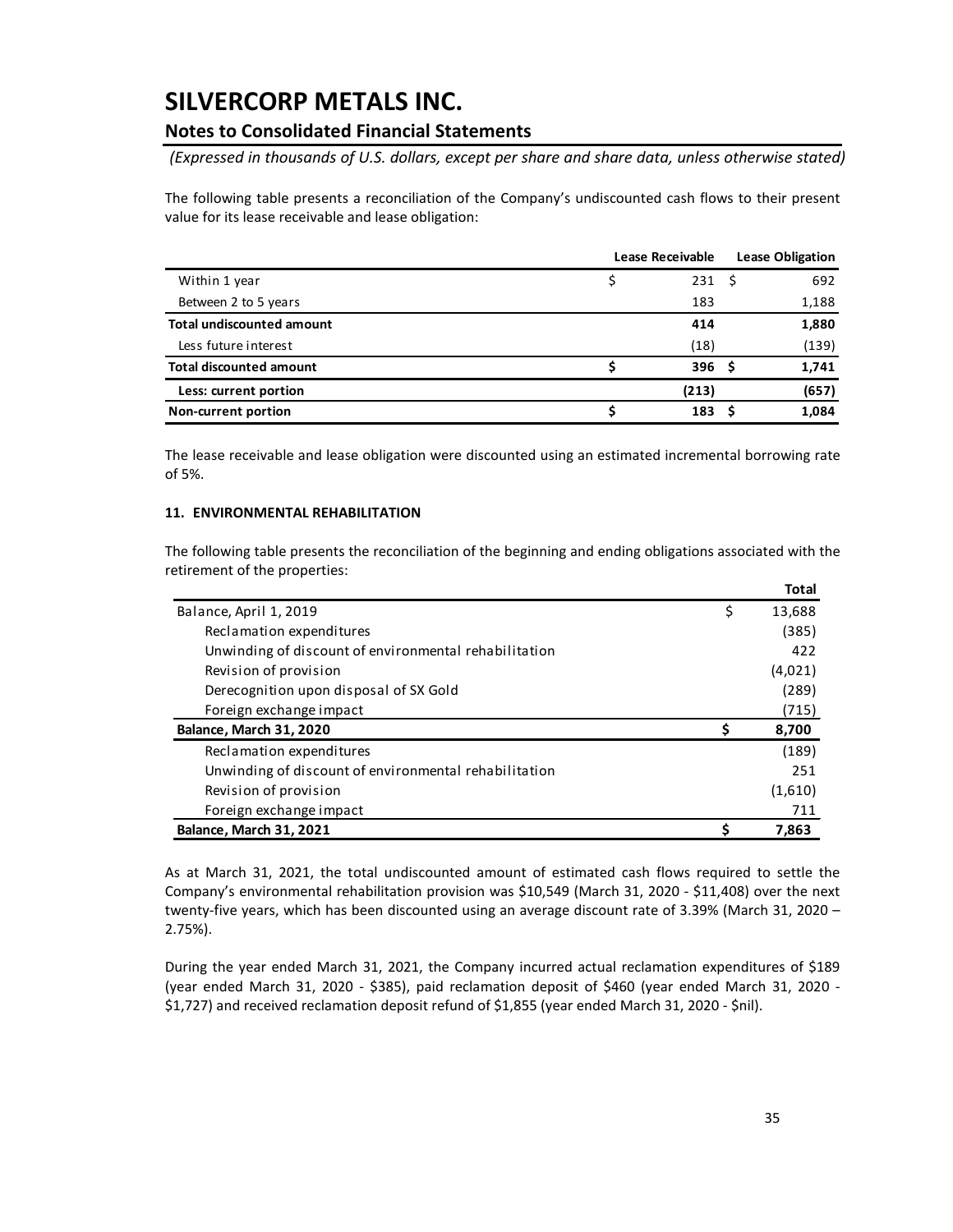# SILVERCORP METALS INC.

## Notes to Consolidated Financial Statements

*(Expressed in thousands of U.S. dollars, except per share and share data, unless otherwise stated)*

The following table presents a reconciliation of the Company's undiscounted cash flows to their present value for its lease receivable and lease obligation:

| | Lease Receivable | Lease Obligation |
|---|---|---|
| Within 1 year | $ 231 | $ 692 |
| Between 2 to 5 years | 183 | 1,188 |
| **Total undiscounted amount** | **414** | **1,880** |
| Less future interest | (18) | (139) |
| **Total discounted amount** | **$ 396** | **$ 1,741** |
| **Less: current portion** | **(213)** | **(657)** |
| **Non-current portion** | **$ 183** | **$ 1,084** |

The lease receivable and lease obligation were discounted using an estimated incremental borrowing rate of 5%.

### 11. ENVIRONMENTAL REHABILITATION

The following table presents the reconciliation of the beginning and ending obligations associated with the retirement of the properties:

| | Total |
|---|---|
| Balance, April 1, 2019 | $ 13,688 |
| Reclamation expenditures | (385) |
| Unwinding of discount of environmental rehabilitation | 422 |
| Revision of provision | (4,021) |
| Derecognition upon disposal of SX Gold | (289) |
| Foreign exchange impact | (715) |
| **Balance, March 31, 2020** | **$ 8,700** |
| Reclamation expenditures | (189) |
| Unwinding of discount of environmental rehabilitation | 251 |
| Revision of provision | (1,610) |
| Foreign exchange impact | 711 |
| **Balance, March 31, 2021** | **$ 7,863** |

As at March 31, 2021, the total undiscounted amount of estimated cash flows required to settle the Company's environmental rehabilitation provision was $10,549 (March 31, 2020 - $11,408) over the next twenty-five years, which has been discounted using an average discount rate of 3.39% (March 31, 2020 – 2.75%).

During the year ended March 31, 2021, the Company incurred actual reclamation expenditures of $189 (year ended March 31, 2020 - $385), paid reclamation deposit of $460 (year ended March 31, 2020 - $1,727) and received reclamation deposit refund of $1,855 (year ended March 31, 2020 - $nil).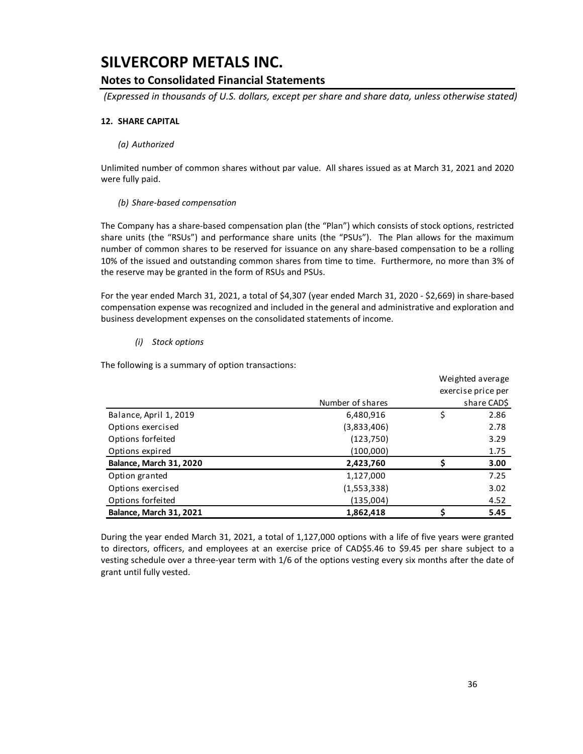# SILVERCORP METALS INC.

## Notes to Consolidated Financial Statements

*(Expressed in thousands of U.S. dollars, except per share and share data, unless otherwise stated)*

### 12. SHARE CAPITAL

*(a) Authorized*

Unlimited number of common shares without par value. All shares issued as at March 31, 2021 and 2020 were fully paid.

*(b) Share-based compensation*

The Company has a share-based compensation plan (the "Plan") which consists of stock options, restricted share units (the "RSUs") and performance share units (the "PSUs"). The Plan allows for the maximum number of common shares to be reserved for issuance on any share-based compensation to be a rolling 10% of the issued and outstanding common shares from time to time. Furthermore, no more than 3% of the reserve may be granted in the form of RSUs and PSUs.

For the year ended March 31, 2021, a total of $4,307 (year ended March 31, 2020 - $2,669) in share-based compensation expense was recognized and included in the general and administrative and exploration and business development expenses on the consolidated statements of income.

*(i) Stock options*

The following is a summary of option transactions:

| | Number of shares | Weighted average exercise price per share CAD$ |
|---|---|---|
| Balance, April 1, 2019 | 6,480,916 | $ 2.86 |
| Options exercised | (3,833,406) | 2.78 |
| Options forfeited | (123,750) | 3.29 |
| Options expired | (100,000) | 1.75 |
| **Balance, March 31, 2020** | **2,423,760** | **$ 3.00** |
| Option granted | 1,127,000 | 7.25 |
| Options exercised | (1,553,338) | 3.02 |
| Options forfeited | (135,004) | 4.52 |
| **Balance, March 31, 2021** | **1,862,418** | **$ 5.45** |

During the year ended March 31, 2021, a total of 1,127,000 options with a life of five years were granted to directors, officers, and employees at an exercise price of CAD$5.46 to $9.45 per share subject to a vesting schedule over a three-year term with 1/6 of the options vesting every six months after the date of grant until fully vested.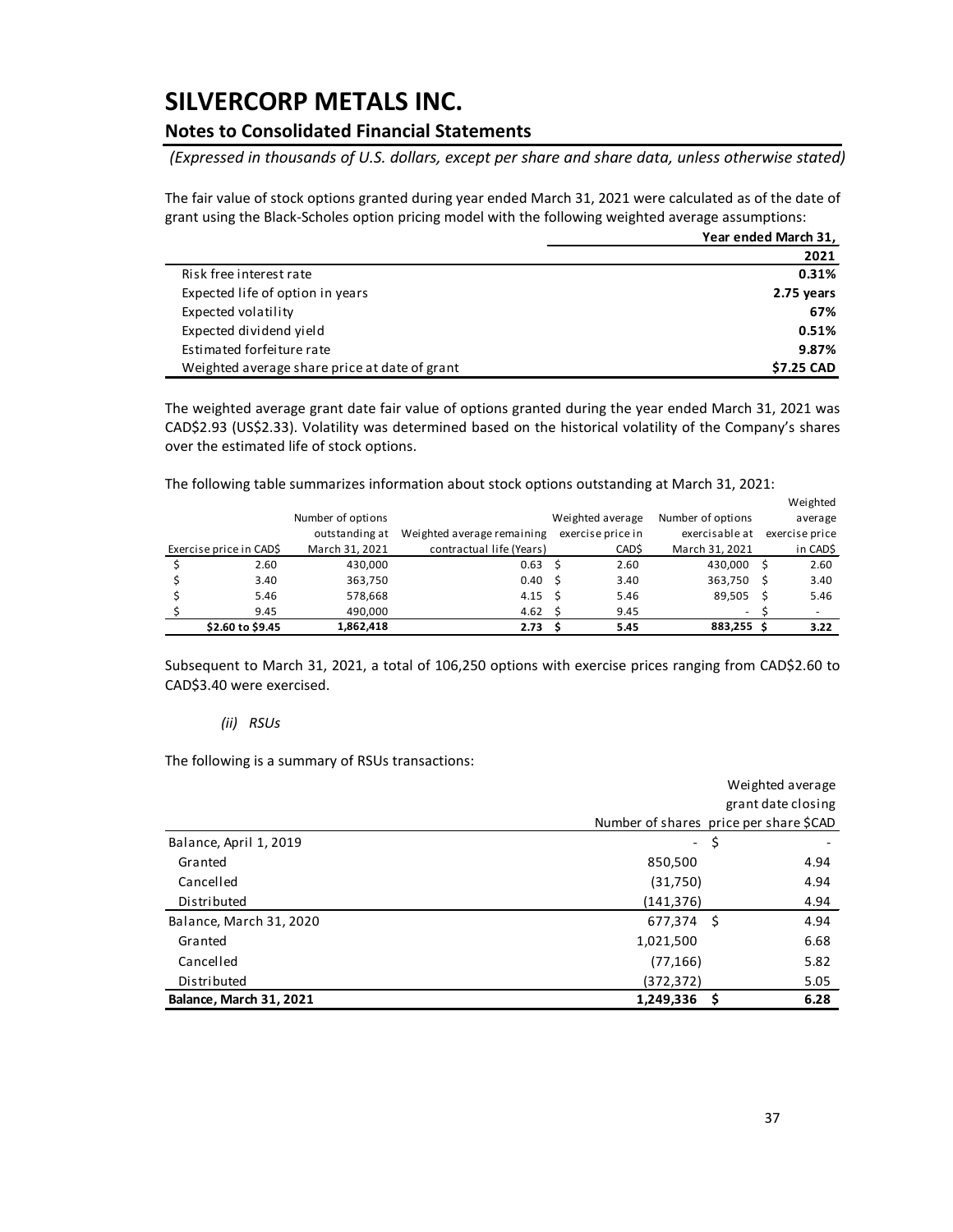# SILVERCORP METALS INC.

## Notes to Consolidated Financial Statements

*(Expressed in thousands of U.S. dollars, except per share and share data, unless otherwise stated)*

The fair value of stock options granted during year ended March 31, 2021 were calculated as of the date of grant using the Black-Scholes option pricing model with the following weighted average assumptions:

| | Year ended March 31, |
|---|---|
| | **2021** |
| Risk free interest rate | **0.31%** |
| Expected life of option in years | **2.75 years** |
| Expected volatility | **67%** |
| Expected dividend yield | **0.51%** |
| Estimated forfeiture rate | **9.87%** |
| Weighted average share price at date of grant | **$7.25 CAD** |

The weighted average grant date fair value of options granted during the year ended March 31, 2021 was CAD$2.93 (US$2.33). Volatility was determined based on the historical volatility of the Company's shares over the estimated life of stock options.

The following table summarizes information about stock options outstanding at March 31, 2021:

| Exercise price in CAD$ | Number of options outstanding at March 31, 2021 | Weighted average remaining contractual life (Years) | Weighted average exercise price in CAD$ | Number of options exercisable at March 31, 2021 | Weighted average exercise price in CAD$ |
|---|---|---|---|---|---|
| $ 2.60 | 430,000 | 0.63 | $ 2.60 | 430,000 | $ 2.60 |
| $ 3.40 | 363,750 | 0.40 | $ 3.40 | 363,750 | $ 3.40 |
| $ 5.46 | 578,668 | 4.15 | $ 5.46 | 89,505 | $ 5.46 |
| $ 9.45 | 490,000 | 4.62 | $ 9.45 | - | $ - |
| **$2.60 to $9.45** | **1,862,418** | **2.73** | **$ 5.45** | **883,255** | **$ 3.22** |

Subsequent to March 31, 2021, a total of 106,250 options with exercise prices ranging from CAD$2.60 to CAD$3.40 were exercised.

*(ii) RSUs*

The following is a summary of RSUs transactions:

| | Number of shares | Weighted average grant date closing price per share $CAD |
|---|---|---|
| Balance, April 1, 2019 | - | $ - |
| Granted | 850,500 | 4.94 |
| Cancelled | (31,750) | 4.94 |
| Distributed | (141,376) | 4.94 |
| Balance, March 31, 2020 | 677,374 | $ 4.94 |
| Granted | 1,021,500 | 6.68 |
| Cancelled | (77,166) | 5.82 |
| Distributed | (372,372) | 5.05 |
| **Balance, March 31, 2021** | **1,249,336** | **$ 6.28** |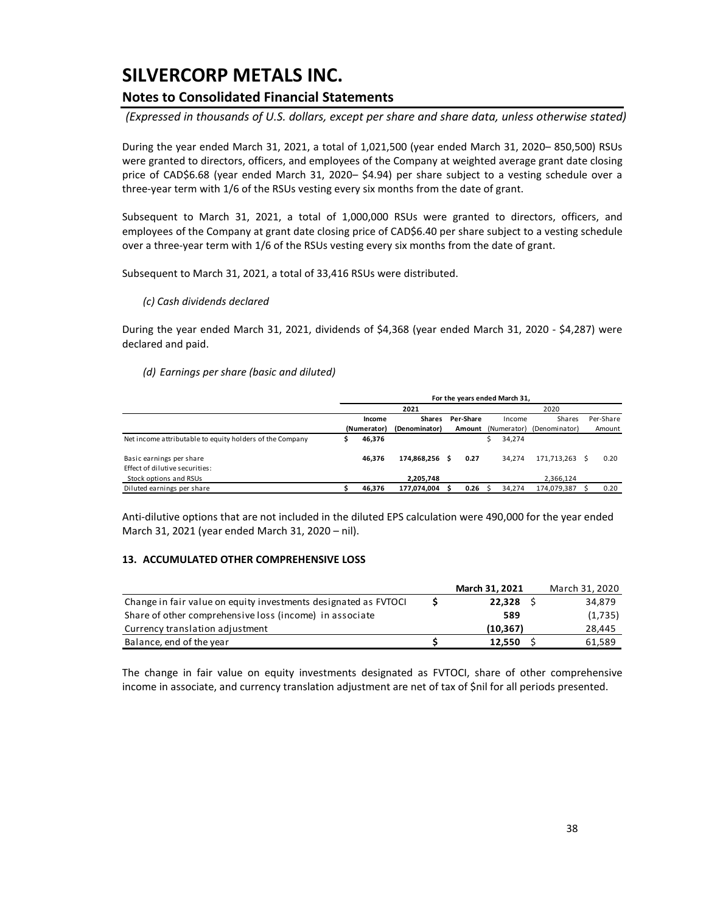# SILVERCORP METALS INC.

## Notes to Consolidated Financial Statements

*(Expressed in thousands of U.S. dollars, except per share and share data, unless otherwise stated)*

During the year ended March 31, 2021, a total of 1,021,500 (year ended March 31, 2020– 850,500) RSUs were granted to directors, officers, and employees of the Company at weighted average grant date closing price of CAD$6.68 (year ended March 31, 2020– $4.94) per share subject to a vesting schedule over a three-year term with 1/6 of the RSUs vesting every six months from the date of grant.

Subsequent to March 31, 2021, a total of 1,000,000 RSUs were granted to directors, officers, and employees of the Company at grant date closing price of CAD$6.40 per share subject to a vesting schedule over a three-year term with 1/6 of the RSUs vesting every six months from the date of grant.

Subsequent to March 31, 2021, a total of 33,416 RSUs were distributed.

*(c) Cash dividends declared*

During the year ended March 31, 2021, dividends of $4,368 (year ended March 31, 2020 - $4,287) were declared and paid.

*(d) Earnings per share (basic and diluted)*

| | For the years ended March 31, | | | | | |
|---|---|---|---|---|---|---|
| | **2021** | | | 2020 | | |
| | **Income (Numerator)** | **Shares (Denominator)** | **Per-Share Amount** | Income (Numerator) | Shares (Denominator) | Per-Share Amount |
| Net income attributable to equity holders of the Company | **$ 46,376** | | | $ 34,274 | | |
| Basic earnings per share | **46,376** | **174,868,256** | **$ 0.27** | 34,274 | 171,713,263 | $ 0.20 |
| Effect of dilutive securities: | | | | | | |
| Stock options and RSUs | | **2,205,748** | | | 2,366,124 | |
| Diluted earnings per share | **$ 46,376** | **177,074,004** | **$ 0.26** | $ 34,274 | 174,079,387 | $ 0.20 |

Anti-dilutive options that are not included in the diluted EPS calculation were 490,000 for the year ended March 31, 2021 (year ended March 31, 2020 – nil).

### 13. ACCUMULATED OTHER COMPREHENSIVE LOSS

| | **March 31, 2021** | March 31, 2020 |
|---|---|---|
| Change in fair value on equity investments designated as FVTOCI | **$ 22,328** | $ 34,879 |
| Share of other comprehensive loss (income) in associate | **589** | (1,735) |
| Currency translation adjustment | **(10,367)** | 28,445 |
| Balance, end of the year | **$ 12,550** | $ 61,589 |

The change in fair value on equity investments designated as FVTOCI, share of other comprehensive income in associate, and currency translation adjustment are net of tax of $nil for all periods presented.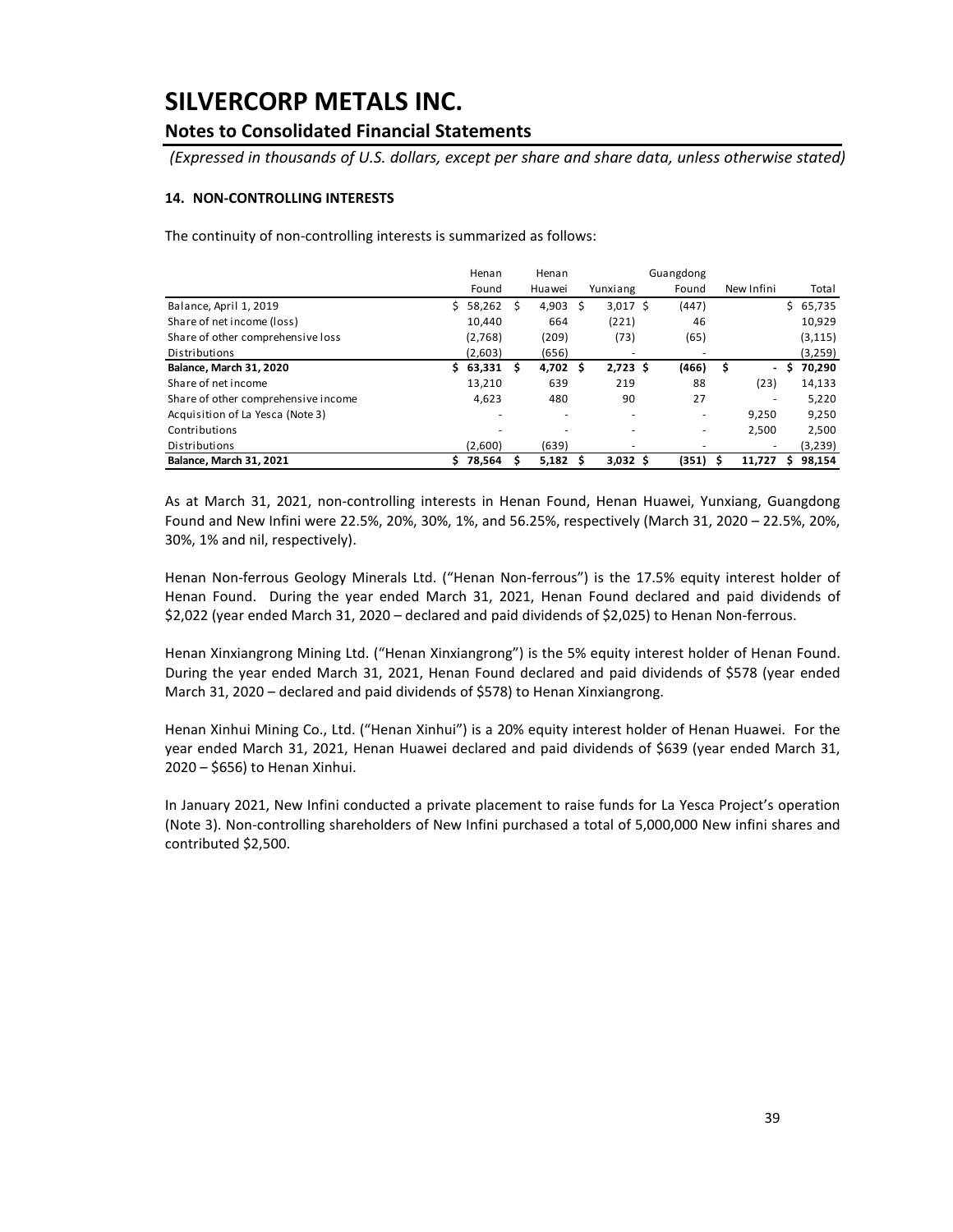# SILVERCORP METALS INC.

## Notes to Consolidated Financial Statements

*(Expressed in thousands of U.S. dollars, except per share and share data, unless otherwise stated)*

### 14. NON-CONTROLLING INTERESTS

The continuity of non-controlling interests is summarized as follows:

| | Henan Found | Henan Huawei | Yunxiang | Guangdong Found | New Infini | Total |
|---|---|---|---|---|---|---|
| Balance, April 1, 2019 | $ 58,262 | $ 4,903 | $ 3,017 | $ (447) | | $ 65,735 |
| Share of net income (loss) | 10,440 | 664 | (221) | 46 | | 10,929 |
| Share of other comprehensive loss | (2,768) | (209) | (73) | (65) | | (3,115) |
| Distributions | (2,603) | (656) | - | - | | (3,259) |
| **Balance, March 31, 2020** | **$ 63,331** | **$ 4,702** | **$ 2,723** | **$ (466)** | **$ -** | **$ 70,290** |
| Share of net income | 13,210 | 639 | 219 | 88 | (23) | 14,133 |
| Share of other comprehensive income | 4,623 | 480 | 90 | 27 | - | 5,220 |
| Acquisition of La Yesca (Note 3) | - | - | - | - | 9,250 | 9,250 |
| Contributions | - | - | - | - | 2,500 | 2,500 |
| Distributions | (2,600) | (639) | - | - | - | (3,239) |
| **Balance, March 31, 2021** | **$ 78,564** | **$ 5,182** | **$ 3,032** | **$ (351)** | **$ 11,727** | **$ 98,154** |

As at March 31, 2021, non-controlling interests in Henan Found, Henan Huawei, Yunxiang, Guangdong Found and New Infini were 22.5%, 20%, 30%, 1%, and 56.25%, respectively (March 31, 2020 – 22.5%, 20%, 30%, 1% and nil, respectively).

Henan Non-ferrous Geology Minerals Ltd. ("Henan Non-ferrous") is the 17.5% equity interest holder of Henan Found. During the year ended March 31, 2021, Henan Found declared and paid dividends of $2,022 (year ended March 31, 2020 – declared and paid dividends of $2,025) to Henan Non-ferrous.

Henan Xinxiangrong Mining Ltd. ("Henan Xinxiangrong") is the 5% equity interest holder of Henan Found. During the year ended March 31, 2021, Henan Found declared and paid dividends of $578 (year ended March 31, 2020 – declared and paid dividends of $578) to Henan Xinxiangrong.

Henan Xinhui Mining Co., Ltd. ("Henan Xinhui") is a 20% equity interest holder of Henan Huawei. For the year ended March 31, 2021, Henan Huawei declared and paid dividends of $639 (year ended March 31, 2020 – $656) to Henan Xinhui.

In January 2021, New Infini conducted a private placement to raise funds for La Yesca Project's operation (Note 3). Non-controlling shareholders of New Infini purchased a total of 5,000,000 New infini shares and contributed $2,500.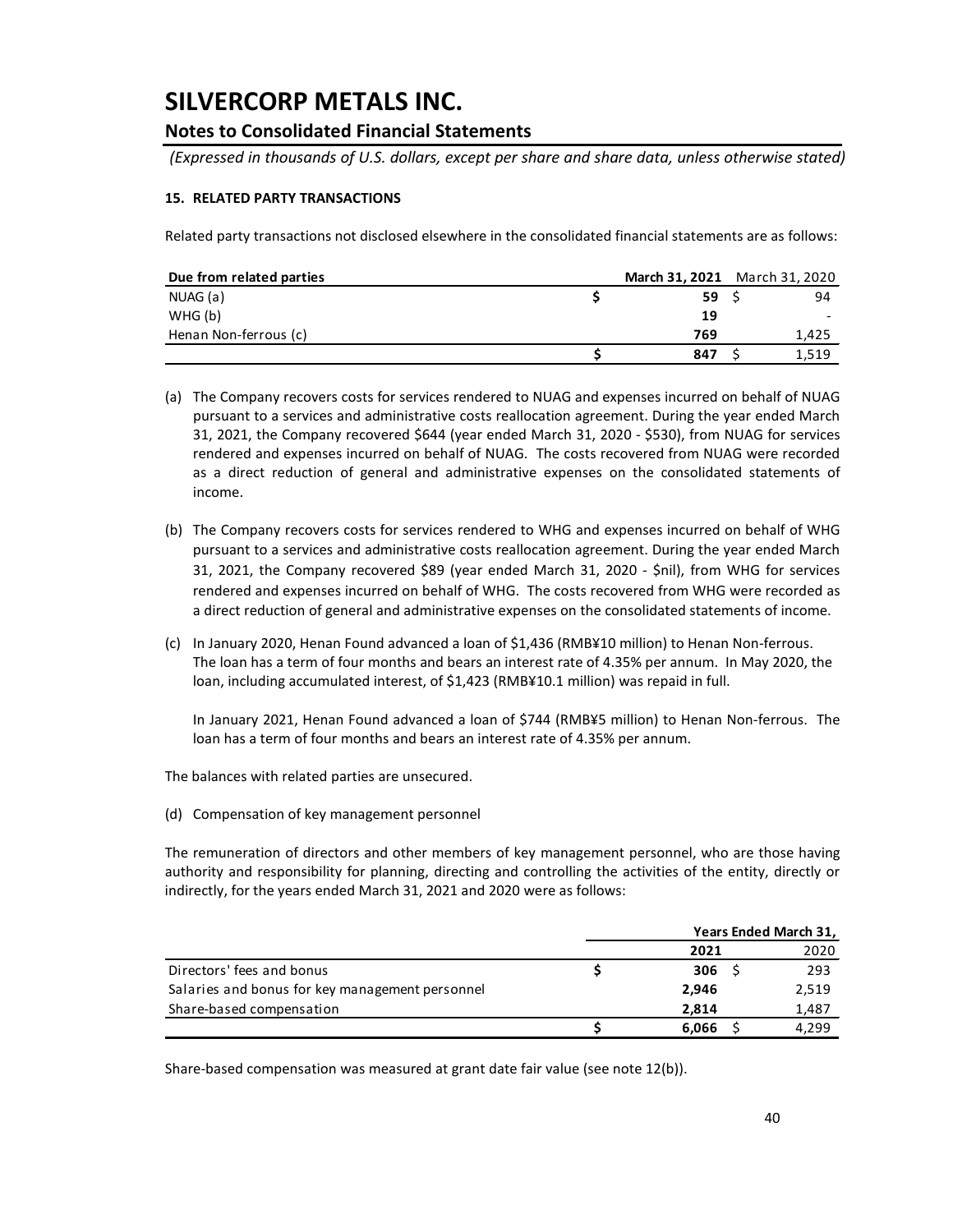## 15. RELATED PARTY TRANSACTIONS

Related party transactions not disclosed elsewhere in the consolidated financial statements are as follows:

| Due from related parties | March 31, 2021 | March 31, 2020 |
|---|---|---|
| NUAG (a) | $ 59 | $ 94 |
| WHG (b) | 19 | - |
| Henan Non-ferrous (c) | 769 | 1,425 |
| | $ 847 | $ 1,519 |

(a) The Company recovers costs for services rendered to NUAG and expenses incurred on behalf of NUAG pursuant to a services and administrative costs reallocation agreement. During the year ended March 31, 2021, the Company recovered $644 (year ended March 31, 2020 - $530), from NUAG for services rendered and expenses incurred on behalf of NUAG. The costs recovered from NUAG were recorded as a direct reduction of general and administrative expenses on the consolidated statements of income.

(b) The Company recovers costs for services rendered to WHG and expenses incurred on behalf of WHG pursuant to a services and administrative costs reallocation agreement. During the year ended March 31, 2021, the Company recovered $89 (year ended March 31, 2020 - $nil), from WHG for services rendered and expenses incurred on behalf of WHG. The costs recovered from WHG were recorded as a direct reduction of general and administrative expenses on the consolidated statements of income.

(c) In January 2020, Henan Found advanced a loan of $1,436 (RMB¥10 million) to Henan Non-ferrous. The loan has a term of four months and bears an interest rate of 4.35% per annum. In May 2020, the loan, including accumulated interest, of $1,423 (RMB¥10.1 million) was repaid in full.

   In January 2021, Henan Found advanced a loan of $744 (RMB¥5 million) to Henan Non-ferrous. The loan has a term of four months and bears an interest rate of 4.35% per annum.

The balances with related parties are unsecured.

(d) Compensation of key management personnel

The remuneration of directors and other members of key management personnel, who are those having authority and responsibility for planning, directing and controlling the activities of the entity, directly or indirectly, for the years ended March 31, 2021 and 2020 were as follows:

| | Years Ended March 31, | |
|---|---|---|
| | 2021 | 2020 |
| Directors' fees and bonus | $ 306 | $ 293 |
| Salaries and bonus for key management personnel | 2,946 | 2,519 |
| Share-based compensation | 2,814 | 1,487 |
| | $ 6,066 | $ 4,299 |

Share-based compensation was measured at grant date fair value (see note 12(b)).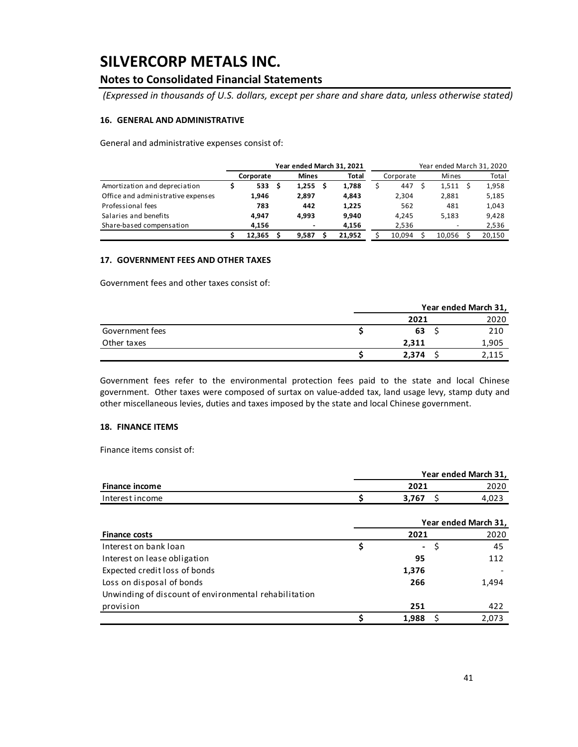# SILVERCORP METALS INC.

## Notes to Consolidated Financial Statements

*(Expressed in thousands of U.S. dollars, except per share and share data, unless otherwise stated)*

### 16. GENERAL AND ADMINISTRATIVE

General and administrative expenses consist of:

| | Year ended March 31, 2021 | | | Year ended March 31, 2020 | | |
|---|---|---|---|---|---|---|
| | **Corporate** | **Mines** | **Total** | Corporate | Mines | Total |
| Amortization and depreciation | $ **533** | $ **1,255** | $ **1,788** | $ 447 | $ 1,511 | $ 1,958 |
| Office and administrative expenses | **1,946** | **2,897** | **4,843** | 2,304 | 2,881 | 5,185 |
| Professional fees | **783** | **442** | **1,225** | 562 | 481 | 1,043 |
| Salaries and benefits | **4,947** | **4,993** | **9,940** | 4,245 | 5,183 | 9,428 |
| Share-based compensation | **4,156** | **-** | **4,156** | 2,536 | - | 2,536 |
| | $ **12,365** | $ **9,587** | $ **21,952** | $ 10,094 | $ 10,056 | $ 20,150 |

### 17. GOVERNMENT FEES AND OTHER TAXES

Government fees and other taxes consist of:

| | Year ended March 31, | |
|---|---|---|
| | **2021** | 2020 |
| Government fees | $ **63** | $ 210 |
| Other taxes | **2,311** | 1,905 |
| | $ **2,374** | $ 2,115 |

Government fees refer to the environmental protection fees paid to the state and local Chinese government. Other taxes were composed of surtax on value-added tax, land usage levy, stamp duty and other miscellaneous levies, duties and taxes imposed by the state and local Chinese government.

### 18. FINANCE ITEMS

Finance items consist of:

| | Year ended March 31, | |
|---|---|---|
| **Finance income** | **2021** | 2020 |
| Interest income | $ **3,767** | $ 4,023 |

| | Year ended March 31, | |
|---|---|---|
| **Finance costs** | **2021** | 2020 |
| Interest on bank loan | $ **-** | $ 45 |
| Interest on lease obligation | **95** | 112 |
| Expected credit loss of bonds | **1,376** | - |
| Loss on disposal of bonds | **266** | 1,494 |
| Unwinding of discount of environmental rehabilitation provision | **251** | 422 |
| | $ **1,988** | $ 2,073 |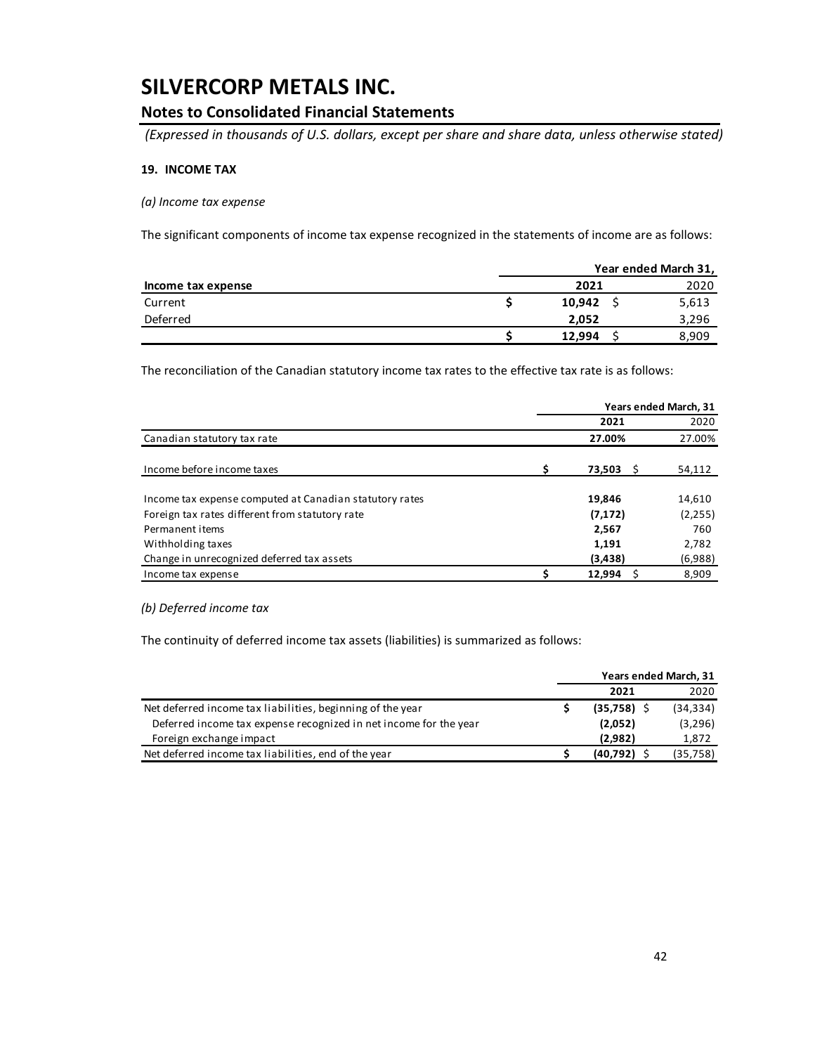# SILVERCORP METALS INC.

## Notes to Consolidated Financial Statements

*(Expressed in thousands of U.S. dollars, except per share and share data, unless otherwise stated)*

**19. INCOME TAX**

*(a) Income tax expense*

The significant components of income tax expense recognized in the statements of income are as follows:

| | Year ended March 31, | |
|---|---|---|
| **Income tax expense** | **2021** | 2020 |
| Current | **$ 10,942** | $ 5,613 |
| Deferred | **2,052** | 3,296 |
| | **$ 12,994** | $ 8,909 |

The reconciliation of the Canadian statutory income tax rates to the effective tax rate is as follows:

| | Years ended March, 31 | |
|---|---|---|
| | **2021** | 2020 |
| Canadian statutory tax rate | **27.00%** | 27.00% |
| Income before income taxes | **$ 73,503** | $ 54,112 |
| Income tax expense computed at Canadian statutory rates | **19,846** | 14,610 |
| Foreign tax rates different from statutory rate | **(7,172)** | (2,255) |
| Permanent items | **2,567** | 760 |
| Withholding taxes | **1,191** | 2,782 |
| Change in unrecognized deferred tax assets | **(3,438)** | (6,988) |
| Income tax expense | **$ 12,994** | $ 8,909 |

*(b) Deferred income tax*

The continuity of deferred income tax assets (liabilities) is summarized as follows:

| | Years ended March, 31 | |
|---|---|---|
| | **2021** | 2020 |
| Net deferred income tax liabilities, beginning of the year | **$ (35,758)** | $ (34,334) |
| Deferred income tax expense recognized in net income for the year | **(2,052)** | (3,296) |
| Foreign exchange impact | **(2,982)** | 1,872 |
| Net deferred income tax liabilities, end of the year | **$ (40,792)** | $ (35,758) |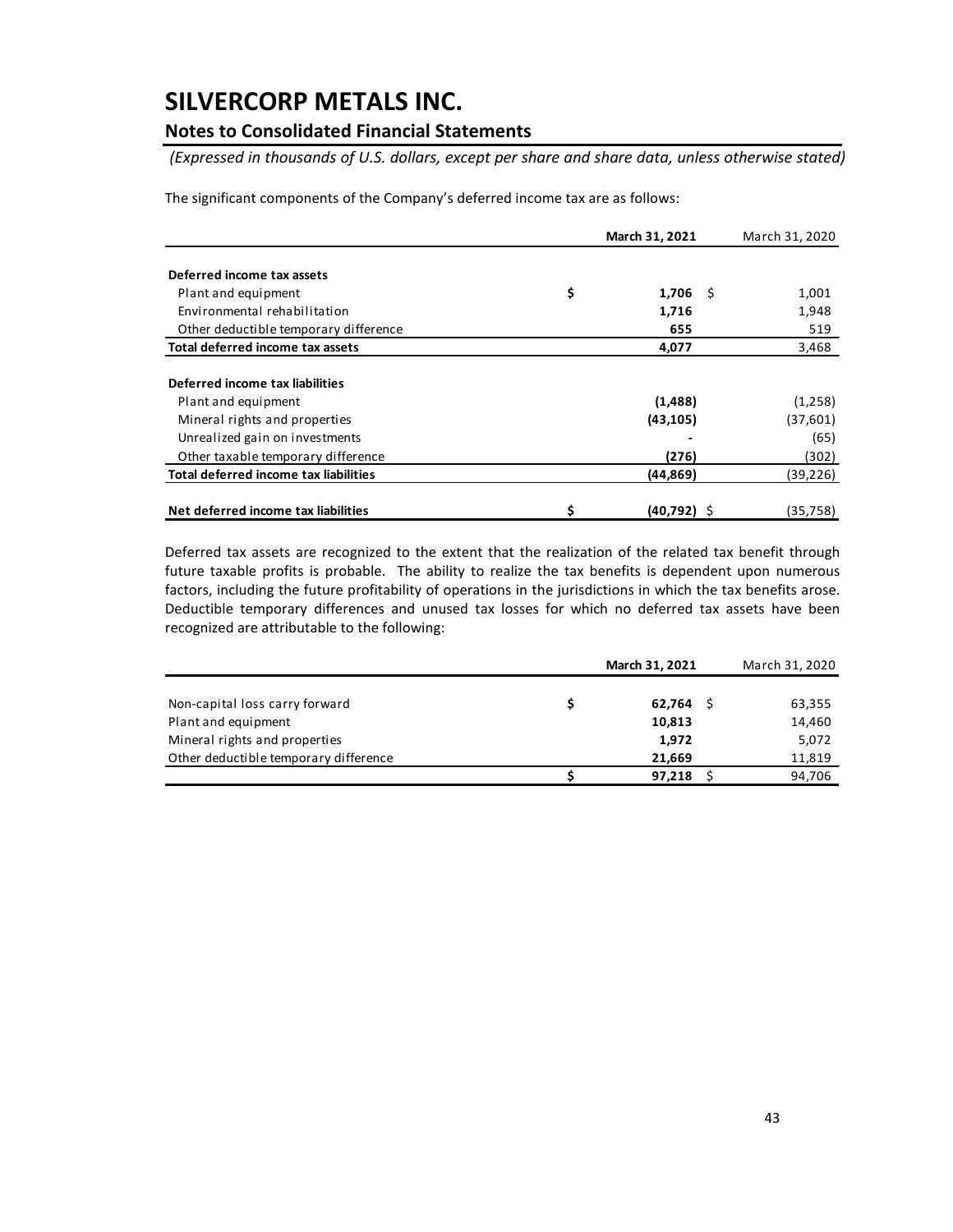# SILVERCORP METALS INC.

## Notes to Consolidated Financial Statements

*(Expressed in thousands of U.S. dollars, except per share and share data, unless otherwise stated)*

The significant components of the Company's deferred income tax are as follows:

| | March 31, 2021 | March 31, 2020 |
|---|---|---|
| **Deferred income tax assets** | | |
| Plant and equipment | $ **1,706** | $ 1,001 |
| Environmental rehabilitation | **1,716** | 1,948 |
| Other deductible temporary difference | **655** | 519 |
| **Total deferred income tax assets** | **4,077** | 3,468 |
| **Deferred income tax liabilities** | | |
| Plant and equipment | **(1,488)** | (1,258) |
| Mineral rights and properties | **(43,105)** | (37,601) |
| Unrealized gain on investments | **-** | (65) |
| Other taxable temporary difference | **(276)** | (302) |
| **Total deferred income tax liabilities** | **(44,869)** | (39,226) |
| **Net deferred income tax liabilities** | $ **(40,792)** | $ (35,758) |

Deferred tax assets are recognized to the extent that the realization of the related tax benefit through future taxable profits is probable. The ability to realize the tax benefits is dependent upon numerous factors, including the future profitability of operations in the jurisdictions in which the tax benefits arose. Deductible temporary differences and unused tax losses for which no deferred tax assets have been recognized are attributable to the following:

| | March 31, 2021 | March 31, 2020 |
|---|---|---|
| Non-capital loss carry forward | $ **62,764** | $ 63,355 |
| Plant and equipment | **10,813** | 14,460 |
| Mineral rights and properties | **1,972** | 5,072 |
| Other deductible temporary difference | **21,669** | 11,819 |
| | $ **97,218** | $ 94,706 |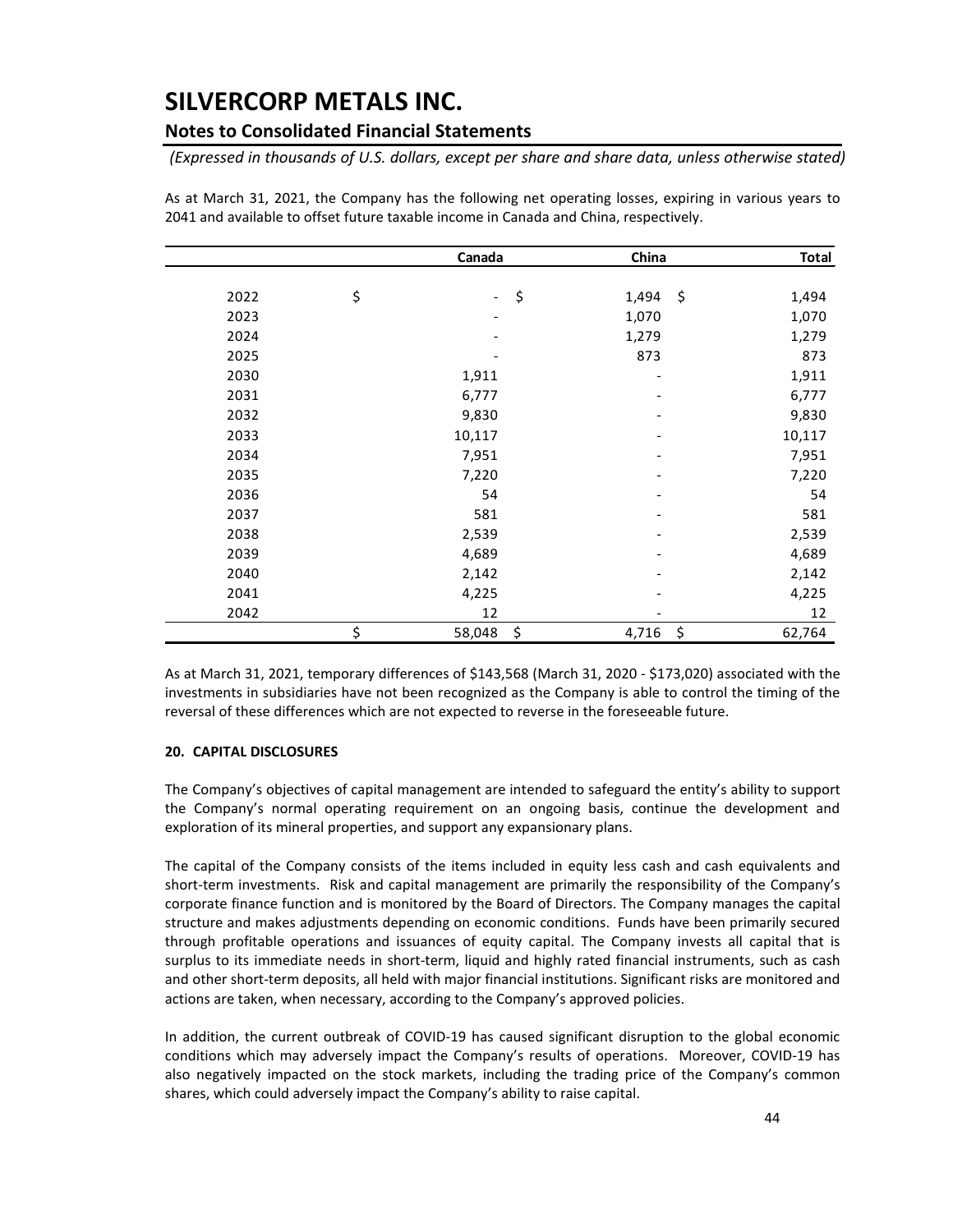As at March 31, 2021, the Company has the following net operating losses, expiring in various years to 2041 and available to offset future taxable income in Canada and China, respectively.

| | Canada | China | Total |
|---|---|---|---|
| 2022 | $ - | $ 1,494 | $ 1,494 |
| 2023 | - | 1,070 | 1,070 |
| 2024 | - | 1,279 | 1,279 |
| 2025 | - | 873 | 873 |
| 2030 | 1,911 | - | 1,911 |
| 2031 | 6,777 | - | 6,777 |
| 2032 | 9,830 | - | 9,830 |
| 2033 | 10,117 | - | 10,117 |
| 2034 | 7,951 | - | 7,951 |
| 2035 | 7,220 | - | 7,220 |
| 2036 | 54 | - | 54 |
| 2037 | 581 | - | 581 |
| 2038 | 2,539 | - | 2,539 |
| 2039 | 4,689 | - | 4,689 |
| 2040 | 2,142 | - | 2,142 |
| 2041 | 4,225 | - | 4,225 |
| 2042 | 12 | - | 12 |
| | $ 58,048 | $ 4,716 | $ 62,764 |

As at March 31, 2021, temporary differences of $143,568 (March 31, 2020 - $173,020) associated with the investments in subsidiaries have not been recognized as the Company is able to control the timing of the reversal of these differences which are not expected to reverse in the foreseeable future.

## 20. CAPITAL DISCLOSURES

The Company's objectives of capital management are intended to safeguard the entity's ability to support the Company's normal operating requirement on an ongoing basis, continue the development and exploration of its mineral properties, and support any expansionary plans.

The capital of the Company consists of the items included in equity less cash and cash equivalents and short-term investments. Risk and capital management are primarily the responsibility of the Company's corporate finance function and is monitored by the Board of Directors. The Company manages the capital structure and makes adjustments depending on economic conditions. Funds have been primarily secured through profitable operations and issuances of equity capital. The Company invests all capital that is surplus to its immediate needs in short-term, liquid and highly rated financial instruments, such as cash and other short-term deposits, all held with major financial institutions. Significant risks are monitored and actions are taken, when necessary, according to the Company's approved policies.

In addition, the current outbreak of COVID-19 has caused significant disruption to the global economic conditions which may adversely impact the Company's results of operations. Moreover, COVID-19 has also negatively impacted on the stock markets, including the trading price of the Company's common shares, which could adversely impact the Company's ability to raise capital.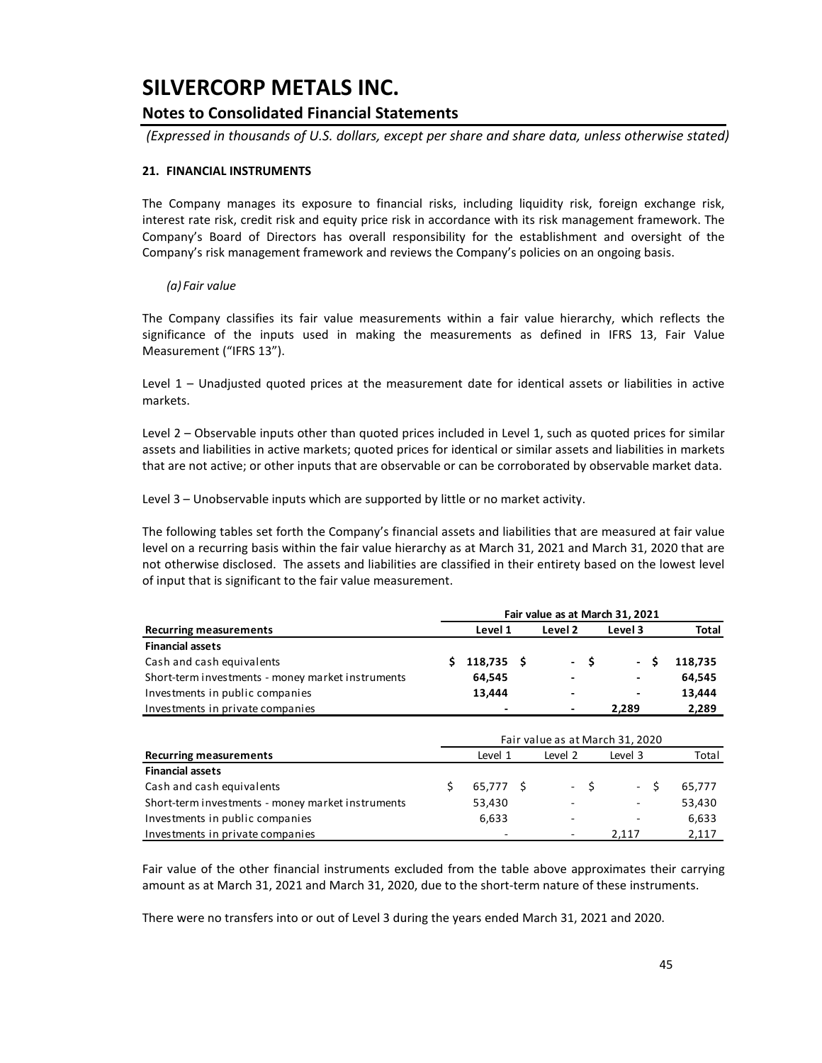### 21. FINANCIAL INSTRUMENTS

The Company manages its exposure to financial risks, including liquidity risk, foreign exchange risk, interest rate risk, credit risk and equity price risk in accordance with its risk management framework. The Company's Board of Directors has overall responsibility for the establishment and oversight of the Company's risk management framework and reviews the Company's policies on an ongoing basis.

*(a) Fair value*

The Company classifies its fair value measurements within a fair value hierarchy, which reflects the significance of the inputs used in making the measurements as defined in IFRS 13, Fair Value Measurement ("IFRS 13").

Level 1 – Unadjusted quoted prices at the measurement date for identical assets or liabilities in active markets.

Level 2 – Observable inputs other than quoted prices included in Level 1, such as quoted prices for similar assets and liabilities in active markets; quoted prices for identical or similar assets and liabilities in markets that are not active; or other inputs that are observable or can be corroborated by observable market data.

Level 3 – Unobservable inputs which are supported by little or no market activity.

The following tables set forth the Company's financial assets and liabilities that are measured at fair value level on a recurring basis within the fair value hierarchy as at March 31, 2021 and March 31, 2020 that are not otherwise disclosed. The assets and liabilities are classified in their entirety based on the lowest level of input that is significant to the fair value measurement.

| | **Fair value as at March 31, 2021** | | | |
|---|---|---|---|---|
| **Recurring measurements** | **Level 1** | **Level 2** | **Level 3** | **Total** |
| **Financial assets** | | | | |
| Cash and cash equivalents | **$ 118,735** | **$ -** | **$ -** | **$ 118,735** |
| Short-term investments - money market instruments | **64,545** | **-** | **-** | **64,545** |
| Investments in public companies | **13,444** | **-** | **-** | **13,444** |
| Investments in private companies | **-** | **-** | **2,289** | **2,289** |

| | Fair value as at March 31, 2020 | | | |
|---|---|---|---|---|
| **Recurring measurements** | Level 1 | Level 2 | Level 3 | Total |
| **Financial assets** | | | | |
| Cash and cash equivalents | $ 65,777 | $ - | $ - | $ 65,777 |
| Short-term investments - money market instruments | 53,430 | - | - | 53,430 |
| Investments in public companies | 6,633 | - | - | 6,633 |
| Investments in private companies | - | - | 2,117 | 2,117 |

Fair value of the other financial instruments excluded from the table above approximates their carrying amount as at March 31, 2021 and March 31, 2020, due to the short-term nature of these instruments.

There were no transfers into or out of Level 3 during the years ended March 31, 2021 and 2020.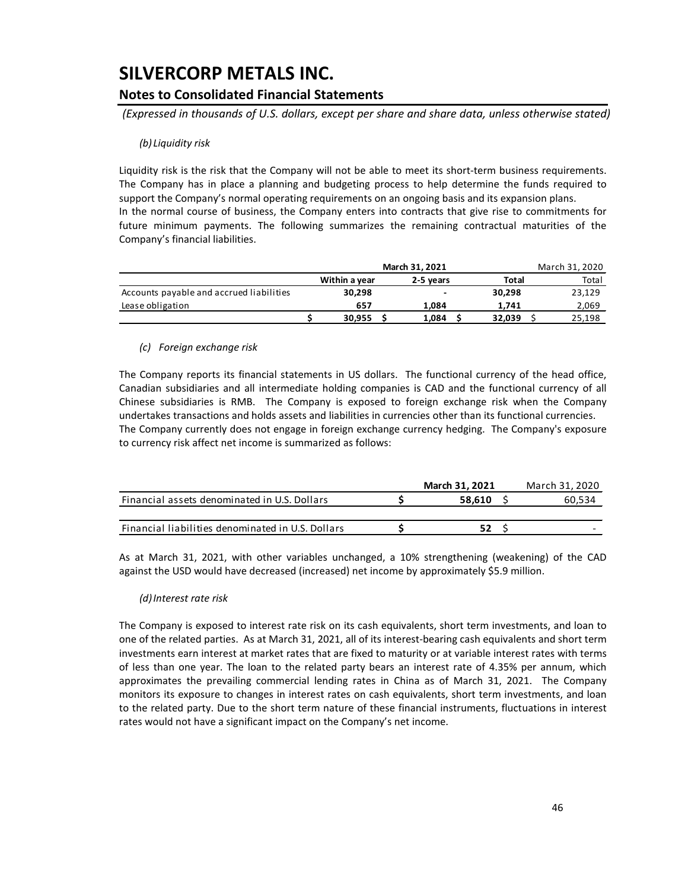# SILVERCORP METALS INC.

## Notes to Consolidated Financial Statements

*(Expressed in thousands of U.S. dollars, except per share and share data, unless otherwise stated)*

*(b) Liquidity risk*

Liquidity risk is the risk that the Company will not be able to meet its short-term business requirements. The Company has in place a planning and budgeting process to help determine the funds required to support the Company's normal operating requirements on an ongoing basis and its expansion plans.

In the normal course of business, the Company enters into contracts that give rise to commitments for future minimum payments. The following summarizes the remaining contractual maturities of the Company's financial liabilities.

| | **March 31, 2021** | | | March 31, 2020 |
|---|---|---|---|---|
| | **Within a year** | **2-5 years** | **Total** | Total |
| Accounts payable and accrued liabilities | **30,298** | **-** | **30,298** | 23,129 |
| Lease obligation | **657** | **1,084** | **1,741** | 2,069 |
| | **$ 30,955** | **$ 1,084** | **$ 32,039** | $ 25,198 |

*(c) Foreign exchange risk*

The Company reports its financial statements in US dollars. The functional currency of the head office, Canadian subsidiaries and all intermediate holding companies is CAD and the functional currency of all Chinese subsidiaries is RMB. The Company is exposed to foreign exchange risk when the Company undertakes transactions and holds assets and liabilities in currencies other than its functional currencies.

The Company currently does not engage in foreign exchange currency hedging. The Company's exposure to currency risk affect net income is summarized as follows:

| | **March 31, 2021** | March 31, 2020 |
|---|---|---|
| Financial assets denominated in U.S. Dollars | **$ 58,610** | $ 60,534 |
| Financial liabilities denominated in U.S. Dollars | **$ 52** | $ - |

As at March 31, 2021, with other variables unchanged, a 10% strengthening (weakening) of the CAD against the USD would have decreased (increased) net income by approximately $5.9 million.

*(d) Interest rate risk*

The Company is exposed to interest rate risk on its cash equivalents, short term investments, and loan to one of the related parties. As at March 31, 2021, all of its interest-bearing cash equivalents and short term investments earn interest at market rates that are fixed to maturity or at variable interest rates with terms of less than one year. The loan to the related party bears an interest rate of 4.35% per annum, which approximates the prevailing commercial lending rates in China as of March 31, 2021. The Company monitors its exposure to changes in interest rates on cash equivalents, short term investments, and loan to the related party. Due to the short term nature of these financial instruments, fluctuations in interest rates would not have a significant impact on the Company's net income.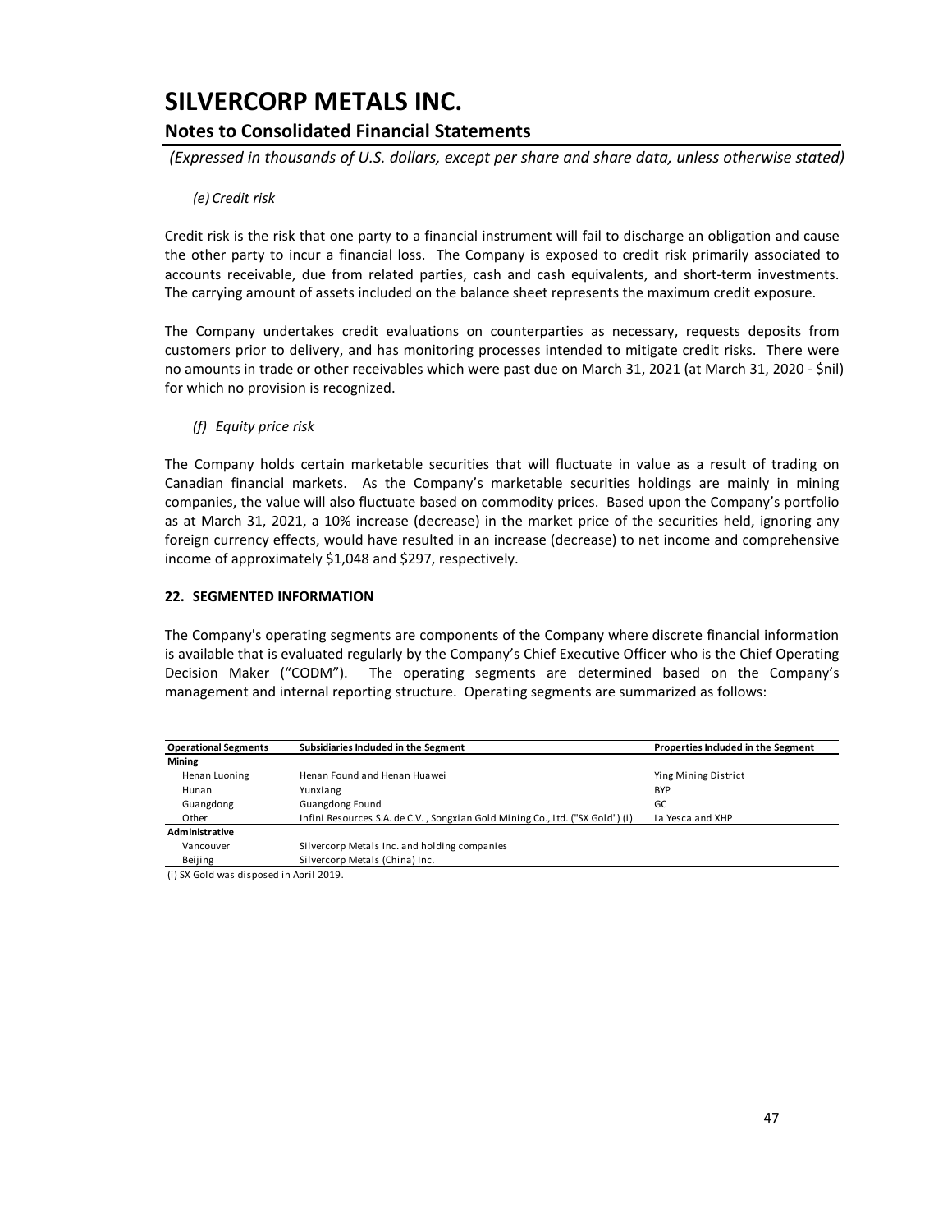*(e) Credit risk*

Credit risk is the risk that one party to a financial instrument will fail to discharge an obligation and cause the other party to incur a financial loss. The Company is exposed to credit risk primarily associated to accounts receivable, due from related parties, cash and cash equivalents, and short-term investments. The carrying amount of assets included on the balance sheet represents the maximum credit exposure.

The Company undertakes credit evaluations on counterparties as necessary, requests deposits from customers prior to delivery, and has monitoring processes intended to mitigate credit risks. There were no amounts in trade or other receivables which were past due on March 31, 2021 (at March 31, 2020 - $nil) for which no provision is recognized.

*(f) Equity price risk*

The Company holds certain marketable securities that will fluctuate in value as a result of trading on Canadian financial markets. As the Company's marketable securities holdings are mainly in mining companies, the value will also fluctuate based on commodity prices. Based upon the Company's portfolio as at March 31, 2021, a 10% increase (decrease) in the market price of the securities held, ignoring any foreign currency effects, would have resulted in an increase (decrease) to net income and comprehensive income of approximately $1,048 and $297, respectively.

### 22. SEGMENTED INFORMATION

The Company's operating segments are components of the Company where discrete financial information is available that is evaluated regularly by the Company's Chief Executive Officer who is the Chief Operating Decision Maker ("CODM"). The operating segments are determined based on the Company's management and internal reporting structure. Operating segments are summarized as follows:

| Operational Segments | Subsidiaries Included in the Segment | Properties Included in the Segment |
|---|---|---|
| **Mining** | | |
| Henan Luoning | Henan Found and Henan Huawei | Ying Mining District |
| Hunan | Yunxiang | BYP |
| Guangdong | Guangdong Found | GC |
| Other | Infini Resources S.A. de C.V. , Songxian Gold Mining Co., Ltd. ("SX Gold") (i) | La Yesca and XHP |
| **Administrative** | | |
| Vancouver | Silvercorp Metals Inc. and holding companies | |
| Beijing | Silvercorp Metals (China) Inc. | |

(i) SX Gold was disposed in April 2019.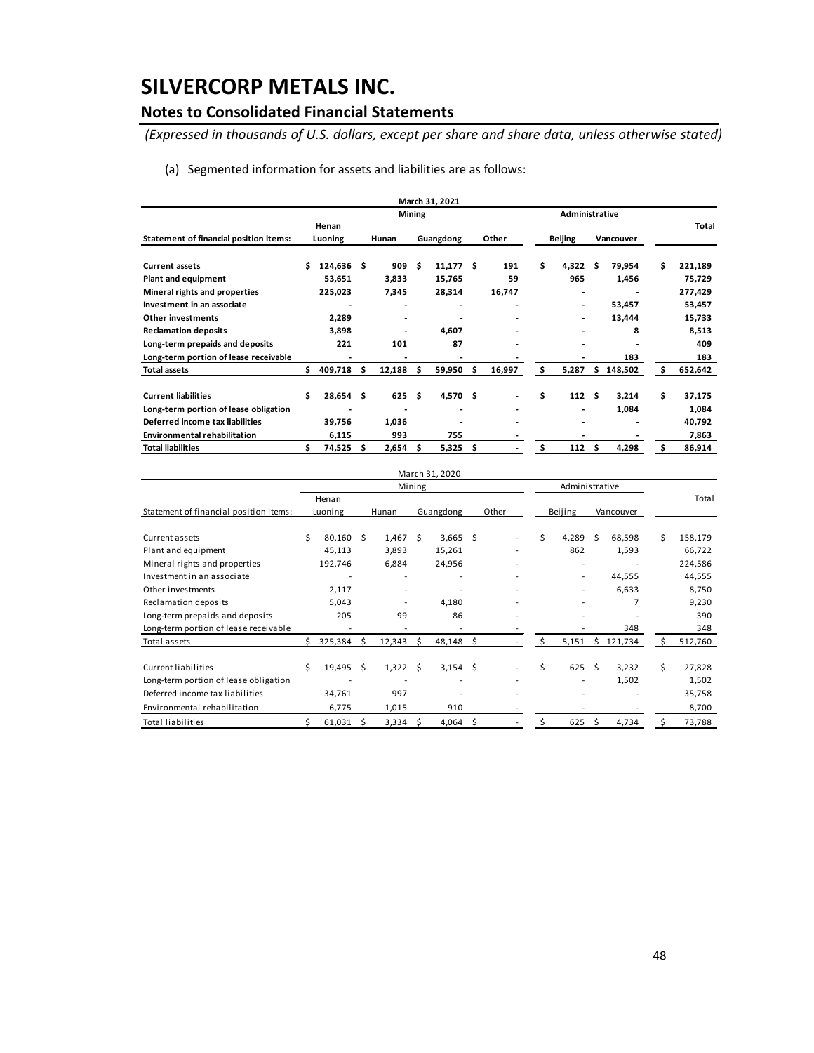# SILVERCORP METALS INC.

## Notes to Consolidated Financial Statements

*(Expressed in thousands of U.S. dollars, except per share and share data, unless otherwise stated)*

(a) Segmented information for assets and liabilities are as follows:

| | March 31, 2021 | | | | | | |
|---|---|---|---|---|---|---|---|
| | Mining | | | | Administrative | | |
| **Statement of financial position items:** | **Henan Luoning** | **Hunan** | **Guangdong** | **Other** | **Beijing** | **Vancouver** | **Total** |
| **Current assets** | $ 124,636 | $ 909 | $ 11,177 | $ 191 | $ 4,322 | $ 79,954 | $ 221,189 |
| **Plant and equipment** | 53,651 | 3,833 | 15,765 | 59 | 965 | 1,456 | 75,729 |
| **Mineral rights and properties** | 225,023 | 7,345 | 28,314 | 16,747 | - | - | 277,429 |
| **Investment in an associate** | - | - | - | - | - | 53,457 | 53,457 |
| **Other investments** | 2,289 | - | - | - | - | 13,444 | 15,733 |
| **Reclamation deposits** | 3,898 | - | 4,607 | - | - | 8 | 8,513 |
| **Long-term prepaids and deposits** | 221 | 101 | 87 | - | - | - | 409 |
| **Long-term portion of lease receivable** | - | - | - | - | - | 183 | 183 |
| **Total assets** | $ 409,718 | $ 12,188 | $ 59,950 | $ 16,997 | $ 5,287 | $ 148,502 | $ 652,642 |
| **Current liabilities** | $ 28,654 | $ 625 | $ 4,570 | $ - | $ 112 | $ 3,214 | $ 37,175 |
| **Long-term portion of lease obligation** | - | - | - | - | - | 1,084 | 1,084 |
| **Deferred income tax liabilities** | 39,756 | 1,036 | - | - | - | - | 40,792 |
| **Environmental rehabilitation** | 6,115 | 993 | 755 | - | - | - | 7,863 |
| **Total liabilities** | $ 74,525 | $ 2,654 | $ 5,325 | $ - | $ 112 | $ 4,298 | $ 86,914 |

| | March 31, 2020 | | | | | | |
|---|---|---|---|---|---|---|---|
| | Mining | | | | Administrative | | |
| Statement of financial position items: | Henan Luoning | Hunan | Guangdong | Other | Beijing | Vancouver | Total |
| Current assets | $ 80,160 | $ 1,467 | $ 3,665 | $ - | $ 4,289 | $ 68,598 | $ 158,179 |
| Plant and equipment | 45,113 | 3,893 | 15,261 | - | 862 | 1,593 | 66,722 |
| Mineral rights and properties | 192,746 | 6,884 | 24,956 | - | - | - | 224,586 |
| Investment in an associate | - | - | - | - | - | 44,555 | 44,555 |
| Other investments | 2,117 | - | - | - | - | 6,633 | 8,750 |
| Reclamation deposits | 5,043 | - | 4,180 | - | - | 7 | 9,230 |
| Long-term prepaids and deposits | 205 | 99 | 86 | - | - | - | 390 |
| Long-term portion of lease receivable | - | - | - | - | - | 348 | 348 |
| Total assets | $ 325,384 | $ 12,343 | $ 48,148 | $ - | $ 5,151 | $ 121,734 | $ 512,760 |
| Current liabilities | $ 19,495 | $ 1,322 | $ 3,154 | $ - | $ 625 | $ 3,232 | $ 27,828 |
| Long-term portion of lease obligation | - | - | - | - | - | 1,502 | 1,502 |
| Deferred income tax liabilities | 34,761 | 997 | - | - | - | - | 35,758 |
| Environmental rehabilitation | 6,775 | 1,015 | 910 | - | - | - | 8,700 |
| Total liabilities | $ 61,031 | $ 3,334 | $ 4,064 | $ - | $ 625 | $ 4,734 | $ 73,788 |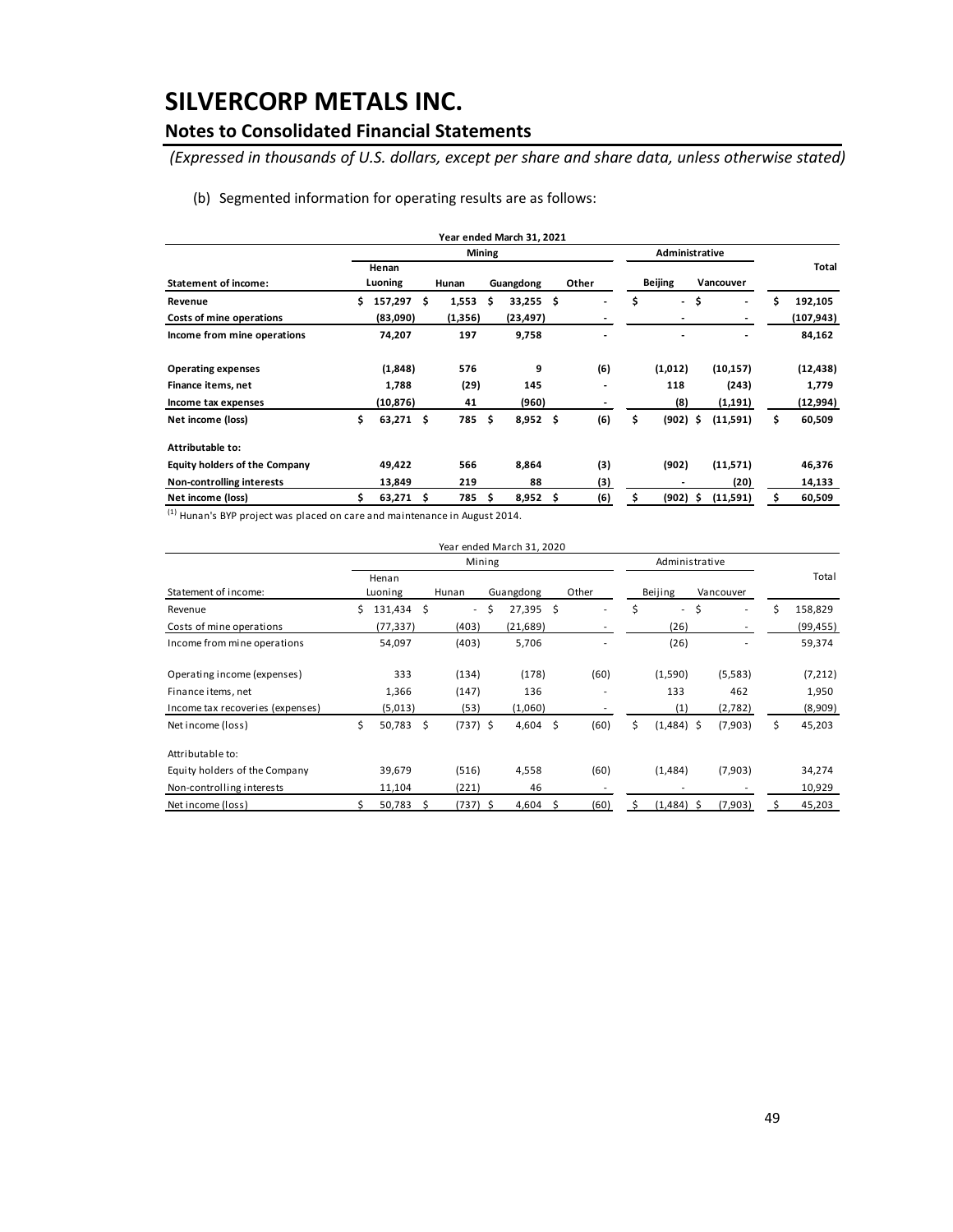# SILVERCORP METALS INC.

## Notes to Consolidated Financial Statements

*(Expressed in thousands of U.S. dollars, except per share and share data, unless otherwise stated)*

(b) Segmented information for operating results are as follows:

| Year ended March 31, 2021 | Mining | | | | Administrative | | Total |
|---|---|---|---|---|---|---|---|
| **Statement of income:** | **Henan Luoning** | **Hunan** | **Guangdong** | **Other** | **Beijing** | **Vancouver** | |
| **Revenue** | **$ 157,297** | **$ 1,553** | **$ 33,255** | **$ -** | **$ -** | **$ -** | **$ 192,105** |
| **Costs of mine operations** | **(83,090)** | **(1,356)** | **(23,497)** | **-** | **-** | **-** | **(107,943)** |
| **Income from mine operations** | **74,207** | **197** | **9,758** | **-** | **-** | **-** | **84,162** |
| **Operating expenses** | **(1,848)** | **576** | **9** | **(6)** | **(1,012)** | **(10,157)** | **(12,438)** |
| **Finance items, net** | **1,788** | **(29)** | **145** | **-** | **118** | **(243)** | **1,779** |
| **Income tax expenses** | **(10,876)** | **41** | **(960)** | **-** | **(8)** | **(1,191)** | **(12,994)** |
| **Net income (loss)** | **$ 63,271** | **$ 785** | **$ 8,952** | **$ (6)** | **$ (902)** | **$ (11,591)** | **$ 60,509** |
| **Attributable to:** | | | | | | | |
| **Equity holders of the Company** | **49,422** | **566** | **8,864** | **(3)** | **(902)** | **(11,571)** | **46,376** |
| **Non-controlling interests** | **13,849** | **219** | **88** | **(3)** | **-** | **(20)** | **14,133** |
| **Net income (loss)** | **$ 63,271** | **$ 785** | **$ 8,952** | **$ (6)** | **$ (902)** | **$ (11,591)** | **$ 60,509** |

[(1)] Hunan's BYP project was placed on care and maintenance in August 2014.

| Year ended March 31, 2020 | Mining | | | | Administrative | | Total |
|---|---|---|---|---|---|---|---|
| Statement of income: | Henan Luoning | Hunan | Guangdong | Other | Beijing | Vancouver | |
| Revenue | $ 131,434 | $ - | $ 27,395 | $ - | $ - | $ - | $ 158,829 |
| Costs of mine operations | (77,337) | (403) | (21,689) | - | (26) | - | (99,455) |
| Income from mine operations | 54,097 | (403) | 5,706 | - | (26) | - | 59,374 |
| Operating income (expenses) | 333 | (134) | (178) | (60) | (1,590) | (5,583) | (7,212) |
| Finance items, net | 1,366 | (147) | 136 | - | 133 | 462 | 1,950 |
| Income tax recoveries (expenses) | (5,013) | (53) | (1,060) | - | (1) | (2,782) | (8,909) |
| Net income (loss) | $ 50,783 | $ (737) | $ 4,604 | $ (60) | $ (1,484) | $ (7,903) | $ 45,203 |
| Attributable to: | | | | | | | |
| Equity holders of the Company | 39,679 | (516) | 4,558 | (60) | (1,484) | (7,903) | 34,274 |
| Non-controlling interests | 11,104 | (221) | 46 | - | - | - | 10,929 |
| Net income (loss) | $ 50,783 | $ (737) | $ 4,604 | $ (60) | $ (1,484) | $ (7,903) | $ 45,203 |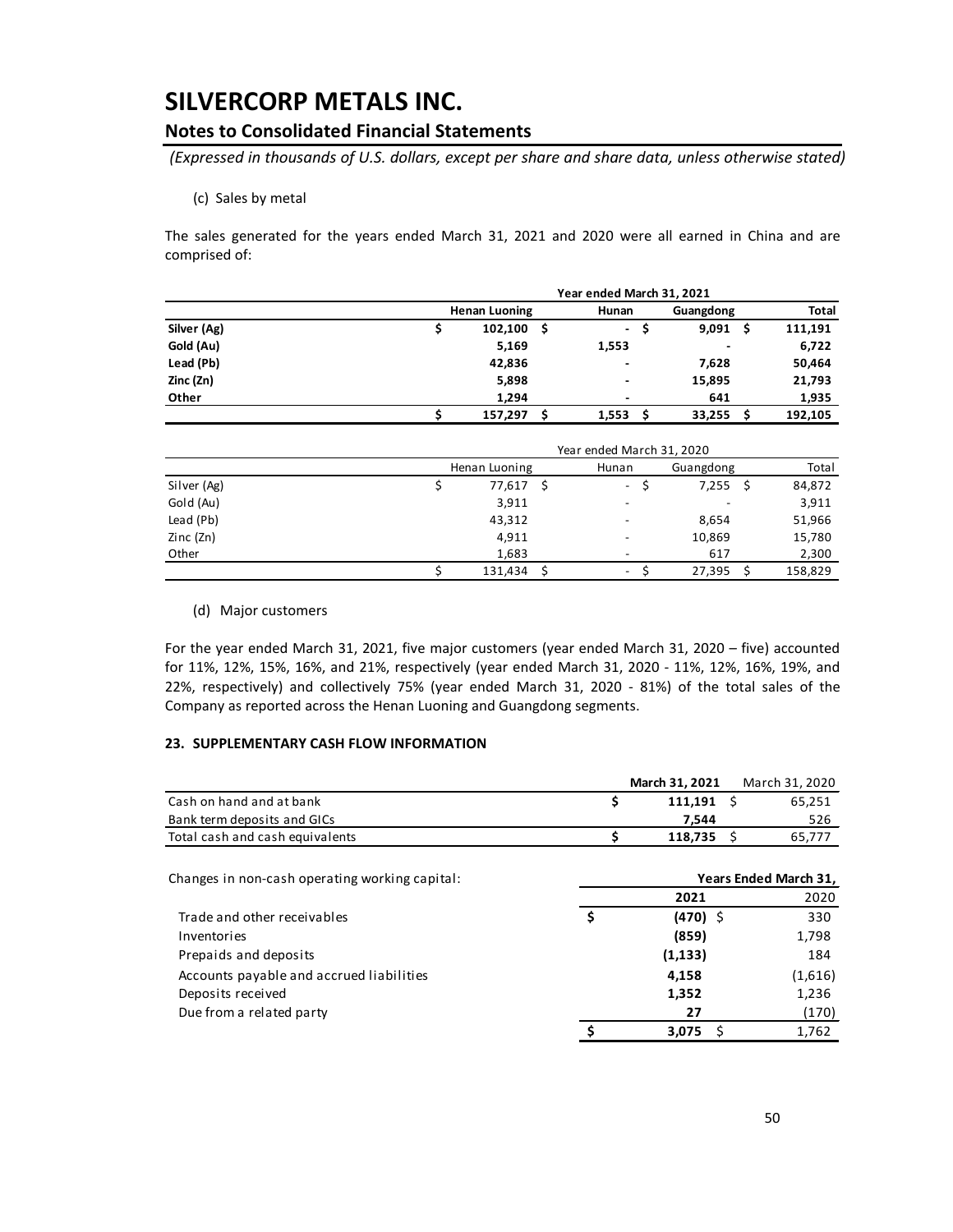# SILVERCORP METALS INC.

## Notes to Consolidated Financial Statements

*(Expressed in thousands of U.S. dollars, except per share and share data, unless otherwise stated)*

(c) Sales by metal

The sales generated for the years ended March 31, 2021 and 2020 were all earned in China and are comprised of:

| | Year ended March 31, 2021 | | | |
|---|---|---|---|---|
| | **Henan Luoning** | **Hunan** | **Guangdong** | **Total** |
| **Silver (Ag)** | **$ 102,100** | **$ -** | **$ 9,091** | **$ 111,191** |
| **Gold (Au)** | **5,169** | **1,553** | **-** | **6,722** |
| **Lead (Pb)** | **42,836** | **-** | **7,628** | **50,464** |
| **Zinc (Zn)** | **5,898** | **-** | **15,895** | **21,793** |
| **Other** | **1,294** | **-** | **641** | **1,935** |
| | **$ 157,297** | **$ 1,553** | **$ 33,255** | **$ 192,105** |

| | Year ended March 31, 2020 | | | |
|---|---|---|---|---|
| | Henan Luoning | Hunan | Guangdong | Total |
| Silver (Ag) | $ 77,617 | $ - | $ 7,255 | $ 84,872 |
| Gold (Au) | 3,911 | - | - | 3,911 |
| Lead (Pb) | 43,312 | - | 8,654 | 51,966 |
| Zinc (Zn) | 4,911 | - | 10,869 | 15,780 |
| Other | 1,683 | - | 617 | 2,300 |
| | $ 131,434 | $ - | $ 27,395 | $ 158,829 |

(d) Major customers

For the year ended March 31, 2021, five major customers (year ended March 31, 2020 – five) accounted for 11%, 12%, 15%, 16%, and 21%, respectively (year ended March 31, 2020 - 11%, 12%, 16%, 19%, and 22%, respectively) and collectively 75% (year ended March 31, 2020 - 81%) of the total sales of the Company as reported across the Henan Luoning and Guangdong segments.

### 23. SUPPLEMENTARY CASH FLOW INFORMATION

| | **March 31, 2021** | March 31, 2020 |
|---|---|---|
| Cash on hand and at bank | **$ 111,191** | $ 65,251 |
| Bank term deposits and GICs | **7,544** | 526 |
| Total cash and cash equivalents | **$ 118,735** | $ 65,777 |

| Changes in non-cash operating working capital: | **Years Ended March 31,** | |
|---|---|---|
| | **2021** | 2020 |
| Trade and other receivables | **$ (470)** | $ 330 |
| Inventories | **(859)** | 1,798 |
| Prepaids and deposits | **(1,133)** | 184 |
| Accounts payable and accrued liabilities | **4,158** | (1,616) |
| Deposits received | **1,352** | 1,236 |
| Due from a related party | **27** | (170) |
| | **$ 3,075** | $ 1,762 |